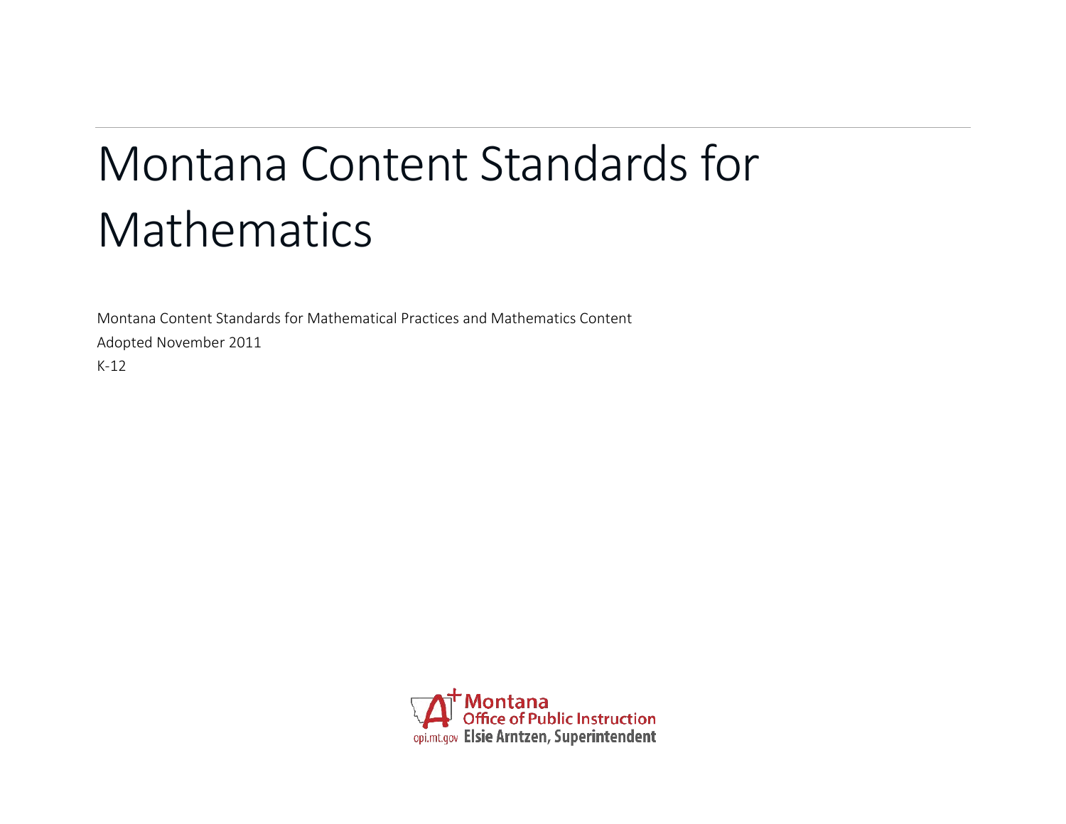# Montana Content Standards for Mathematics

Montana Content Standards for Mathematical Practices and Mathematics Content

Adopted November 2011

K-12

Montana Office of Public Instruction

opi.mt.gov Elsie Arntzen, Superintendent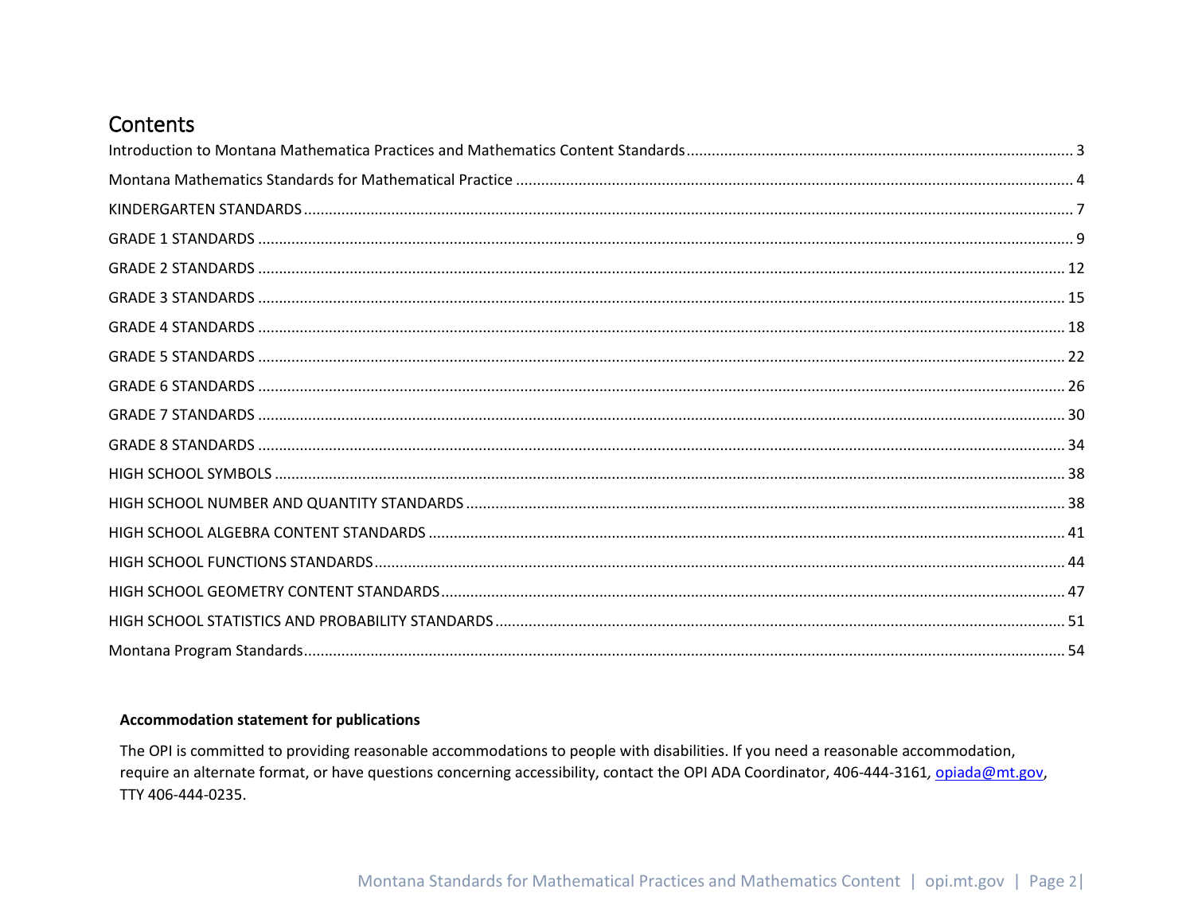# Contents

Introduction to Montana Mathematica Practices and Mathematics Content Standards ........ 3

Montana Mathematics Standards for Mathematical Practice ........ 4

KINDERGARTEN STANDARDS ........ 7

GRADE 1 STANDARDS ........ 9

GRADE 2 STANDARDS ........ 12

GRADE 3 STANDARDS ........ 15

GRADE 4 STANDARDS ........ 18

GRADE 5 STANDARDS ........ 22

GRADE 6 STANDARDS ........ 26

GRADE 7 STANDARDS ........ 30

GRADE 8 STANDARDS ........ 34

HIGH SCHOOL SYMBOLS ........ 38

HIGH SCHOOL NUMBER AND QUANTITY STANDARDS ........ 38

HIGH SCHOOL ALGEBRA CONTENT STANDARDS ........ 41

HIGH SCHOOL FUNCTIONS STANDARDS ........ 44

HIGH SCHOOL GEOMETRY CONTENT STANDARDS ........ 47

HIGH SCHOOL STATISTICS AND PROBABILITY STANDARDS ........ 51

Montana Program Standards ........ 54

**Accommodation statement for publications**

The OPI is committed to providing reasonable accommodations to people with disabilities. If you need a reasonable accommodation, require an alternate format, or have questions concerning accessibility, contact the OPI ADA Coordinator, 406-444-3161, opiada@mt.gov, TTY 406-444-0235.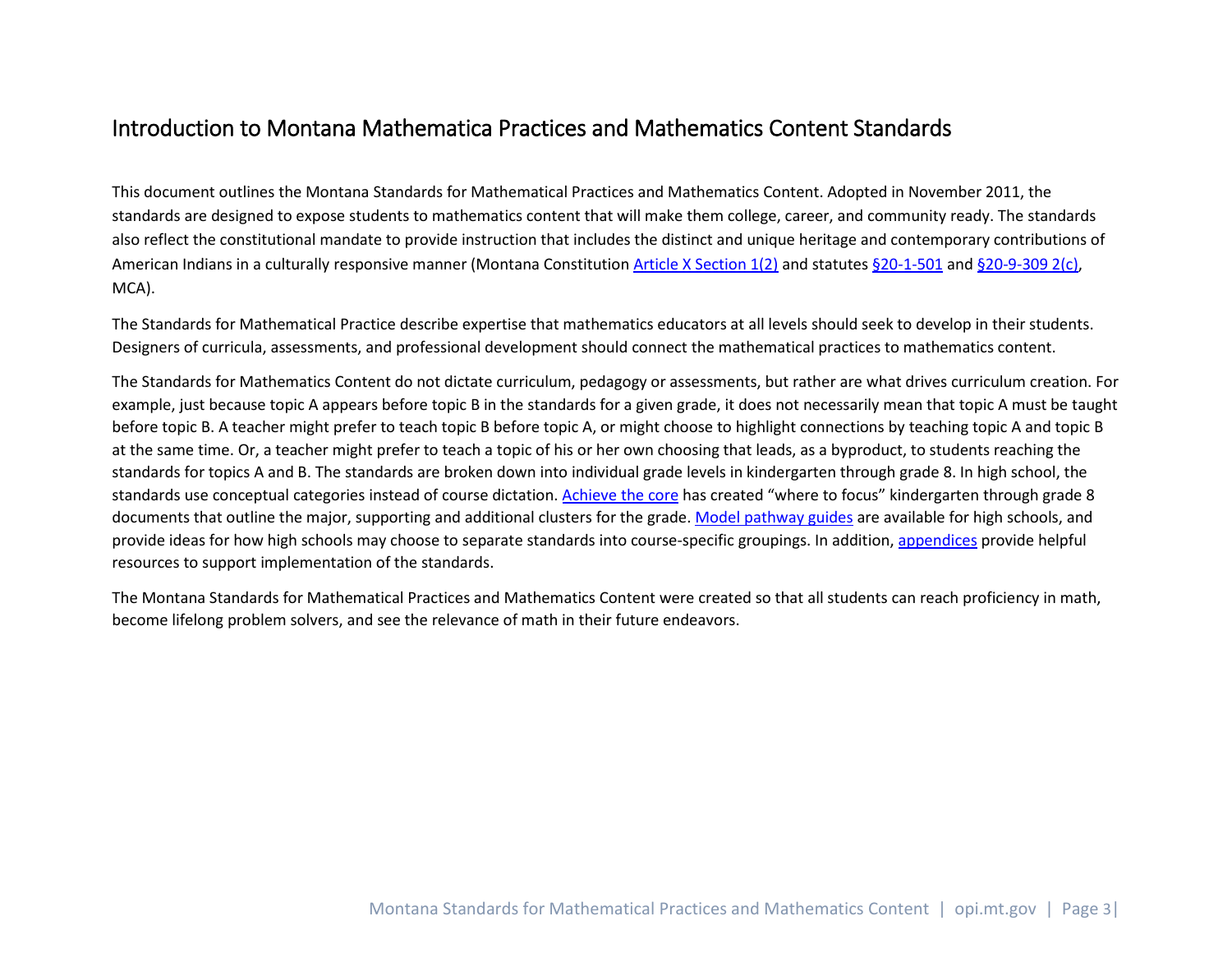# Introduction to Montana Mathematica Practices and Mathematics Content Standards

This document outlines the Montana Standards for Mathematical Practices and Mathematics Content. Adopted in November 2011, the standards are designed to expose students to mathematics content that will make them college, career, and community ready. The standards also reflect the constitutional mandate to provide instruction that includes the distinct and unique heritage and contemporary contributions of American Indians in a culturally responsive manner (Montana Constitution Article X Section 1(2) and statutes §20-1-501 and §20-9-309 2(c), MCA).

The Standards for Mathematical Practice describe expertise that mathematics educators at all levels should seek to develop in their students. Designers of curricula, assessments, and professional development should connect the mathematical practices to mathematics content.

The Standards for Mathematics Content do not dictate curriculum, pedagogy or assessments, but rather are what drives curriculum creation. For example, just because topic A appears before topic B in the standards for a given grade, it does not necessarily mean that topic A must be taught before topic B. A teacher might prefer to teach topic B before topic A, or might choose to highlight connections by teaching topic A and topic B at the same time. Or, a teacher might prefer to teach a topic of his or her own choosing that leads, as a byproduct, to students reaching the standards for topics A and B. The standards are broken down into individual grade levels in kindergarten through grade 8. In high school, the standards use conceptual categories instead of course dictation. Achieve the core has created "where to focus" kindergarten through grade 8 documents that outline the major, supporting and additional clusters for the grade. Model pathway guides are available for high schools, and provide ideas for how high schools may choose to separate standards into course-specific groupings. In addition, appendices provide helpful resources to support implementation of the standards.

The Montana Standards for Mathematical Practices and Mathematics Content were created so that all students can reach proficiency in math, become lifelong problem solvers, and see the relevance of math in their future endeavors.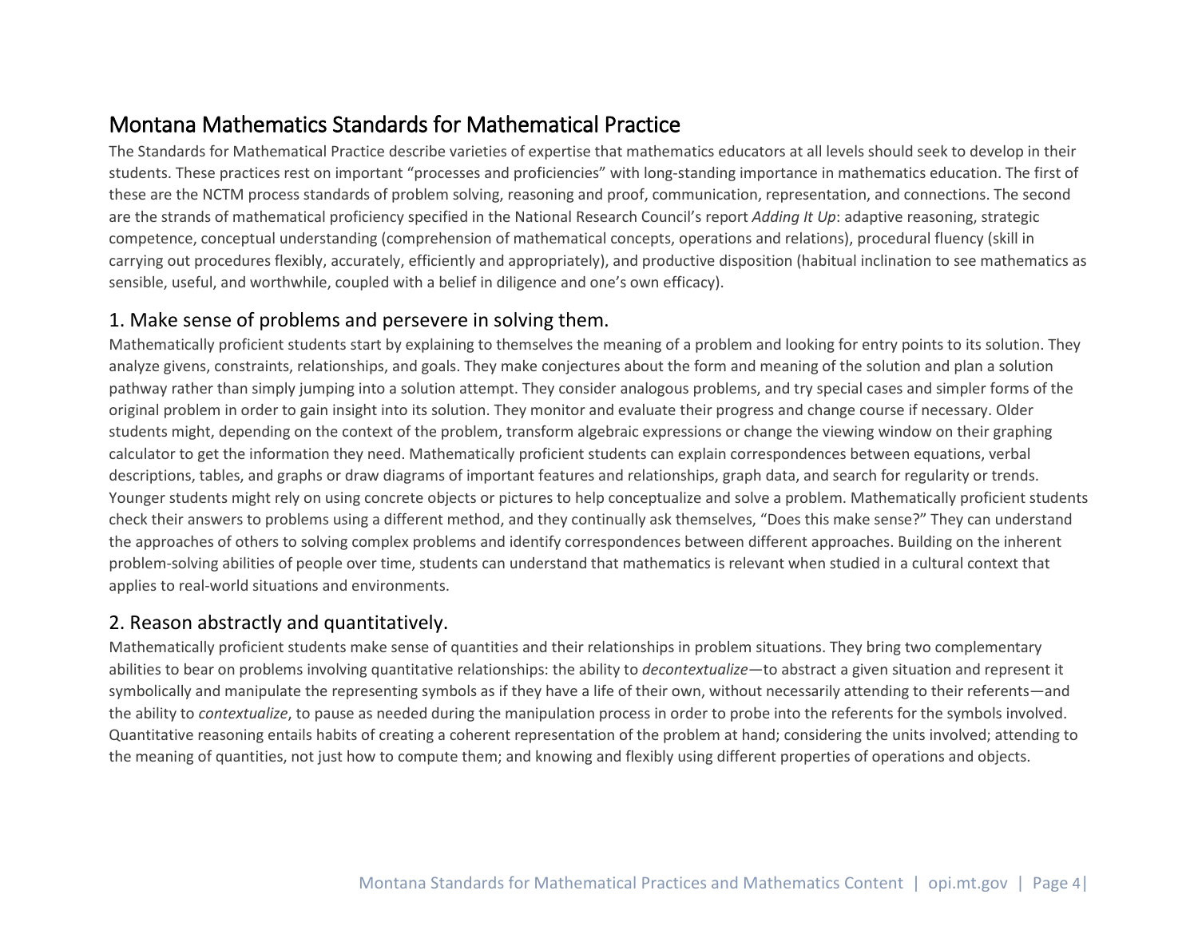## Montana Mathematics Standards for Mathematical Practice

The Standards for Mathematical Practice describe varieties of expertise that mathematics educators at all levels should seek to develop in their students. These practices rest on important "processes and proficiencies" with long-standing importance in mathematics education. The first of these are the NCTM process standards of problem solving, reasoning and proof, communication, representation, and connections. The second are the strands of mathematical proficiency specified in the National Research Council's report *Adding It Up*: adaptive reasoning, strategic competence, conceptual understanding (comprehension of mathematical concepts, operations and relations), procedural fluency (skill in carrying out procedures flexibly, accurately, efficiently and appropriately), and productive disposition (habitual inclination to see mathematics as sensible, useful, and worthwhile, coupled with a belief in diligence and one's own efficacy).

### 1. Make sense of problems and persevere in solving them.

Mathematically proficient students start by explaining to themselves the meaning of a problem and looking for entry points to its solution. They analyze givens, constraints, relationships, and goals. They make conjectures about the form and meaning of the solution and plan a solution pathway rather than simply jumping into a solution attempt. They consider analogous problems, and try special cases and simpler forms of the original problem in order to gain insight into its solution. They monitor and evaluate their progress and change course if necessary. Older students might, depending on the context of the problem, transform algebraic expressions or change the viewing window on their graphing calculator to get the information they need. Mathematically proficient students can explain correspondences between equations, verbal descriptions, tables, and graphs or draw diagrams of important features and relationships, graph data, and search for regularity or trends. Younger students might rely on using concrete objects or pictures to help conceptualize and solve a problem. Mathematically proficient students check their answers to problems using a different method, and they continually ask themselves, "Does this make sense?" They can understand the approaches of others to solving complex problems and identify correspondences between different approaches. Building on the inherent problem-solving abilities of people over time, students can understand that mathematics is relevant when studied in a cultural context that applies to real-world situations and environments.

### 2. Reason abstractly and quantitatively.

Mathematically proficient students make sense of quantities and their relationships in problem situations. They bring two complementary abilities to bear on problems involving quantitative relationships: the ability to *decontextualize*—to abstract a given situation and represent it symbolically and manipulate the representing symbols as if they have a life of their own, without necessarily attending to their referents—and the ability to *contextualize*, to pause as needed during the manipulation process in order to probe into the referents for the symbols involved. Quantitative reasoning entails habits of creating a coherent representation of the problem at hand; considering the units involved; attending to the meaning of quantities, not just how to compute them; and knowing and flexibly using different properties of operations and objects.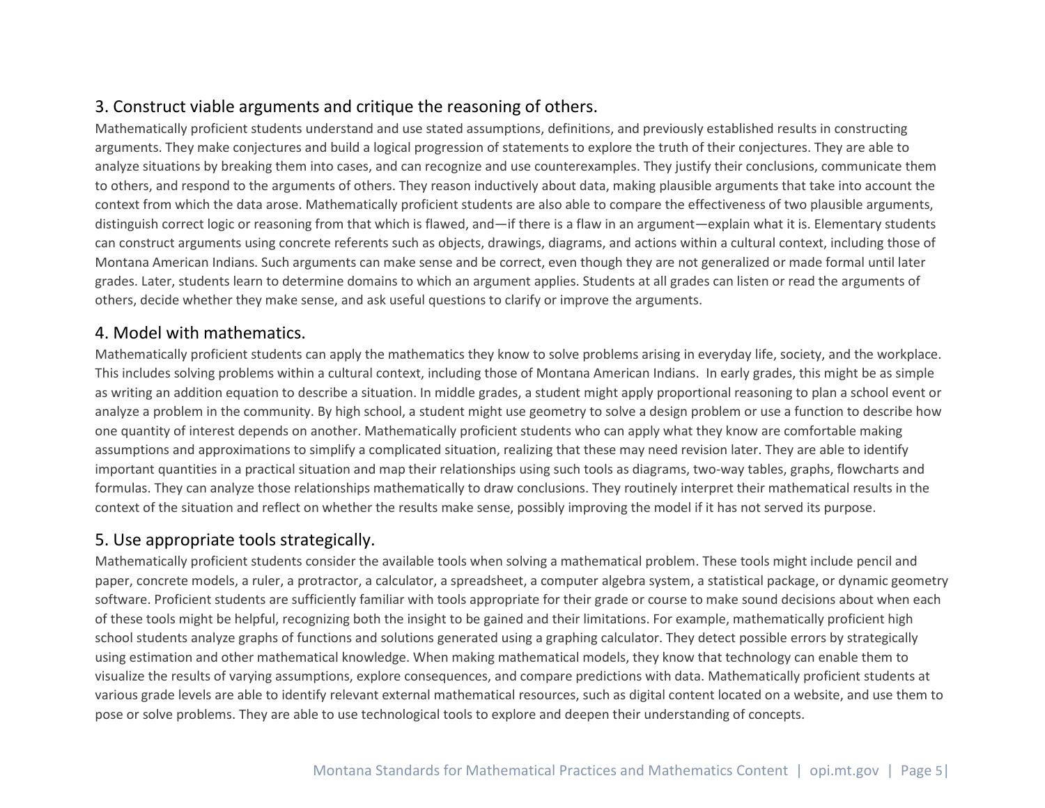## 3. Construct viable arguments and critique the reasoning of others.

Mathematically proficient students understand and use stated assumptions, definitions, and previously established results in constructing arguments. They make conjectures and build a logical progression of statements to explore the truth of their conjectures. They are able to analyze situations by breaking them into cases, and can recognize and use counterexamples. They justify their conclusions, communicate them to others, and respond to the arguments of others. They reason inductively about data, making plausible arguments that take into account the context from which the data arose. Mathematically proficient students are also able to compare the effectiveness of two plausible arguments, distinguish correct logic or reasoning from that which is flawed, and—if there is a flaw in an argument—explain what it is. Elementary students can construct arguments using concrete referents such as objects, drawings, diagrams, and actions within a cultural context, including those of Montana American Indians. Such arguments can make sense and be correct, even though they are not generalized or made formal until later grades. Later, students learn to determine domains to which an argument applies. Students at all grades can listen or read the arguments of others, decide whether they make sense, and ask useful questions to clarify or improve the arguments.

## 4. Model with mathematics.

Mathematically proficient students can apply the mathematics they know to solve problems arising in everyday life, society, and the workplace. This includes solving problems within a cultural context, including those of Montana American Indians. In early grades, this might be as simple as writing an addition equation to describe a situation. In middle grades, a student might apply proportional reasoning to plan a school event or analyze a problem in the community. By high school, a student might use geometry to solve a design problem or use a function to describe how one quantity of interest depends on another. Mathematically proficient students who can apply what they know are comfortable making assumptions and approximations to simplify a complicated situation, realizing that these may need revision later. They are able to identify important quantities in a practical situation and map their relationships using such tools as diagrams, two-way tables, graphs, flowcharts and formulas. They can analyze those relationships mathematically to draw conclusions. They routinely interpret their mathematical results in the context of the situation and reflect on whether the results make sense, possibly improving the model if it has not served its purpose.

## 5. Use appropriate tools strategically.

Mathematically proficient students consider the available tools when solving a mathematical problem. These tools might include pencil and paper, concrete models, a ruler, a protractor, a calculator, a spreadsheet, a computer algebra system, a statistical package, or dynamic geometry software. Proficient students are sufficiently familiar with tools appropriate for their grade or course to make sound decisions about when each of these tools might be helpful, recognizing both the insight to be gained and their limitations. For example, mathematically proficient high school students analyze graphs of functions and solutions generated using a graphing calculator. They detect possible errors by strategically using estimation and other mathematical knowledge. When making mathematical models, they know that technology can enable them to visualize the results of varying assumptions, explore consequences, and compare predictions with data. Mathematically proficient students at various grade levels are able to identify relevant external mathematical resources, such as digital content located on a website, and use them to pose or solve problems. They are able to use technological tools to explore and deepen their understanding of concepts.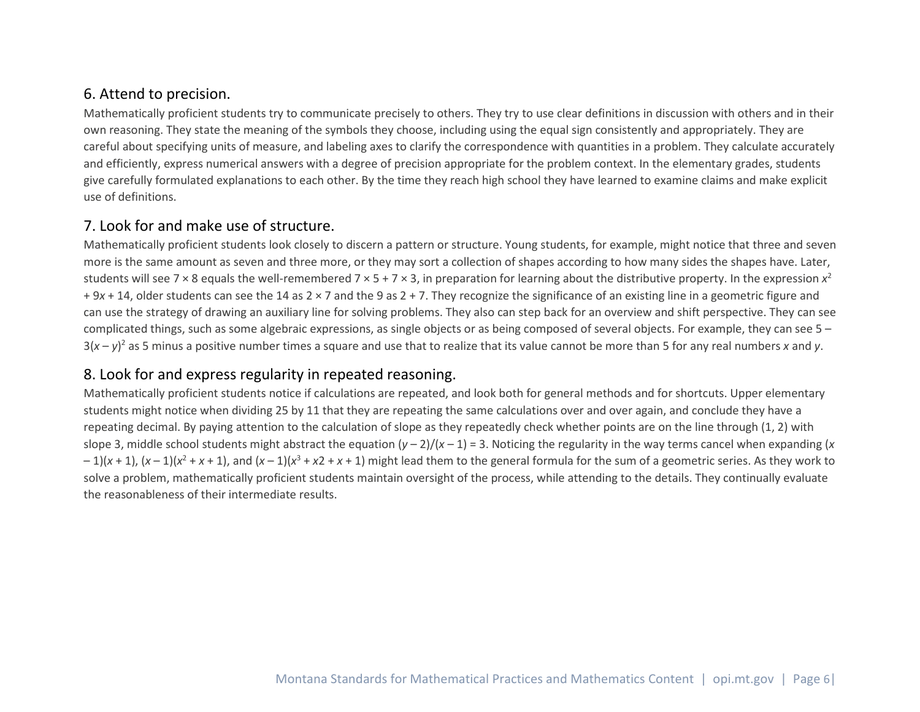## 6. Attend to precision.

Mathematically proficient students try to communicate precisely to others. They try to use clear definitions in discussion with others and in their own reasoning. They state the meaning of the symbols they choose, including using the equal sign consistently and appropriately. They are careful about specifying units of measure, and labeling axes to clarify the correspondence with quantities in a problem. They calculate accurately and efficiently, express numerical answers with a degree of precision appropriate for the problem context. In the elementary grades, students give carefully formulated explanations to each other. By the time they reach high school they have learned to examine claims and make explicit use of definitions.

## 7. Look for and make use of structure.

Mathematically proficient students look closely to discern a pattern or structure. Young students, for example, might notice that three and seven more is the same amount as seven and three more, or they may sort a collection of shapes according to how many sides the shapes have. Later, students will see $7 \times 8$ equals the well-remembered $7 \times 5 + 7 \times 3$, in preparation for learning about the distributive property. In the expression $x^2 + 9x + 14$, older students can see the 14 as $2 \times 7$ and the 9 as $2 + 7$. They recognize the significance of an existing line in a geometric figure and can use the strategy of drawing an auxiliary line for solving problems. They also can step back for an overview and shift perspective. They can see complicated things, such as some algebraic expressions, as single objects or as being composed of several objects. For example, they can see $5 - 3(x - y)^2$ as 5 minus a positive number times a square and use that to realize that its value cannot be more than 5 for any real numbers $x$ and $y$.

## 8. Look for and express regularity in repeated reasoning.

Mathematically proficient students notice if calculations are repeated, and look both for general methods and for shortcuts. Upper elementary students might notice when dividing 25 by 11 that they are repeating the same calculations over and over again, and conclude they have a repeating decimal. By paying attention to the calculation of slope as they repeatedly check whether points are on the line through (1, 2) with slope 3, middle school students might abstract the equation $(y - 2)/(x - 1) = 3$. Noticing the regularity in the way terms cancel when expanding $(x - 1)(x + 1)$, $(x - 1)(x^2 + x + 1)$, and $(x - 1)(x^3 + x2 + x + 1)$ might lead them to the general formula for the sum of a geometric series. As they work to solve a problem, mathematically proficient students maintain oversight of the process, while attending to the details. They continually evaluate the reasonableness of their intermediate results.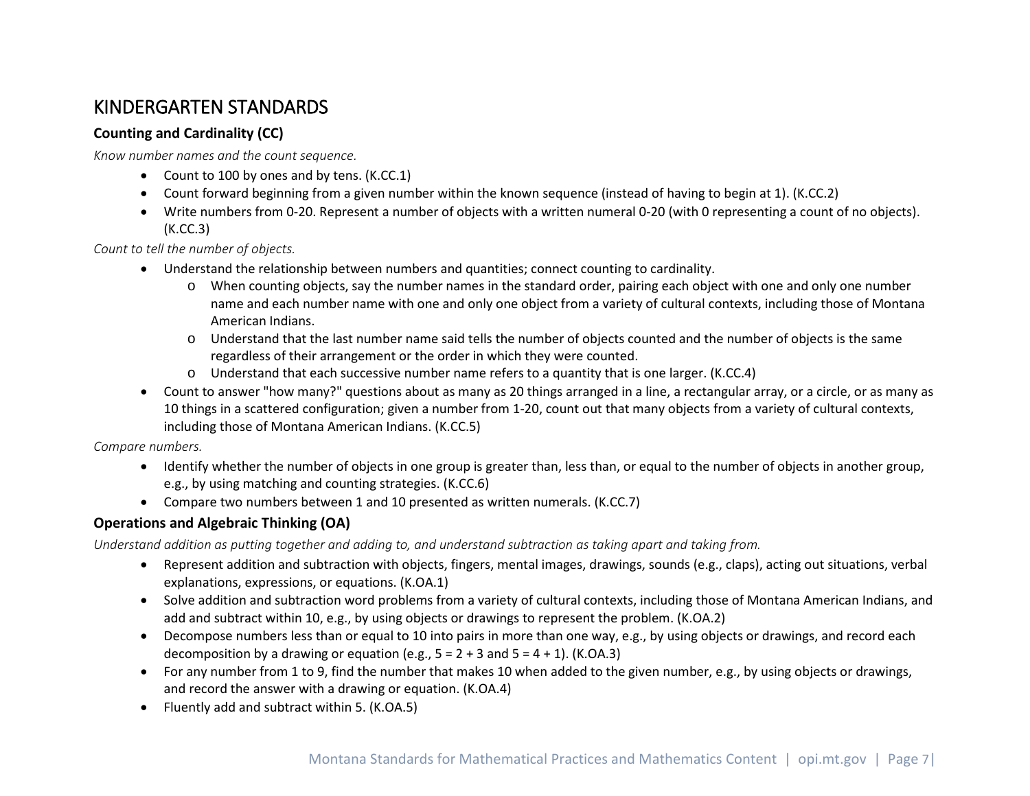# KINDERGARTEN STANDARDS

### Counting and Cardinality (CC)

*Know number names and the count sequence.*

- Count to 100 by ones and by tens. (K.CC.1)
- Count forward beginning from a given number within the known sequence (instead of having to begin at 1). (K.CC.2)
- Write numbers from 0-20. Represent a number of objects with a written numeral 0-20 (with 0 representing a count of no objects). (K.CC.3)

*Count to tell the number of objects.*

- Understand the relationship between numbers and quantities; connect counting to cardinality.
  - When counting objects, say the number names in the standard order, pairing each object with one and only one number name and each number name with one and only one object from a variety of cultural contexts, including those of Montana American Indians.
  - Understand that the last number name said tells the number of objects counted and the number of objects is the same regardless of their arrangement or the order in which they were counted.
  - Understand that each successive number name refers to a quantity that is one larger. (K.CC.4)
- Count to answer "how many?" questions about as many as 20 things arranged in a line, a rectangular array, or a circle, or as many as 10 things in a scattered configuration; given a number from 1-20, count out that many objects from a variety of cultural contexts, including those of Montana American Indians. (K.CC.5)

*Compare numbers.*

- Identify whether the number of objects in one group is greater than, less than, or equal to the number of objects in another group, e.g., by using matching and counting strategies. (K.CC.6)
- Compare two numbers between 1 and 10 presented as written numerals. (K.CC.7)

### Operations and Algebraic Thinking (OA)

*Understand addition as putting together and adding to, and understand subtraction as taking apart and taking from.*

- Represent addition and subtraction with objects, fingers, mental images, drawings, sounds (e.g., claps), acting out situations, verbal explanations, expressions, or equations. (K.OA.1)
- Solve addition and subtraction word problems from a variety of cultural contexts, including those of Montana American Indians, and add and subtract within 10, e.g., by using objects or drawings to represent the problem. (K.OA.2)
- Decompose numbers less than or equal to 10 into pairs in more than one way, e.g., by using objects or drawings, and record each decomposition by a drawing or equation (e.g., $5 = 2 + 3$ and $5 = 4 + 1$). (K.OA.3)
- For any number from 1 to 9, find the number that makes 10 when added to the given number, e.g., by using objects or drawings, and record the answer with a drawing or equation. (K.OA.4)
- Fluently add and subtract within 5. (K.OA.5)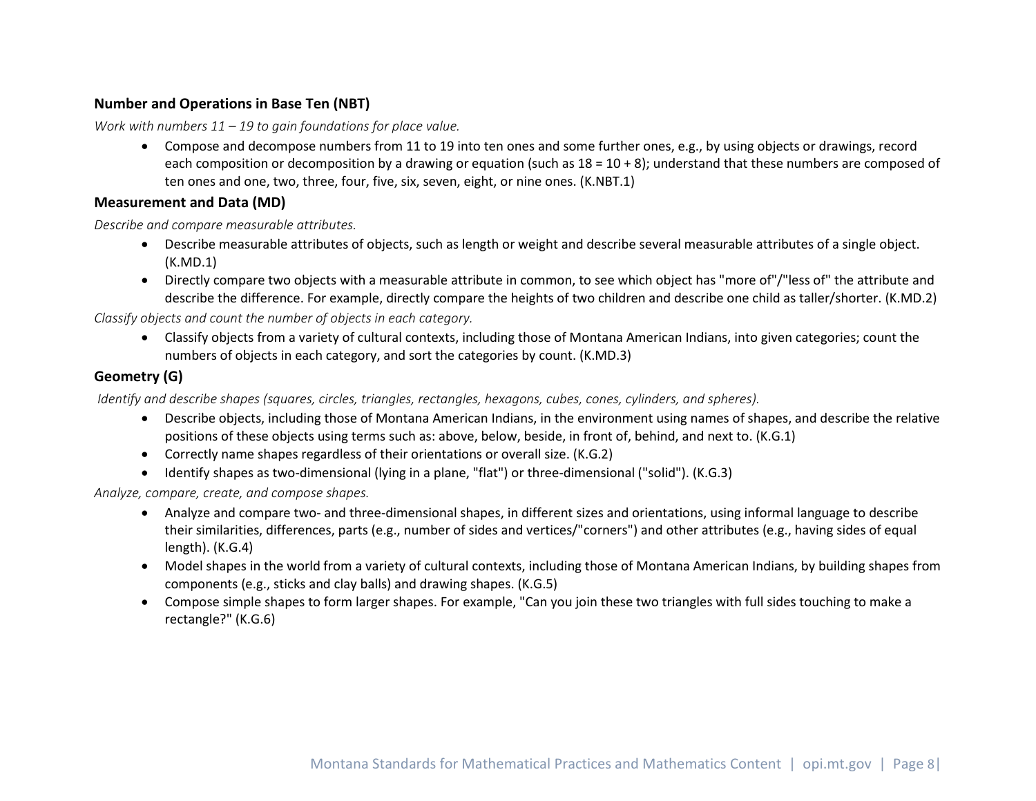### Number and Operations in Base Ten (NBT)

*Work with numbers 11 – 19 to gain foundations for place value.*

- Compose and decompose numbers from 11 to 19 into ten ones and some further ones, e.g., by using objects or drawings, record each composition or decomposition by a drawing or equation (such as 18 = 10 + 8); understand that these numbers are composed of ten ones and one, two, three, four, five, six, seven, eight, or nine ones. (K.NBT.1)

### Measurement and Data (MD)

*Describe and compare measurable attributes.*

- Describe measurable attributes of objects, such as length or weight and describe several measurable attributes of a single object. (K.MD.1)
- Directly compare two objects with a measurable attribute in common, to see which object has "more of"/"less of" the attribute and describe the difference. For example, directly compare the heights of two children and describe one child as taller/shorter. (K.MD.2)

*Classify objects and count the number of objects in each category.*

- Classify objects from a variety of cultural contexts, including those of Montana American Indians, into given categories; count the numbers of objects in each category, and sort the categories by count. (K.MD.3)

### Geometry (G)

*Identify and describe shapes (squares, circles, triangles, rectangles, hexagons, cubes, cones, cylinders, and spheres).*

- Describe objects, including those of Montana American Indians, in the environment using names of shapes, and describe the relative positions of these objects using terms such as: above, below, beside, in front of, behind, and next to. (K.G.1)
- Correctly name shapes regardless of their orientations or overall size. (K.G.2)
- Identify shapes as two-dimensional (lying in a plane, "flat") or three-dimensional ("solid"). (K.G.3)

*Analyze, compare, create, and compose shapes.*

- Analyze and compare two- and three-dimensional shapes, in different sizes and orientations, using informal language to describe their similarities, differences, parts (e.g., number of sides and vertices/"corners") and other attributes (e.g., having sides of equal length). (K.G.4)
- Model shapes in the world from a variety of cultural contexts, including those of Montana American Indians, by building shapes from components (e.g., sticks and clay balls) and drawing shapes. (K.G.5)
- Compose simple shapes to form larger shapes. For example, "Can you join these two triangles with full sides touching to make a rectangle?" (K.G.6)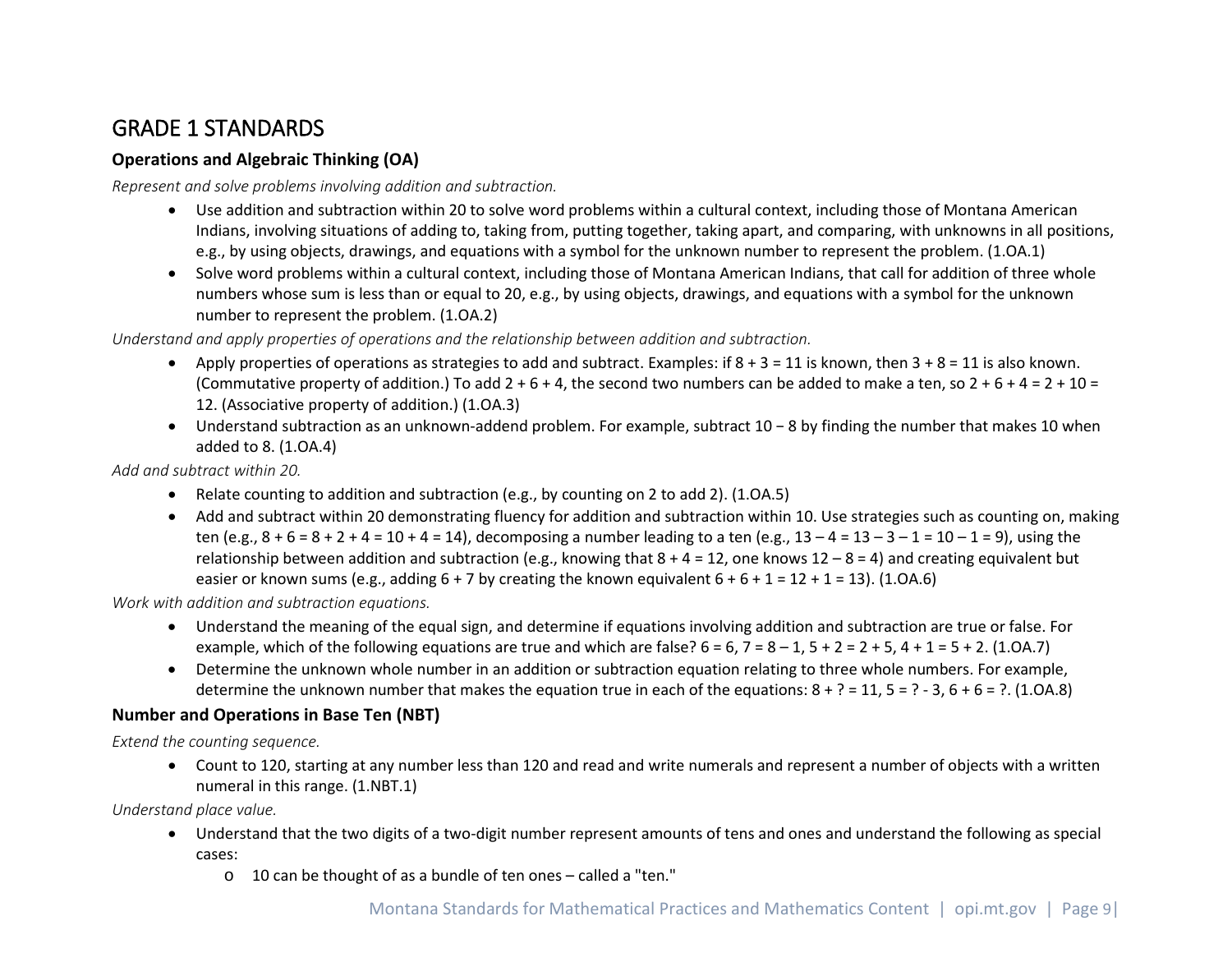# GRADE 1 STANDARDS

## Operations and Algebraic Thinking (OA)

*Represent and solve problems involving addition and subtraction.*

- Use addition and subtraction within 20 to solve word problems within a cultural context, including those of Montana American Indians, involving situations of adding to, taking from, putting together, taking apart, and comparing, with unknowns in all positions, e.g., by using objects, drawings, and equations with a symbol for the unknown number to represent the problem. (1.OA.1)
- Solve word problems within a cultural context, including those of Montana American Indians, that call for addition of three whole numbers whose sum is less than or equal to 20, e.g., by using objects, drawings, and equations with a symbol for the unknown number to represent the problem. (1.OA.2)

*Understand and apply properties of operations and the relationship between addition and subtraction.*

- Apply properties of operations as strategies to add and subtract. Examples: if $8 + 3 = 11$ is known, then $3 + 8 = 11$ is also known. (Commutative property of addition.) To add $2 + 6 + 4$, the second two numbers can be added to make a ten, so $2 + 6 + 4 = 2 + 10 = 12$. (Associative property of addition.) (1.OA.3)
- Understand subtraction as an unknown-addend problem. For example, subtract $10 - 8$ by finding the number that makes 10 when added to 8. (1.OA.4)

*Add and subtract within 20.*

- Relate counting to addition and subtraction (e.g., by counting on 2 to add 2). (1.OA.5)
- Add and subtract within 20 demonstrating fluency for addition and subtraction within 10. Use strategies such as counting on, making ten (e.g., $8 + 6 = 8 + 2 + 4 = 10 + 4 = 14$), decomposing a number leading to a ten (e.g., $13 - 4 = 13 - 3 - 1 = 10 - 1 = 9$), using the relationship between addition and subtraction (e.g., knowing that $8 + 4 = 12$, one knows $12 - 8 = 4$) and creating equivalent but easier or known sums (e.g., adding $6 + 7$ by creating the known equivalent $6 + 6 + 1 = 12 + 1 = 13$). (1.OA.6)

*Work with addition and subtraction equations.*

- Understand the meaning of the equal sign, and determine if equations involving addition and subtraction are true or false. For example, which of the following equations are true and which are false? $6 = 6$, $7 = 8 - 1$, $5 + 2 = 2 + 5$, $4 + 1 = 5 + 2$. (1.OA.7)
- Determine the unknown whole number in an addition or subtraction equation relating to three whole numbers. For example, determine the unknown number that makes the equation true in each of the equations: $8 + ? = 11$, $5 = ? - 3$, $6 + 6 = ?$. (1.OA.8)

## Number and Operations in Base Ten (NBT)

*Extend the counting sequence.*

- Count to 120, starting at any number less than 120 and read and write numerals and represent a number of objects with a written numeral in this range. (1.NBT.1)

*Understand place value.*

- Understand that the two digits of a two-digit number represent amounts of tens and ones and understand the following as special cases:
  - 10 can be thought of as a bundle of ten ones – called a "ten."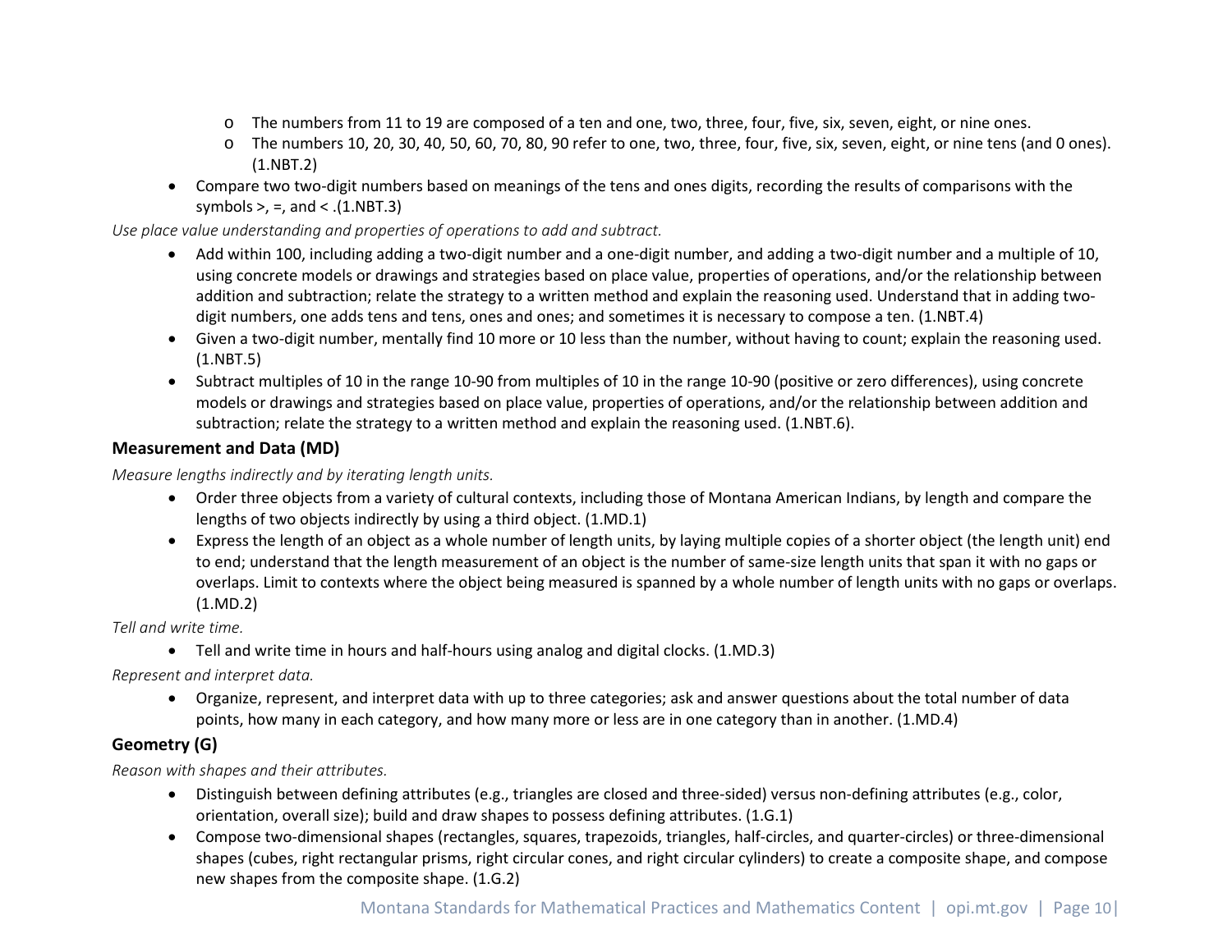- The numbers from 11 to 19 are composed of a ten and one, two, three, four, five, six, seven, eight, or nine ones.
    - The numbers 10, 20, 30, 40, 50, 60, 70, 80, 90 refer to one, two, three, four, five, six, seven, eight, or nine tens (and 0 ones). (1.NBT.2)
- Compare two two-digit numbers based on meanings of the tens and ones digits, recording the results of comparisons with the symbols >, =, and < .(1.NBT.3)

*Use place value understanding and properties of operations to add and subtract.*

- Add within 100, including adding a two-digit number and a one-digit number, and adding a two-digit number and a multiple of 10, using concrete models or drawings and strategies based on place value, properties of operations, and/or the relationship between addition and subtraction; relate the strategy to a written method and explain the reasoning used. Understand that in adding two-digit numbers, one adds tens and tens, ones and ones; and sometimes it is necessary to compose a ten. (1.NBT.4)
- Given a two-digit number, mentally find 10 more or 10 less than the number, without having to count; explain the reasoning used. (1.NBT.5)
- Subtract multiples of 10 in the range 10-90 from multiples of 10 in the range 10-90 (positive or zero differences), using concrete models or drawings and strategies based on place value, properties of operations, and/or the relationship between addition and subtraction; relate the strategy to a written method and explain the reasoning used. (1.NBT.6).

### Measurement and Data (MD)

*Measure lengths indirectly and by iterating length units.*

- Order three objects from a variety of cultural contexts, including those of Montana American Indians, by length and compare the lengths of two objects indirectly by using a third object. (1.MD.1)
- Express the length of an object as a whole number of length units, by laying multiple copies of a shorter object (the length unit) end to end; understand that the length measurement of an object is the number of same-size length units that span it with no gaps or overlaps. Limit to contexts where the object being measured is spanned by a whole number of length units with no gaps or overlaps. (1.MD.2)

*Tell and write time.*

- Tell and write time in hours and half-hours using analog and digital clocks. (1.MD.3)

*Represent and interpret data.*

- Organize, represent, and interpret data with up to three categories; ask and answer questions about the total number of data points, how many in each category, and how many more or less are in one category than in another. (1.MD.4)

### Geometry (G)

*Reason with shapes and their attributes.*

- Distinguish between defining attributes (e.g., triangles are closed and three-sided) versus non-defining attributes (e.g., color, orientation, overall size); build and draw shapes to possess defining attributes. (1.G.1)
- Compose two-dimensional shapes (rectangles, squares, trapezoids, triangles, half-circles, and quarter-circles) or three-dimensional shapes (cubes, right rectangular prisms, right circular cones, and right circular cylinders) to create a composite shape, and compose new shapes from the composite shape. (1.G.2)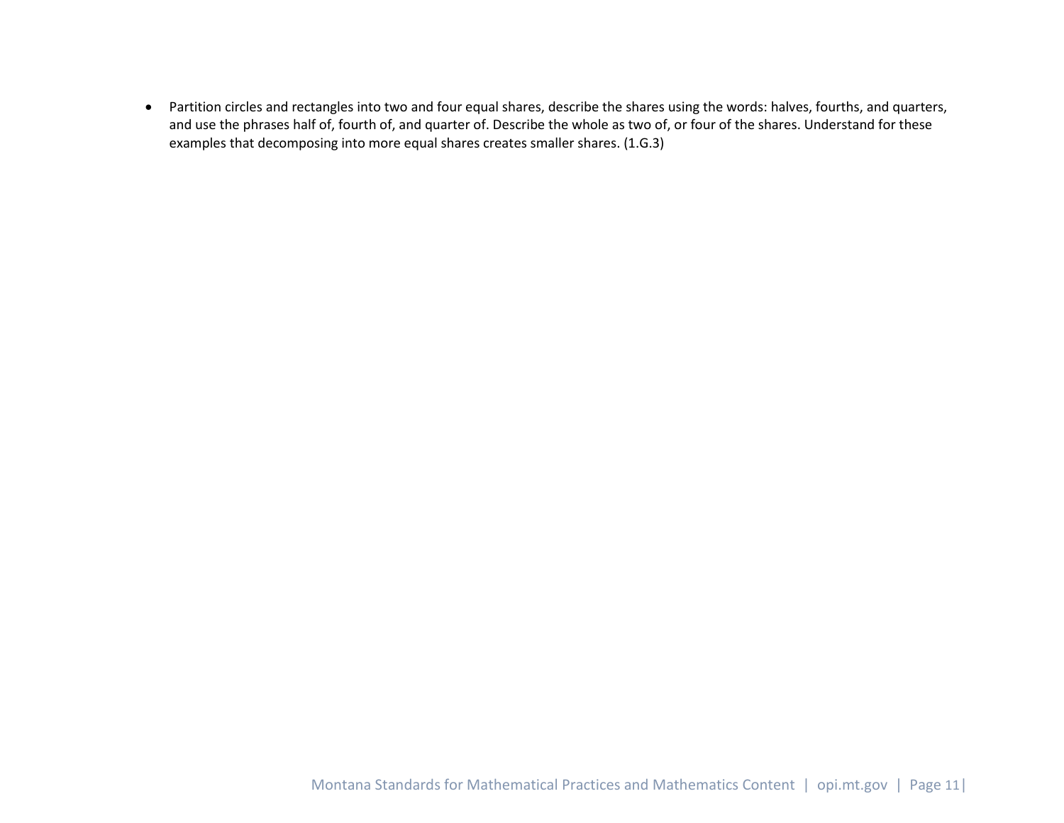- Partition circles and rectangles into two and four equal shares, describe the shares using the words: halves, fourths, and quarters, and use the phrases half of, fourth of, and quarter of. Describe the whole as two of, or four of the shares. Understand for these examples that decomposing into more equal shares creates smaller shares. (1.G.3)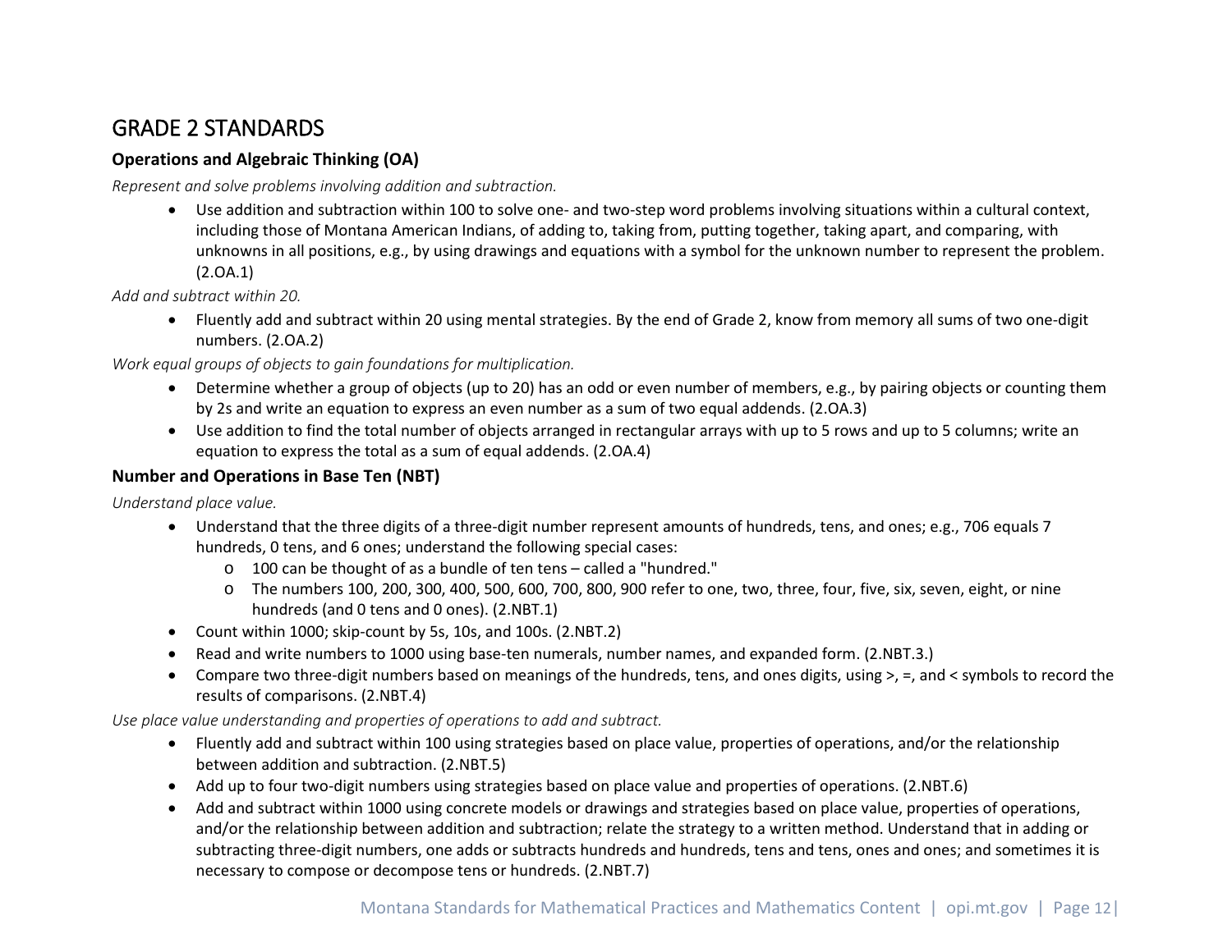# GRADE 2 STANDARDS

### Operations and Algebraic Thinking (OA)

*Represent and solve problems involving addition and subtraction.*

- Use addition and subtraction within 100 to solve one- and two-step word problems involving situations within a cultural context, including those of Montana American Indians, of adding to, taking from, putting together, taking apart, and comparing, with unknowns in all positions, e.g., by using drawings and equations with a symbol for the unknown number to represent the problem. (2.OA.1)

*Add and subtract within 20.*

- Fluently add and subtract within 20 using mental strategies. By the end of Grade 2, know from memory all sums of two one-digit numbers. (2.OA.2)

*Work equal groups of objects to gain foundations for multiplication.*

- Determine whether a group of objects (up to 20) has an odd or even number of members, e.g., by pairing objects or counting them by 2s and write an equation to express an even number as a sum of two equal addends. (2.OA.3)
- Use addition to find the total number of objects arranged in rectangular arrays with up to 5 rows and up to 5 columns; write an equation to express the total as a sum of equal addends. (2.OA.4)

### Number and Operations in Base Ten (NBT)

*Understand place value.*

- Understand that the three digits of a three-digit number represent amounts of hundreds, tens, and ones; e.g., 706 equals 7 hundreds, 0 tens, and 6 ones; understand the following special cases:
  - 100 can be thought of as a bundle of ten tens – called a "hundred."
  - The numbers 100, 200, 300, 400, 500, 600, 700, 800, 900 refer to one, two, three, four, five, six, seven, eight, or nine hundreds (and 0 tens and 0 ones). (2.NBT.1)
- Count within 1000; skip-count by 5s, 10s, and 100s. (2.NBT.2)
- Read and write numbers to 1000 using base-ten numerals, number names, and expanded form. (2.NBT.3.)
- Compare two three-digit numbers based on meanings of the hundreds, tens, and ones digits, using >, =, and < symbols to record the results of comparisons. (2.NBT.4)

*Use place value understanding and properties of operations to add and subtract.*

- Fluently add and subtract within 100 using strategies based on place value, properties of operations, and/or the relationship between addition and subtraction. (2.NBT.5)
- Add up to four two-digit numbers using strategies based on place value and properties of operations. (2.NBT.6)
- Add and subtract within 1000 using concrete models or drawings and strategies based on place value, properties of operations, and/or the relationship between addition and subtraction; relate the strategy to a written method. Understand that in adding or subtracting three-digit numbers, one adds or subtracts hundreds and hundreds, tens and tens, ones and ones; and sometimes it is necessary to compose or decompose tens or hundreds. (2.NBT.7)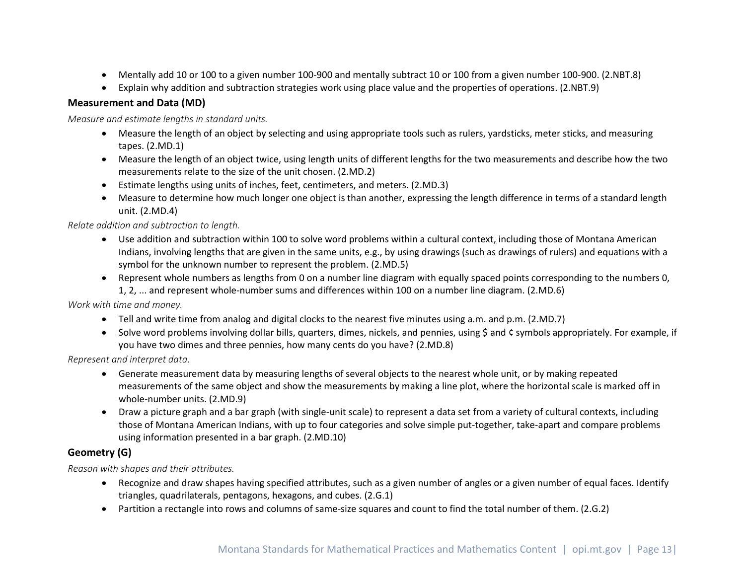- Mentally add 10 or 100 to a given number 100-900 and mentally subtract 10 or 100 from a given number 100-900. (2.NBT.8)
- Explain why addition and subtraction strategies work using place value and the properties of operations. (2.NBT.9)

**Measurement and Data (MD)**

*Measure and estimate lengths in standard units.*

- Measure the length of an object by selecting and using appropriate tools such as rulers, yardsticks, meter sticks, and measuring tapes. (2.MD.1)
- Measure the length of an object twice, using length units of different lengths for the two measurements and describe how the two measurements relate to the size of the unit chosen. (2.MD.2)
- Estimate lengths using units of inches, feet, centimeters, and meters. (2.MD.3)
- Measure to determine how much longer one object is than another, expressing the length difference in terms of a standard length unit. (2.MD.4)

*Relate addition and subtraction to length.*

- Use addition and subtraction within 100 to solve word problems within a cultural context, including those of Montana American Indians, involving lengths that are given in the same units, e.g., by using drawings (such as drawings of rulers) and equations with a symbol for the unknown number to represent the problem. (2.MD.5)
- Represent whole numbers as lengths from 0 on a number line diagram with equally spaced points corresponding to the numbers 0, 1, 2, ... and represent whole-number sums and differences within 100 on a number line diagram. (2.MD.6)

*Work with time and money.*

- Tell and write time from analog and digital clocks to the nearest five minutes using a.m. and p.m. (2.MD.7)
- Solve word problems involving dollar bills, quarters, dimes, nickels, and pennies, using $ and ¢ symbols appropriately. For example, if you have two dimes and three pennies, how many cents do you have? (2.MD.8)

*Represent and interpret data.*

- Generate measurement data by measuring lengths of several objects to the nearest whole unit, or by making repeated measurements of the same object and show the measurements by making a line plot, where the horizontal scale is marked off in whole-number units. (2.MD.9)
- Draw a picture graph and a bar graph (with single-unit scale) to represent a data set from a variety of cultural contexts, including those of Montana American Indians, with up to four categories and solve simple put-together, take-apart and compare problems using information presented in a bar graph. (2.MD.10)

**Geometry (G)**

*Reason with shapes and their attributes.*

- Recognize and draw shapes having specified attributes, such as a given number of angles or a given number of equal faces. Identify triangles, quadrilaterals, pentagons, hexagons, and cubes. (2.G.1)
- Partition a rectangle into rows and columns of same-size squares and count to find the total number of them. (2.G.2)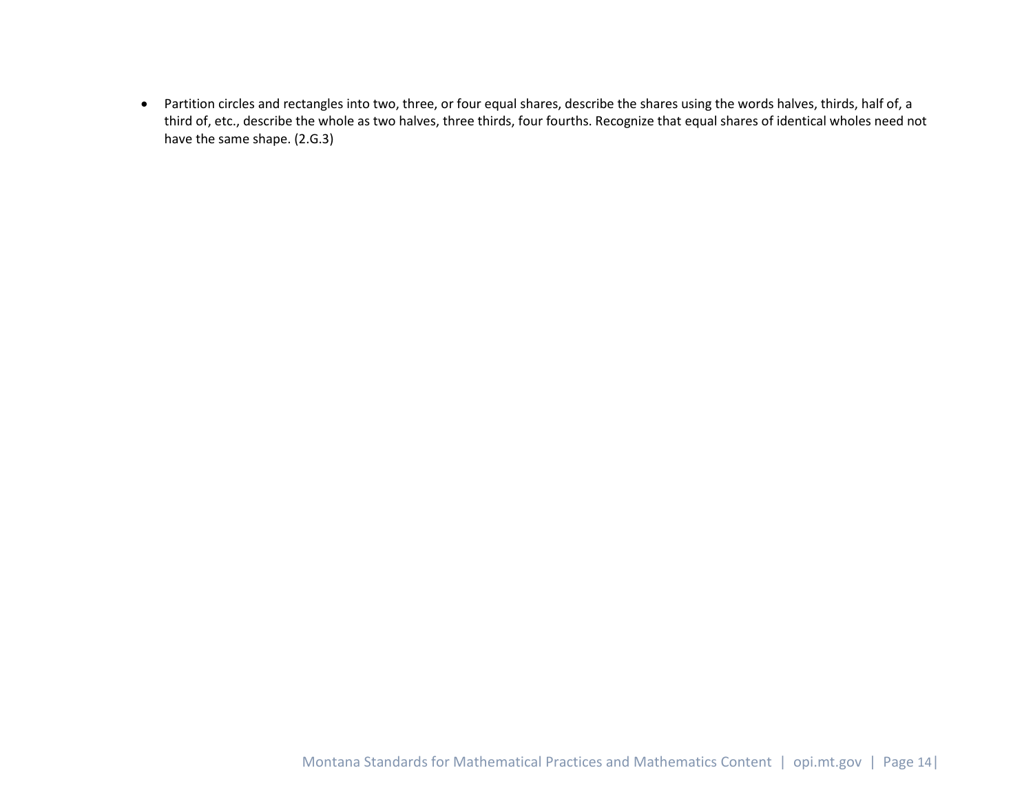- Partition circles and rectangles into two, three, or four equal shares, describe the shares using the words halves, thirds, half of, a third of, etc., describe the whole as two halves, three thirds, four fourths. Recognize that equal shares of identical wholes need not have the same shape. (2.G.3)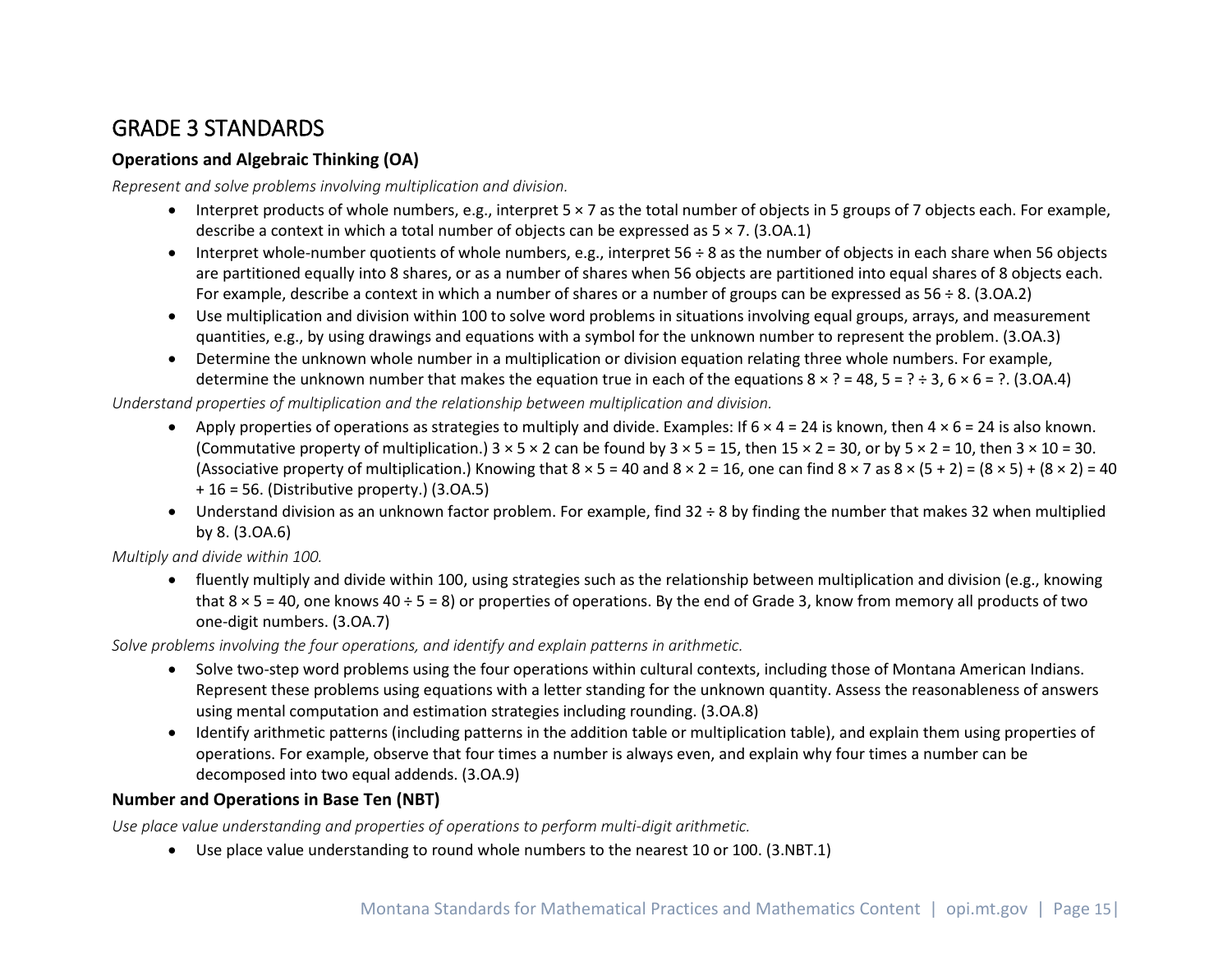## GRADE 3 STANDARDS

### Operations and Algebraic Thinking (OA)

*Represent and solve problems involving multiplication and division.*

- Interpret products of whole numbers, e.g., interpret $5 \times 7$ as the total number of objects in 5 groups of 7 objects each. For example, describe a context in which a total number of objects can be expressed as $5 \times 7$. (3.OA.1)
- Interpret whole-number quotients of whole numbers, e.g., interpret $56 \div 8$ as the number of objects in each share when 56 objects are partitioned equally into 8 shares, or as a number of shares when 56 objects are partitioned into equal shares of 8 objects each. For example, describe a context in which a number of shares or a number of groups can be expressed as $56 \div 8$. (3.OA.2)
- Use multiplication and division within 100 to solve word problems in situations involving equal groups, arrays, and measurement quantities, e.g., by using drawings and equations with a symbol for the unknown number to represent the problem. (3.OA.3)
- Determine the unknown whole number in a multiplication or division equation relating three whole numbers. For example, determine the unknown number that makes the equation true in each of the equations $8 \times ? = 48$, $5 = ? \div 3$, $6 \times 6 = ?$. (3.OA.4)

*Understand properties of multiplication and the relationship between multiplication and division.*

- Apply properties of operations as strategies to multiply and divide. Examples: If $6 \times 4 = 24$ is known, then $4 \times 6 = 24$ is also known. (Commutative property of multiplication.) $3 \times 5 \times 2$ can be found by $3 \times 5 = 15$, then $15 \times 2 = 30$, or by $5 \times 2 = 10$, then $3 \times 10 = 30$. (Associative property of multiplication.) Knowing that $8 \times 5 = 40$ and $8 \times 2 = 16$, one can find $8 \times 7$ as $8 \times (5 + 2) = (8 \times 5) + (8 \times 2) = 40 + 16 = 56$. (Distributive property.) (3.OA.5)
- Understand division as an unknown factor problem. For example, find $32 \div 8$ by finding the number that makes 32 when multiplied by 8. (3.OA.6)

*Multiply and divide within 100.*

- fluently multiply and divide within 100, using strategies such as the relationship between multiplication and division (e.g., knowing that $8 \times 5 = 40$, one knows $40 \div 5 = 8$) or properties of operations. By the end of Grade 3, know from memory all products of two one-digit numbers. (3.OA.7)

*Solve problems involving the four operations, and identify and explain patterns in arithmetic.*

- Solve two-step word problems using the four operations within cultural contexts, including those of Montana American Indians. Represent these problems using equations with a letter standing for the unknown quantity. Assess the reasonableness of answers using mental computation and estimation strategies including rounding. (3.OA.8)
- Identify arithmetic patterns (including patterns in the addition table or multiplication table), and explain them using properties of operations. For example, observe that four times a number is always even, and explain why four times a number can be decomposed into two equal addends. (3.OA.9)

### Number and Operations in Base Ten (NBT)

*Use place value understanding and properties of operations to perform multi-digit arithmetic.*

- Use place value understanding to round whole numbers to the nearest 10 or 100. (3.NBT.1)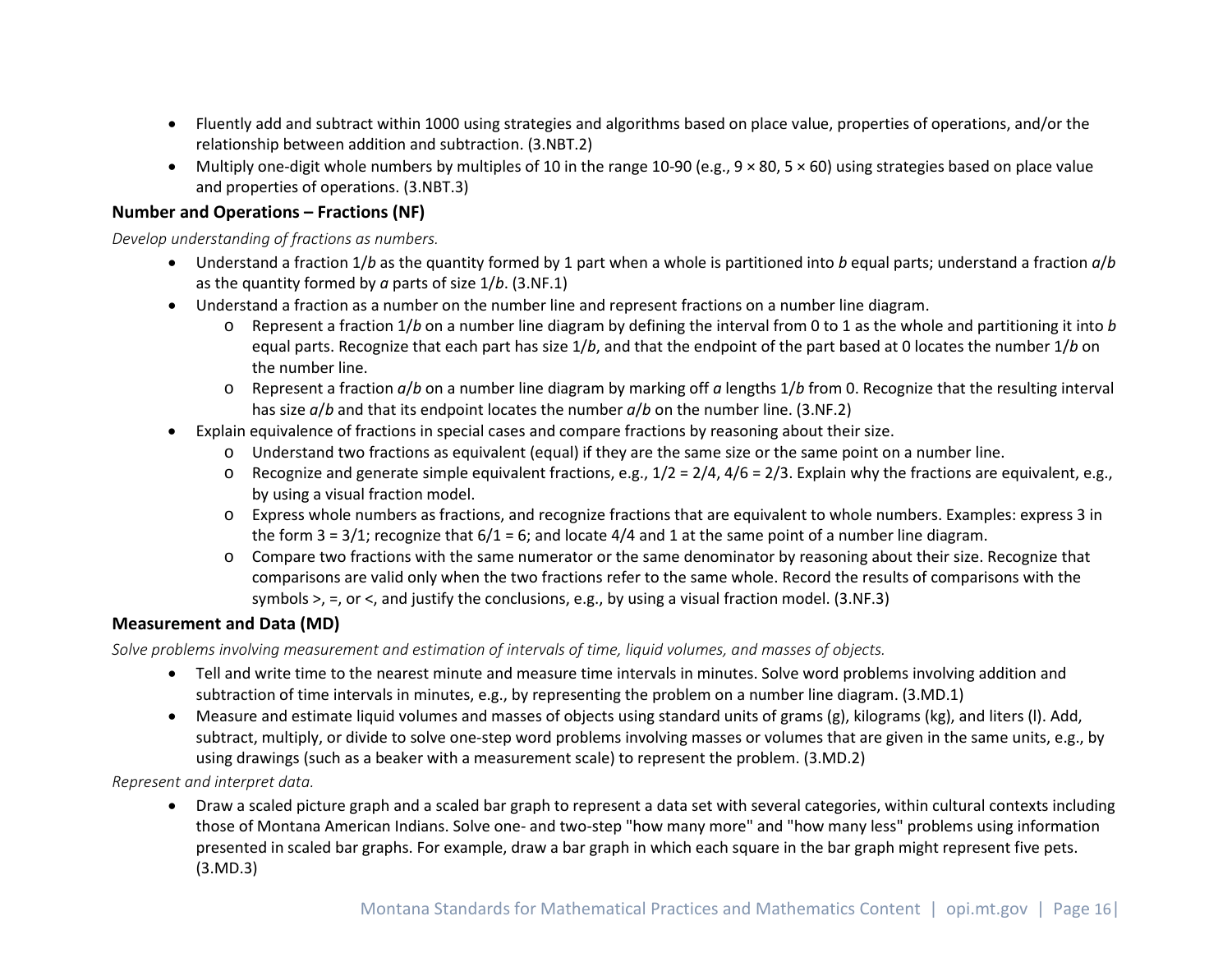- Fluently add and subtract within 1000 using strategies and algorithms based on place value, properties of operations, and/or the relationship between addition and subtraction. (3.NBT.2)
- Multiply one-digit whole numbers by multiples of 10 in the range 10-90 (e.g., $9 \times 80$, $5 \times 60$) using strategies based on place value and properties of operations. (3.NBT.3)

### Number and Operations – Fractions (NF)

*Develop understanding of fractions as numbers.*

- Understand a fraction $1/b$ as the quantity formed by 1 part when a whole is partitioned into $b$ equal parts; understand a fraction $a/b$ as the quantity formed by $a$ parts of size $1/b$. (3.NF.1)
- Understand a fraction as a number on the number line and represent fractions on a number line diagram.
  - Represent a fraction $1/b$ on a number line diagram by defining the interval from 0 to 1 as the whole and partitioning it into $b$ equal parts. Recognize that each part has size $1/b$, and that the endpoint of the part based at 0 locates the number $1/b$ on the number line.
  - Represent a fraction $a/b$ on a number line diagram by marking off $a$ lengths $1/b$ from 0. Recognize that the resulting interval has size $a/b$ and that its endpoint locates the number $a/b$ on the number line. (3.NF.2)
- Explain equivalence of fractions in special cases and compare fractions by reasoning about their size.
  - Understand two fractions as equivalent (equal) if they are the same size or the same point on a number line.
  - Recognize and generate simple equivalent fractions, e.g., $1/2 = 2/4$, $4/6 = 2/3$. Explain why the fractions are equivalent, e.g., by using a visual fraction model.
  - Express whole numbers as fractions, and recognize fractions that are equivalent to whole numbers. Examples: express 3 in the form $3 = 3/1$; recognize that $6/1 = 6$; and locate $4/4$ and 1 at the same point of a number line diagram.
  - Compare two fractions with the same numerator or the same denominator by reasoning about their size. Recognize that comparisons are valid only when the two fractions refer to the same whole. Record the results of comparisons with the symbols >, =, or <, and justify the conclusions, e.g., by using a visual fraction model. (3.NF.3)

### Measurement and Data (MD)

*Solve problems involving measurement and estimation of intervals of time, liquid volumes, and masses of objects.*

- Tell and write time to the nearest minute and measure time intervals in minutes. Solve word problems involving addition and subtraction of time intervals in minutes, e.g., by representing the problem on a number line diagram. (3.MD.1)
- Measure and estimate liquid volumes and masses of objects using standard units of grams (g), kilograms (kg), and liters (l). Add, subtract, multiply, or divide to solve one-step word problems involving masses or volumes that are given in the same units, e.g., by using drawings (such as a beaker with a measurement scale) to represent the problem. (3.MD.2)

*Represent and interpret data.*

- Draw a scaled picture graph and a scaled bar graph to represent a data set with several categories, within cultural contexts including those of Montana American Indians. Solve one- and two-step "how many more" and "how many less" problems using information presented in scaled bar graphs. For example, draw a bar graph in which each square in the bar graph might represent five pets. (3.MD.3)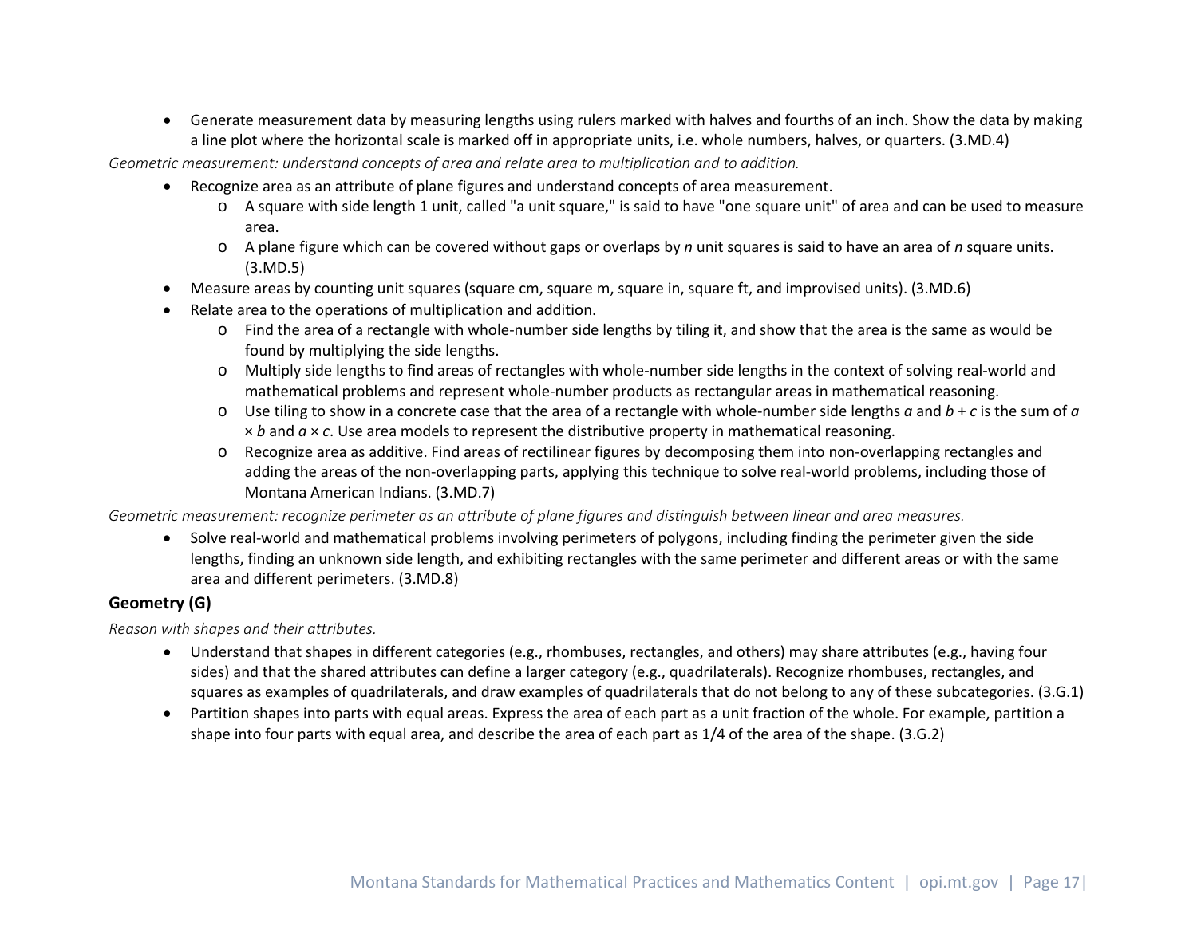- Generate measurement data by measuring lengths using rulers marked with halves and fourths of an inch. Show the data by making a line plot where the horizontal scale is marked off in appropriate units, i.e. whole numbers, halves, or quarters. (3.MD.4)

*Geometric measurement: understand concepts of area and relate area to multiplication and to addition.*

- Recognize area as an attribute of plane figures and understand concepts of area measurement.
  - A square with side length 1 unit, called "a unit square," is said to have "one square unit" of area and can be used to measure area.
  - A plane figure which can be covered without gaps or overlaps by $n$ unit squares is said to have an area of $n$ square units. (3.MD.5)
- Measure areas by counting unit squares (square cm, square m, square in, square ft, and improvised units). (3.MD.6)
- Relate area to the operations of multiplication and addition.
  - Find the area of a rectangle with whole-number side lengths by tiling it, and show that the area is the same as would be found by multiplying the side lengths.
  - Multiply side lengths to find areas of rectangles with whole-number side lengths in the context of solving real-world and mathematical problems and represent whole-number products as rectangular areas in mathematical reasoning.
  - Use tiling to show in a concrete case that the area of a rectangle with whole-number side lengths $a$ and $b + c$ is the sum of $a \times b$ and $a \times c$. Use area models to represent the distributive property in mathematical reasoning.
  - Recognize area as additive. Find areas of rectilinear figures by decomposing them into non-overlapping rectangles and adding the areas of the non-overlapping parts, applying this technique to solve real-world problems, including those of Montana American Indians. (3.MD.7)

*Geometric measurement: recognize perimeter as an attribute of plane figures and distinguish between linear and area measures.*

- Solve real-world and mathematical problems involving perimeters of polygons, including finding the perimeter given the side lengths, finding an unknown side length, and exhibiting rectangles with the same perimeter and different areas or with the same area and different perimeters. (3.MD.8)

### Geometry (G)

*Reason with shapes and their attributes.*

- Understand that shapes in different categories (e.g., rhombuses, rectangles, and others) may share attributes (e.g., having four sides) and that the shared attributes can define a larger category (e.g., quadrilaterals). Recognize rhombuses, rectangles, and squares as examples of quadrilaterals, and draw examples of quadrilaterals that do not belong to any of these subcategories. (3.G.1)
- Partition shapes into parts with equal areas. Express the area of each part as a unit fraction of the whole. For example, partition a shape into four parts with equal area, and describe the area of each part as 1/4 of the area of the shape. (3.G.2)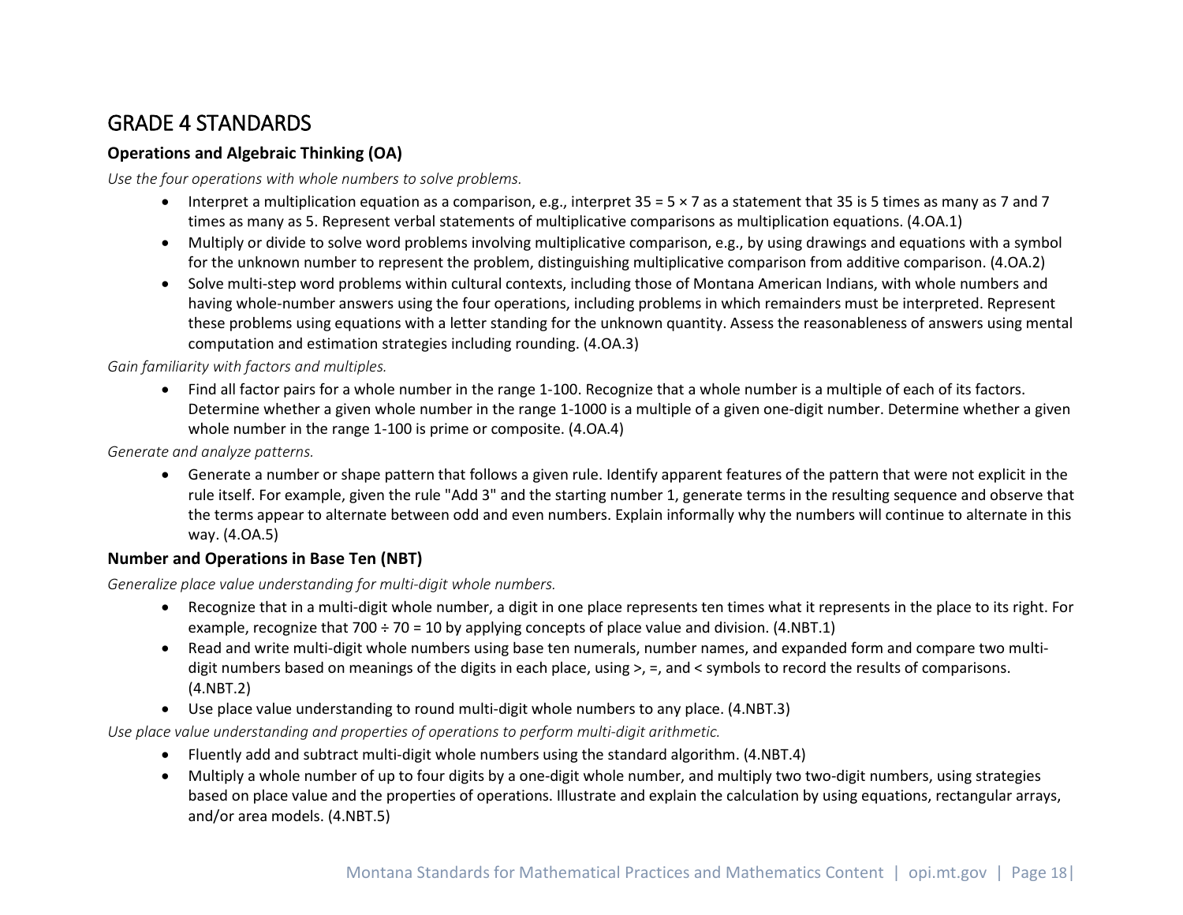## GRADE 4 STANDARDS

### Operations and Algebraic Thinking (OA)

*Use the four operations with whole numbers to solve problems.*

- Interpret a multiplication equation as a comparison, e.g., interpret $35 = 5 \times 7$ as a statement that 35 is 5 times as many as 7 and 7 times as many as 5. Represent verbal statements of multiplicative comparisons as multiplication equations. (4.OA.1)
- Multiply or divide to solve word problems involving multiplicative comparison, e.g., by using drawings and equations with a symbol for the unknown number to represent the problem, distinguishing multiplicative comparison from additive comparison. (4.OA.2)
- Solve multi-step word problems within cultural contexts, including those of Montana American Indians, with whole numbers and having whole-number answers using the four operations, including problems in which remainders must be interpreted. Represent these problems using equations with a letter standing for the unknown quantity. Assess the reasonableness of answers using mental computation and estimation strategies including rounding. (4.OA.3)

*Gain familiarity with factors and multiples.*

- Find all factor pairs for a whole number in the range 1-100. Recognize that a whole number is a multiple of each of its factors. Determine whether a given whole number in the range 1-1000 is a multiple of a given one-digit number. Determine whether a given whole number in the range 1-100 is prime or composite. (4.OA.4)

*Generate and analyze patterns.*

- Generate a number or shape pattern that follows a given rule. Identify apparent features of the pattern that were not explicit in the rule itself. For example, given the rule "Add 3" and the starting number 1, generate terms in the resulting sequence and observe that the terms appear to alternate between odd and even numbers. Explain informally why the numbers will continue to alternate in this way. (4.OA.5)

### Number and Operations in Base Ten (NBT)

*Generalize place value understanding for multi-digit whole numbers.*

- Recognize that in a multi-digit whole number, a digit in one place represents ten times what it represents in the place to its right. For example, recognize that $700 \div 70 = 10$ by applying concepts of place value and division. (4.NBT.1)
- Read and write multi-digit whole numbers using base ten numerals, number names, and expanded form and compare two multi-digit numbers based on meanings of the digits in each place, using >, =, and < symbols to record the results of comparisons. (4.NBT.2)
- Use place value understanding to round multi-digit whole numbers to any place. (4.NBT.3)

*Use place value understanding and properties of operations to perform multi-digit arithmetic.*

- Fluently add and subtract multi-digit whole numbers using the standard algorithm. (4.NBT.4)
- Multiply a whole number of up to four digits by a one-digit whole number, and multiply two two-digit numbers, using strategies based on place value and the properties of operations. Illustrate and explain the calculation by using equations, rectangular arrays, and/or area models. (4.NBT.5)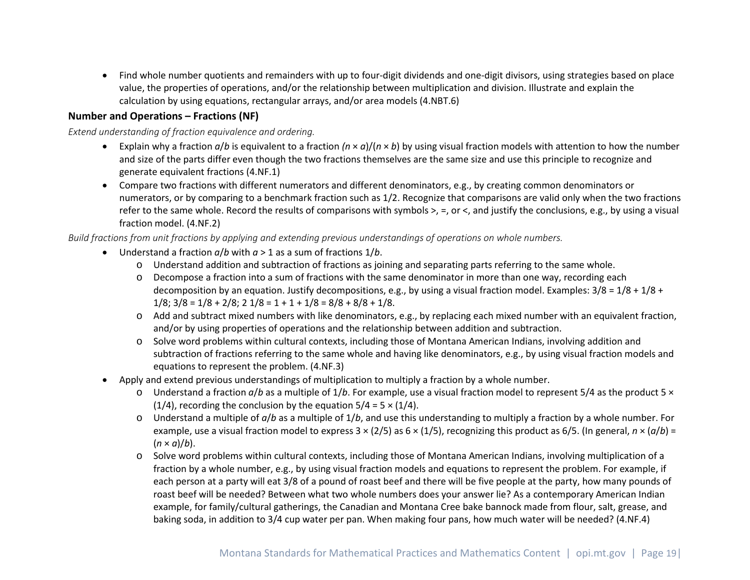- Find whole number quotients and remainders with up to four-digit dividends and one-digit divisors, using strategies based on place value, the properties of operations, and/or the relationship between multiplication and division. Illustrate and explain the calculation by using equations, rectangular arrays, and/or area models (4.NBT.6)

**Number and Operations – Fractions (NF)**

*Extend understanding of fraction equivalence and ordering.*

- Explain why a fraction $a/b$ is equivalent to a fraction $(n \times a)/(n \times b)$ by using visual fraction models with attention to how the number and size of the parts differ even though the two fractions themselves are the same size and use this principle to recognize and generate equivalent fractions (4.NF.1)
- Compare two fractions with different numerators and different denominators, e.g., by creating common denominators or numerators, or by comparing to a benchmark fraction such as 1/2. Recognize that comparisons are valid only when the two fractions refer to the same whole. Record the results of comparisons with symbols >, =, or <, and justify the conclusions, e.g., by using a visual fraction model. (4.NF.2)

*Build fractions from unit fractions by applying and extending previous understandings of operations on whole numbers.*

- Understand a fraction $a/b$ with $a > 1$ as a sum of fractions $1/b$.
  - Understand addition and subtraction of fractions as joining and separating parts referring to the same whole.
  - Decompose a fraction into a sum of fractions with the same denominator in more than one way, recording each decomposition by an equation. Justify decompositions, e.g., by using a visual fraction model. Examples: $3/8 = 1/8 + 1/8 + 1/8$; $3/8 = 1/8 + 2/8$; $2\ 1/8 = 1 + 1 + 1/8 = 8/8 + 8/8 + 1/8$.
  - Add and subtract mixed numbers with like denominators, e.g., by replacing each mixed number with an equivalent fraction, and/or by using properties of operations and the relationship between addition and subtraction.
  - Solve word problems within cultural contexts, including those of Montana American Indians, involving addition and subtraction of fractions referring to the same whole and having like denominators, e.g., by using visual fraction models and equations to represent the problem. (4.NF.3)
- Apply and extend previous understandings of multiplication to multiply a fraction by a whole number.
  - Understand a fraction $a/b$ as a multiple of $1/b$. For example, use a visual fraction model to represent 5/4 as the product $5 \times (1/4)$, recording the conclusion by the equation $5/4 = 5 \times (1/4)$.
  - Understand a multiple of $a/b$ as a multiple of $1/b$, and use this understanding to multiply a fraction by a whole number. For example, use a visual fraction model to express $3 \times (2/5)$ as $6 \times (1/5)$, recognizing this product as 6/5. (In general, $n \times (a/b) = (n \times a)/b$).
  - Solve word problems within cultural contexts, including those of Montana American Indians, involving multiplication of a fraction by a whole number, e.g., by using visual fraction models and equations to represent the problem. For example, if each person at a party will eat 3/8 of a pound of roast beef and there will be five people at the party, how many pounds of roast beef will be needed? Between what two whole numbers does your answer lie? As a contemporary American Indian example, for family/cultural gatherings, the Canadian and Montana Cree bake bannock made from flour, salt, grease, and baking soda, in addition to 3/4 cup water per pan. When making four pans, how much water will be needed? (4.NF.4)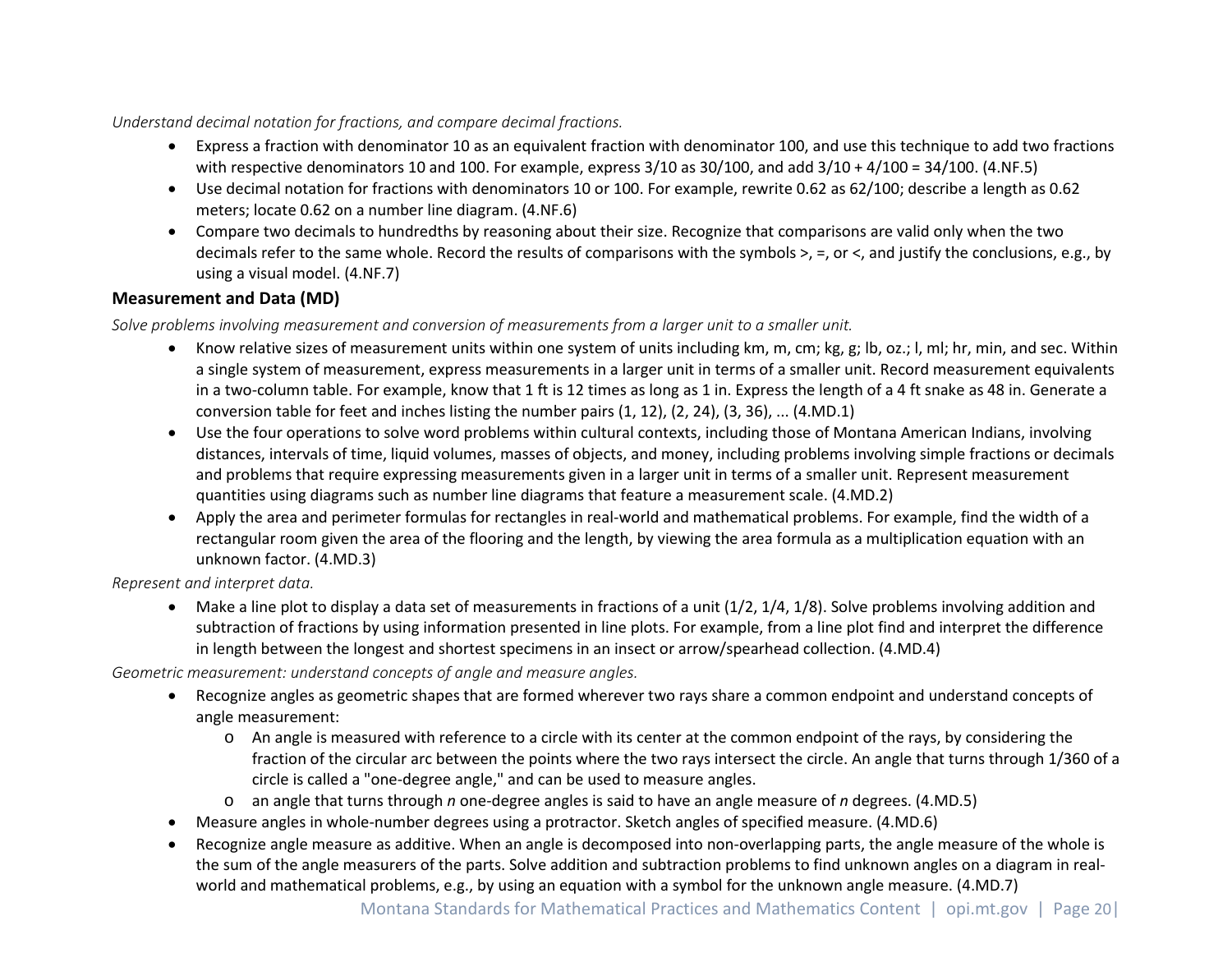*Understand decimal notation for fractions, and compare decimal fractions.*

- Express a fraction with denominator 10 as an equivalent fraction with denominator 100, and use this technique to add two fractions with respective denominators 10 and 100. For example, express 3/10 as 30/100, and add 3/10 + 4/100 = 34/100. (4.NF.5)
- Use decimal notation for fractions with denominators 10 or 100. For example, rewrite 0.62 as 62/100; describe a length as 0.62 meters; locate 0.62 on a number line diagram. (4.NF.6)
- Compare two decimals to hundredths by reasoning about their size. Recognize that comparisons are valid only when the two decimals refer to the same whole. Record the results of comparisons with the symbols >, =, or <, and justify the conclusions, e.g., by using a visual model. (4.NF.7)

### Measurement and Data (MD)

*Solve problems involving measurement and conversion of measurements from a larger unit to a smaller unit.*

- Know relative sizes of measurement units within one system of units including km, m, cm; kg, g; lb, oz.; l, ml; hr, min, and sec. Within a single system of measurement, express measurements in a larger unit in terms of a smaller unit. Record measurement equivalents in a two-column table. For example, know that 1 ft is 12 times as long as 1 in. Express the length of a 4 ft snake as 48 in. Generate a conversion table for feet and inches listing the number pairs (1, 12), (2, 24), (3, 36), ... (4.MD.1)
- Use the four operations to solve word problems within cultural contexts, including those of Montana American Indians, involving distances, intervals of time, liquid volumes, masses of objects, and money, including problems involving simple fractions or decimals and problems that require expressing measurements given in a larger unit in terms of a smaller unit. Represent measurement quantities using diagrams such as number line diagrams that feature a measurement scale. (4.MD.2)
- Apply the area and perimeter formulas for rectangles in real-world and mathematical problems. For example, find the width of a rectangular room given the area of the flooring and the length, by viewing the area formula as a multiplication equation with an unknown factor. (4.MD.3)

*Represent and interpret data.*

- Make a line plot to display a data set of measurements in fractions of a unit (1/2, 1/4, 1/8). Solve problems involving addition and subtraction of fractions by using information presented in line plots. For example, from a line plot find and interpret the difference in length between the longest and shortest specimens in an insect or arrow/spearhead collection. (4.MD.4)

*Geometric measurement: understand concepts of angle and measure angles.*

- Recognize angles as geometric shapes that are formed wherever two rays share a common endpoint and understand concepts of angle measurement:
  - An angle is measured with reference to a circle with its center at the common endpoint of the rays, by considering the fraction of the circular arc between the points where the two rays intersect the circle. An angle that turns through 1/360 of a circle is called a "one-degree angle," and can be used to measure angles.
  - an angle that turns through $n$ one-degree angles is said to have an angle measure of $n$ degrees. (4.MD.5)
- Measure angles in whole-number degrees using a protractor. Sketch angles of specified measure. (4.MD.6)
- Recognize angle measure as additive. When an angle is decomposed into non-overlapping parts, the angle measure of the whole is the sum of the angle measurers of the parts. Solve addition and subtraction problems to find unknown angles on a diagram in real-world and mathematical problems, e.g., by using an equation with a symbol for the unknown angle measure. (4.MD.7)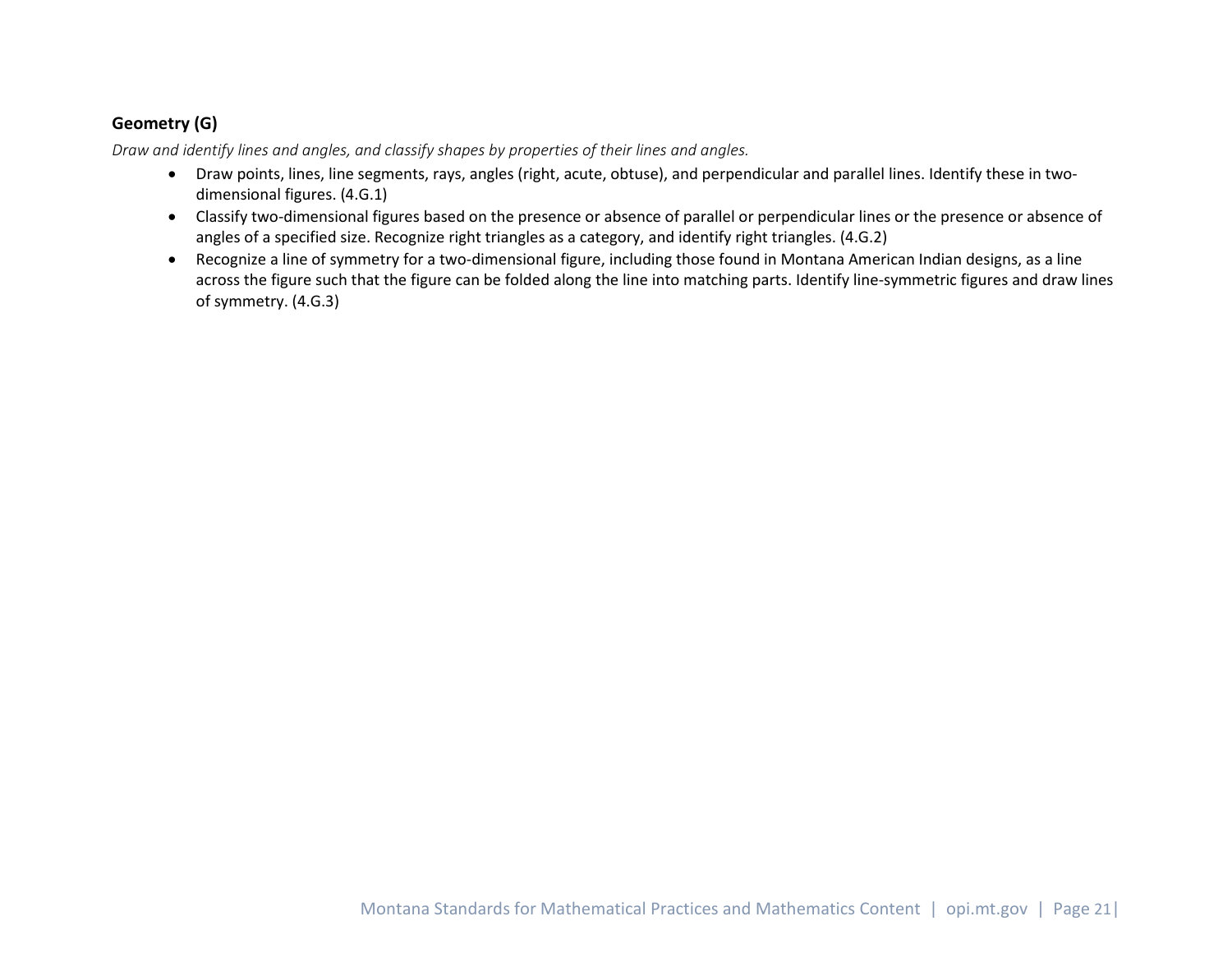**Geometry (G)**

*Draw and identify lines and angles, and classify shapes by properties of their lines and angles.*

- Draw points, lines, line segments, rays, angles (right, acute, obtuse), and perpendicular and parallel lines. Identify these in two-dimensional figures. (4.G.1)
- Classify two-dimensional figures based on the presence or absence of parallel or perpendicular lines or the presence or absence of angles of a specified size. Recognize right triangles as a category, and identify right triangles. (4.G.2)
- Recognize a line of symmetry for a two-dimensional figure, including those found in Montana American Indian designs, as a line across the figure such that the figure can be folded along the line into matching parts. Identify line-symmetric figures and draw lines of symmetry. (4.G.3)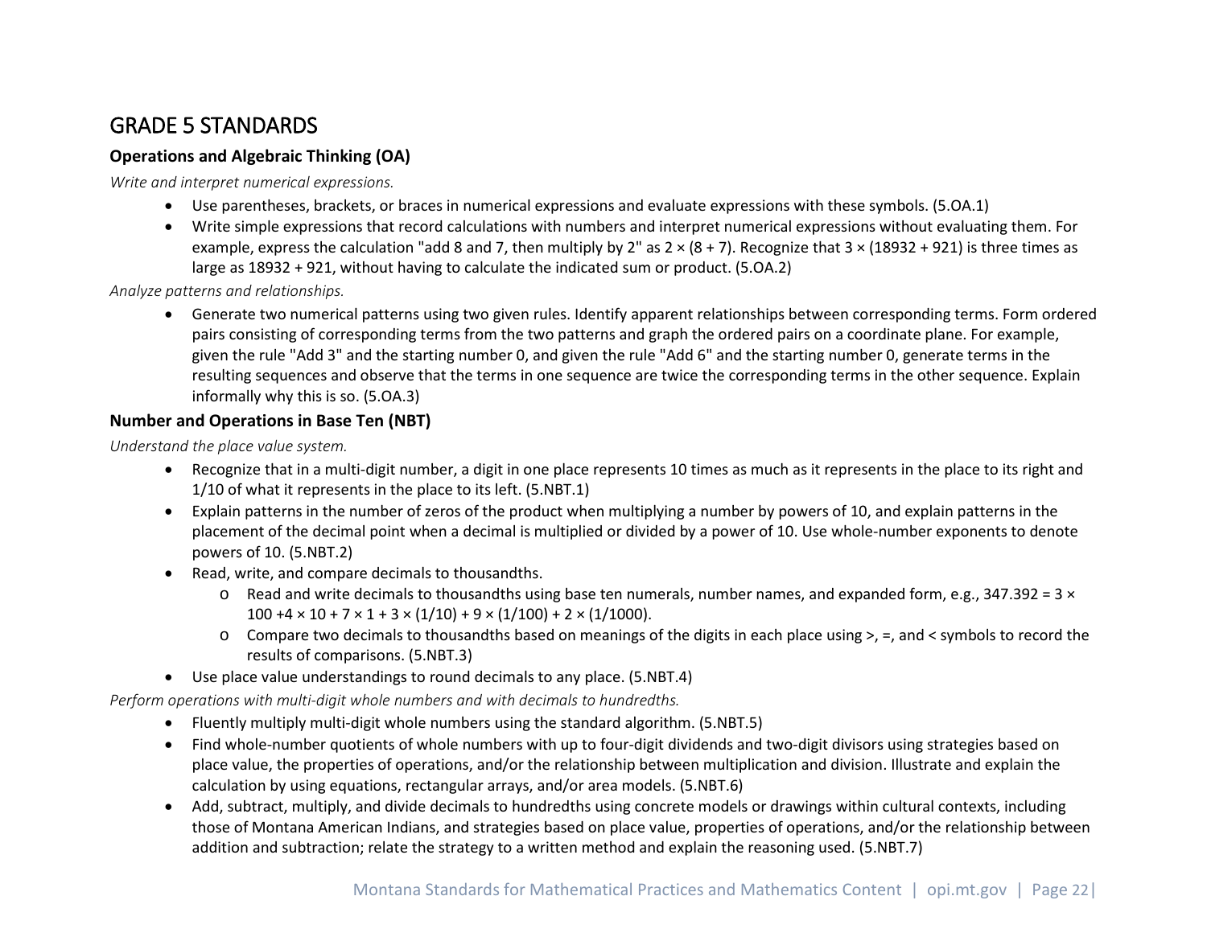# GRADE 5 STANDARDS

### Operations and Algebraic Thinking (OA)

*Write and interpret numerical expressions.*

- Use parentheses, brackets, or braces in numerical expressions and evaluate expressions with these symbols. (5.OA.1)
- Write simple expressions that record calculations with numbers and interpret numerical expressions without evaluating them. For example, express the calculation "add 8 and 7, then multiply by 2" as $2 \times (8 + 7)$. Recognize that $3 \times (18932 + 921)$ is three times as large as $18932 + 921$, without having to calculate the indicated sum or product. (5.OA.2)

*Analyze patterns and relationships.*

- Generate two numerical patterns using two given rules. Identify apparent relationships between corresponding terms. Form ordered pairs consisting of corresponding terms from the two patterns and graph the ordered pairs on a coordinate plane. For example, given the rule "Add 3" and the starting number 0, and given the rule "Add 6" and the starting number 0, generate terms in the resulting sequences and observe that the terms in one sequence are twice the corresponding terms in the other sequence. Explain informally why this is so. (5.OA.3)

### Number and Operations in Base Ten (NBT)

*Understand the place value system.*

- Recognize that in a multi-digit number, a digit in one place represents 10 times as much as it represents in the place to its right and 1/10 of what it represents in the place to its left. (5.NBT.1)
- Explain patterns in the number of zeros of the product when multiplying a number by powers of 10, and explain patterns in the placement of the decimal point when a decimal is multiplied or divided by a power of 10. Use whole-number exponents to denote powers of 10. (5.NBT.2)
- Read, write, and compare decimals to thousandths.
  - Read and write decimals to thousandths using base ten numerals, number names, and expanded form, e.g., $347.392 = 3 \times 100 + 4 \times 10 + 7 \times 1 + 3 \times (1/10) + 9 \times (1/100) + 2 \times (1/1000)$.
  - Compare two decimals to thousandths based on meanings of the digits in each place using >, =, and < symbols to record the results of comparisons. (5.NBT.3)
- Use place value understandings to round decimals to any place. (5.NBT.4)

*Perform operations with multi-digit whole numbers and with decimals to hundredths.*

- Fluently multiply multi-digit whole numbers using the standard algorithm. (5.NBT.5)
- Find whole-number quotients of whole numbers with up to four-digit dividends and two-digit divisors using strategies based on place value, the properties of operations, and/or the relationship between multiplication and division. Illustrate and explain the calculation by using equations, rectangular arrays, and/or area models. (5.NBT.6)
- Add, subtract, multiply, and divide decimals to hundredths using concrete models or drawings within cultural contexts, including those of Montana American Indians, and strategies based on place value, properties of operations, and/or the relationship between addition and subtraction; relate the strategy to a written method and explain the reasoning used. (5.NBT.7)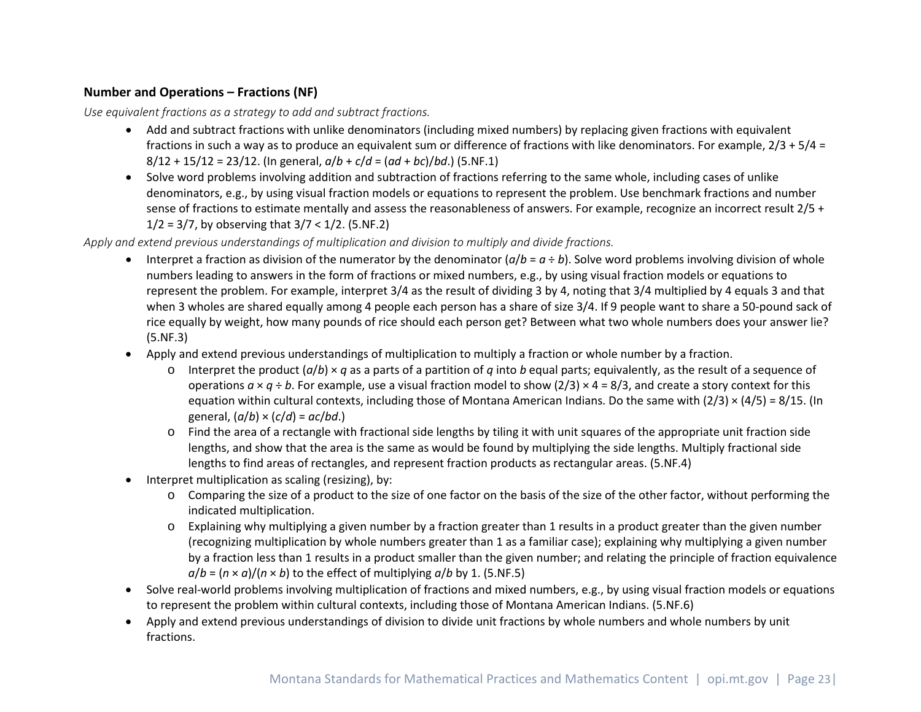**Number and Operations – Fractions (NF)**

*Use equivalent fractions as a strategy to add and subtract fractions.*

- Add and subtract fractions with unlike denominators (including mixed numbers) by replacing given fractions with equivalent fractions in such a way as to produce an equivalent sum or difference of fractions with like denominators. For example, $2/3 + 5/4 = 8/12 + 15/12 = 23/12$. (In general, $a/b + c/d = (ad + bc)/bd$.) (5.NF.1)
- Solve word problems involving addition and subtraction of fractions referring to the same whole, including cases of unlike denominators, e.g., by using visual fraction models or equations to represent the problem. Use benchmark fractions and number sense of fractions to estimate mentally and assess the reasonableness of answers. For example, recognize an incorrect result $2/5 + 1/2 = 3/7$, by observing that $3/7 < 1/2$. (5.NF.2)

*Apply and extend previous understandings of multiplication and division to multiply and divide fractions.*

- Interpret a fraction as division of the numerator by the denominator ($a/b = a \div b$). Solve word problems involving division of whole numbers leading to answers in the form of fractions or mixed numbers, e.g., by using visual fraction models or equations to represent the problem. For example, interpret 3/4 as the result of dividing 3 by 4, noting that 3/4 multiplied by 4 equals 3 and that when 3 wholes are shared equally among 4 people each person has a share of size 3/4. If 9 people want to share a 50-pound sack of rice equally by weight, how many pounds of rice should each person get? Between what two whole numbers does your answer lie? (5.NF.3)
- Apply and extend previous understandings of multiplication to multiply a fraction or whole number by a fraction.
  - Interpret the product $(a/b) \times q$ as a parts of a partition of $q$ into $b$ equal parts; equivalently, as the result of a sequence of operations $a \times q \div b$. For example, use a visual fraction model to show $(2/3) \times 4 = 8/3$, and create a story context for this equation within cultural contexts, including those of Montana American Indians. Do the same with $(2/3) \times (4/5) = 8/15$. (In general, $(a/b) \times (c/d) = ac/bd$.)
  - Find the area of a rectangle with fractional side lengths by tiling it with unit squares of the appropriate unit fraction side lengths, and show that the area is the same as would be found by multiplying the side lengths. Multiply fractional side lengths to find areas of rectangles, and represent fraction products as rectangular areas. (5.NF.4)
- Interpret multiplication as scaling (resizing), by:
  - Comparing the size of a product to the size of one factor on the basis of the size of the other factor, without performing the indicated multiplication.
  - Explaining why multiplying a given number by a fraction greater than 1 results in a product greater than the given number (recognizing multiplication by whole numbers greater than 1 as a familiar case); explaining why multiplying a given number by a fraction less than 1 results in a product smaller than the given number; and relating the principle of fraction equivalence $a/b = (n \times a)/(n \times b)$ to the effect of multiplying $a/b$ by 1. (5.NF.5)
- Solve real-world problems involving multiplication of fractions and mixed numbers, e.g., by using visual fraction models or equations to represent the problem within cultural contexts, including those of Montana American Indians. (5.NF.6)
- Apply and extend previous understandings of division to divide unit fractions by whole numbers and whole numbers by unit fractions.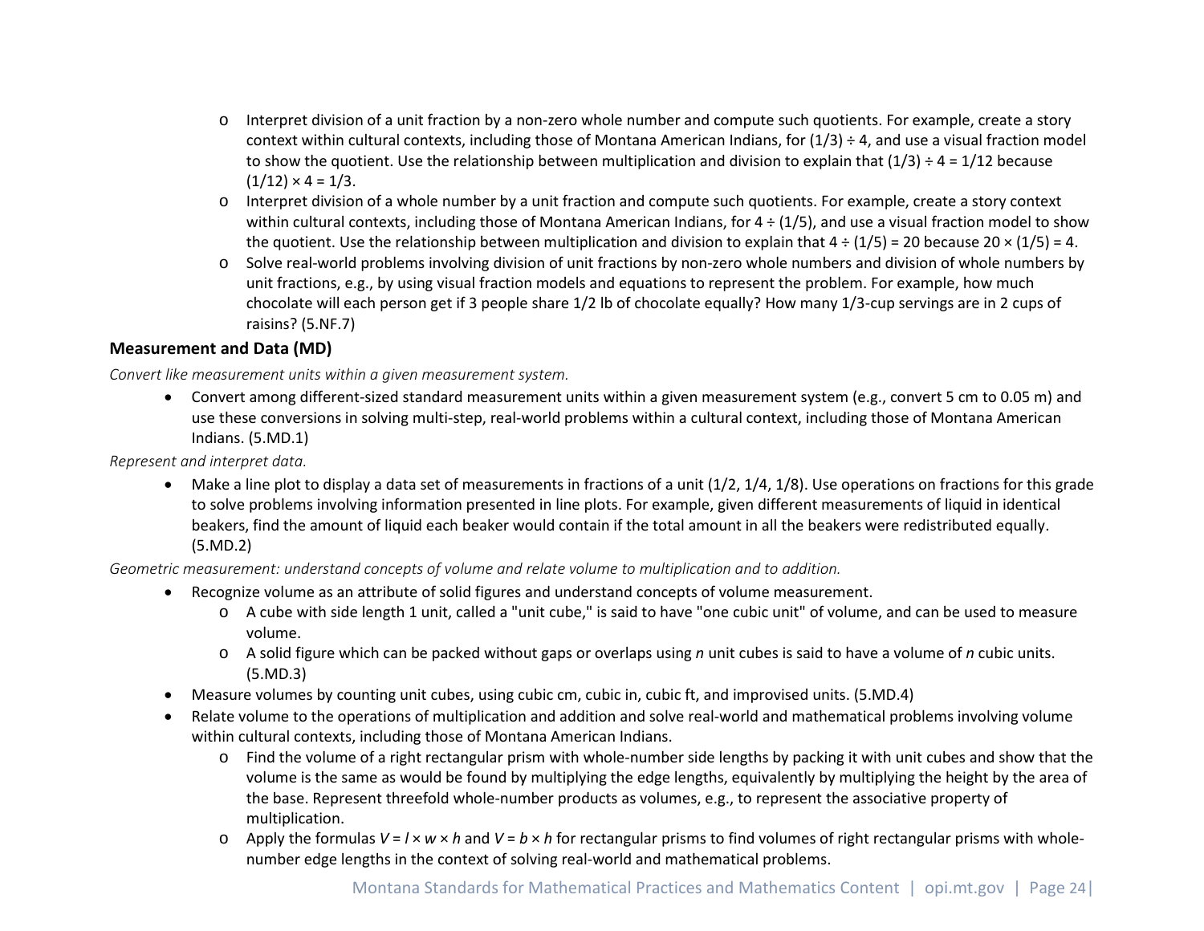- Interpret division of a unit fraction by a non-zero whole number and compute such quotients. For example, create a story context within cultural contexts, including those of Montana American Indians, for $(1/3) \div 4$, and use a visual fraction model to show the quotient. Use the relationship between multiplication and division to explain that $(1/3) \div 4 = 1/12$ because $(1/12) \times 4 = 1/3$.
  - Interpret division of a whole number by a unit fraction and compute such quotients. For example, create a story context within cultural contexts, including those of Montana American Indians, for $4 \div (1/5)$, and use a visual fraction model to show the quotient. Use the relationship between multiplication and division to explain that $4 \div (1/5) = 20$ because $20 \times (1/5) = 4$.
  - Solve real-world problems involving division of unit fractions by non-zero whole numbers and division of whole numbers by unit fractions, e.g., by using visual fraction models and equations to represent the problem. For example, how much chocolate will each person get if 3 people share 1/2 lb of chocolate equally? How many 1/3-cup servings are in 2 cups of raisins? (5.NF.7)

**Measurement and Data (MD)**

*Convert like measurement units within a given measurement system.*

- Convert among different-sized standard measurement units within a given measurement system (e.g., convert 5 cm to 0.05 m) and use these conversions in solving multi-step, real-world problems within a cultural context, including those of Montana American Indians. (5.MD.1)

*Represent and interpret data.*

- Make a line plot to display a data set of measurements in fractions of a unit (1/2, 1/4, 1/8). Use operations on fractions for this grade to solve problems involving information presented in line plots. For example, given different measurements of liquid in identical beakers, find the amount of liquid each beaker would contain if the total amount in all the beakers were redistributed equally. (5.MD.2)

*Geometric measurement: understand concepts of volume and relate volume to multiplication and to addition.*

- Recognize volume as an attribute of solid figures and understand concepts of volume measurement.
  - A cube with side length 1 unit, called a "unit cube," is said to have "one cubic unit" of volume, and can be used to measure volume.
  - A solid figure which can be packed without gaps or overlaps using $n$ unit cubes is said to have a volume of $n$ cubic units. (5.MD.3)
- Measure volumes by counting unit cubes, using cubic cm, cubic in, cubic ft, and improvised units. (5.MD.4)
- Relate volume to the operations of multiplication and addition and solve real-world and mathematical problems involving volume within cultural contexts, including those of Montana American Indians.
  - Find the volume of a right rectangular prism with whole-number side lengths by packing it with unit cubes and show that the volume is the same as would be found by multiplying the edge lengths, equivalently by multiplying the height by the area of the base. Represent threefold whole-number products as volumes, e.g., to represent the associative property of multiplication.
  - Apply the formulas $V = l \times w \times h$ and $V = b \times h$ for rectangular prisms to find volumes of right rectangular prisms with whole-number edge lengths in the context of solving real-world and mathematical problems.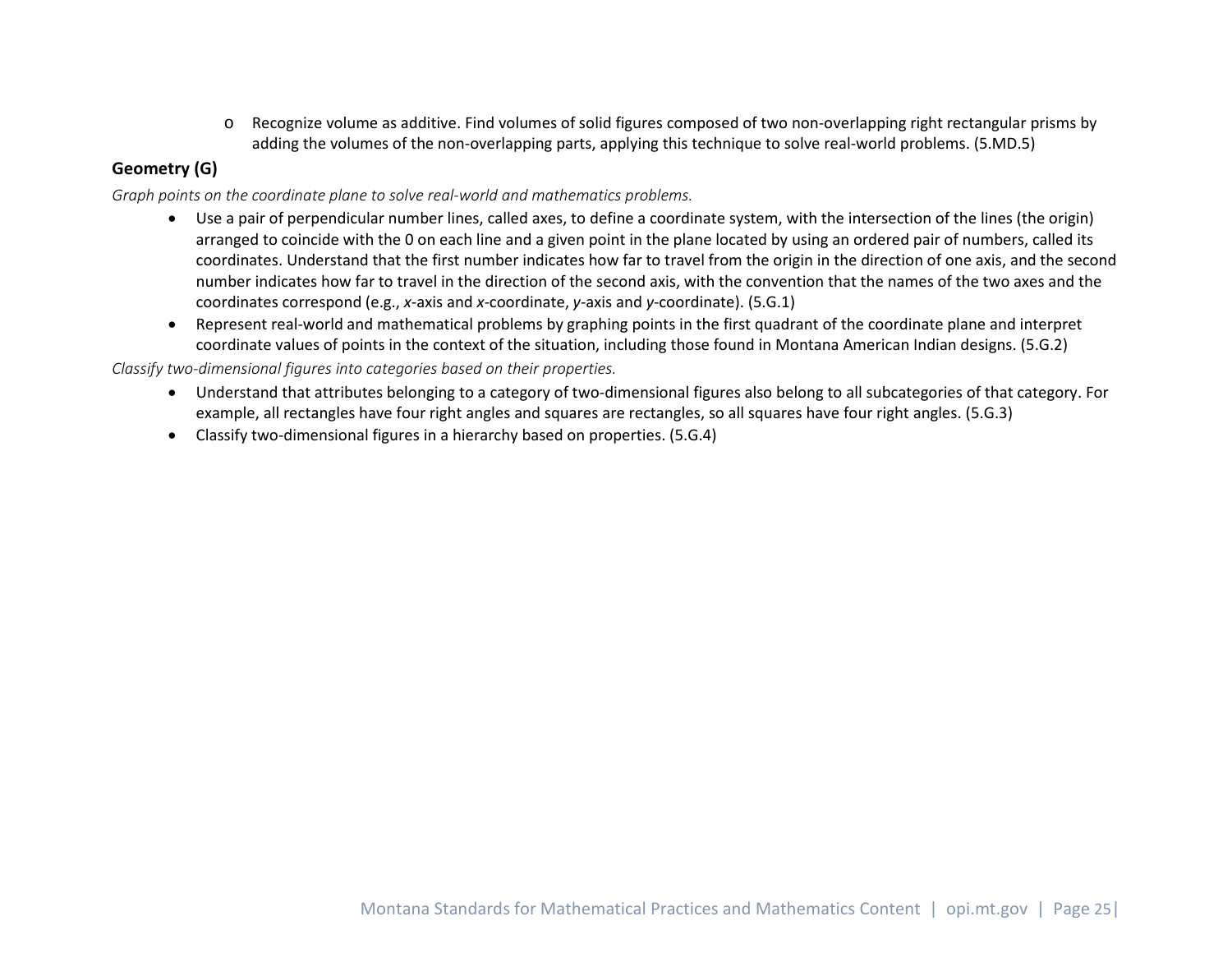- Recognize volume as additive. Find volumes of solid figures composed of two non-overlapping right rectangular prisms by adding the volumes of the non-overlapping parts, applying this technique to solve real-world problems. (5.MD.5)

**Geometry (G)**

*Graph points on the coordinate plane to solve real-world and mathematics problems.*

- Use a pair of perpendicular number lines, called axes, to define a coordinate system, with the intersection of the lines (the origin) arranged to coincide with the 0 on each line and a given point in the plane located by using an ordered pair of numbers, called its coordinates. Understand that the first number indicates how far to travel from the origin in the direction of one axis, and the second number indicates how far to travel in the direction of the second axis, with the convention that the names of the two axes and the coordinates correspond (e.g., *x*-axis and *x*-coordinate, *y*-axis and *y*-coordinate). (5.G.1)
- Represent real-world and mathematical problems by graphing points in the first quadrant of the coordinate plane and interpret coordinate values of points in the context of the situation, including those found in Montana American Indian designs. (5.G.2)

*Classify two-dimensional figures into categories based on their properties.*

- Understand that attributes belonging to a category of two-dimensional figures also belong to all subcategories of that category. For example, all rectangles have four right angles and squares are rectangles, so all squares have four right angles. (5.G.3)
- Classify two-dimensional figures in a hierarchy based on properties. (5.G.4)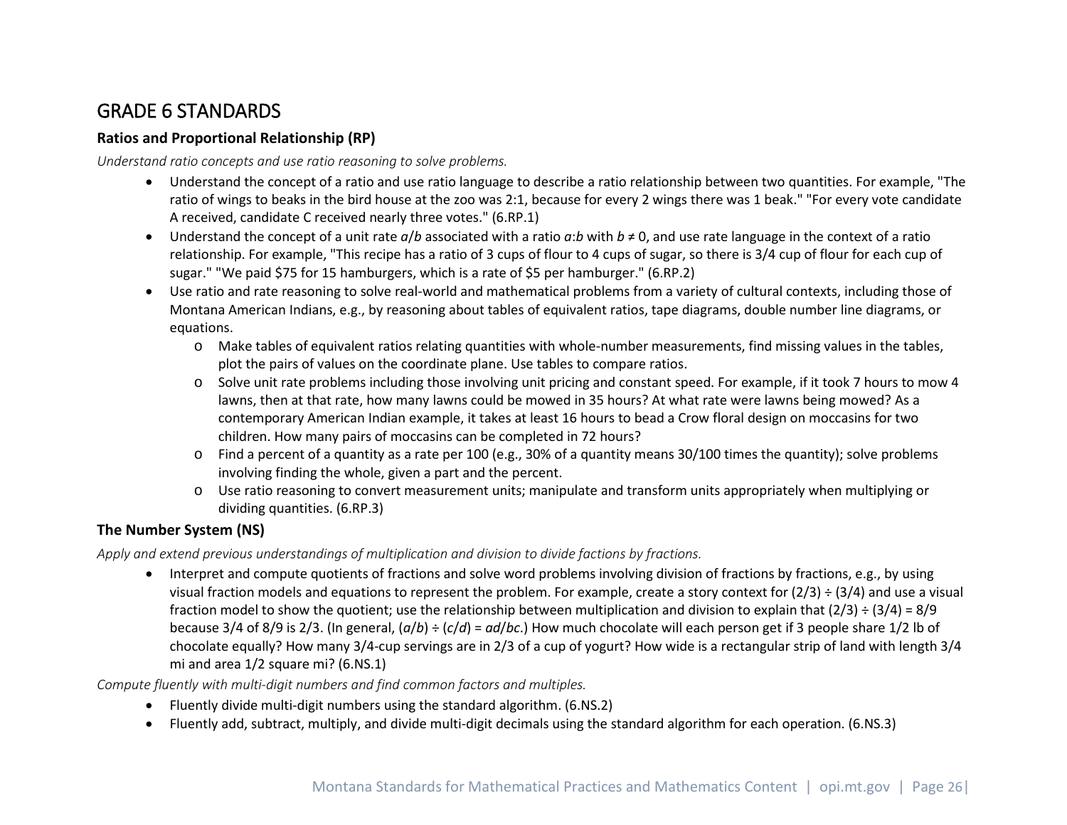# GRADE 6 STANDARDS

**Ratios and Proportional Relationship (RP)**

*Understand ratio concepts and use ratio reasoning to solve problems.*

- Understand the concept of a ratio and use ratio language to describe a ratio relationship between two quantities. For example, "The ratio of wings to beaks in the bird house at the zoo was 2:1, because for every 2 wings there was 1 beak." "For every vote candidate A received, candidate C received nearly three votes." (6.RP.1)
- Understand the concept of a unit rate $a/b$ associated with a ratio $a:b$ with $b \neq 0$, and use rate language in the context of a ratio relationship. For example, "This recipe has a ratio of 3 cups of flour to 4 cups of sugar, so there is 3/4 cup of flour for each cup of sugar." "We paid $75 for 15 hamburgers, which is a rate of $5 per hamburger." (6.RP.2)
- Use ratio and rate reasoning to solve real-world and mathematical problems from a variety of cultural contexts, including those of Montana American Indians, e.g., by reasoning about tables of equivalent ratios, tape diagrams, double number line diagrams, or equations.
  - Make tables of equivalent ratios relating quantities with whole-number measurements, find missing values in the tables, plot the pairs of values on the coordinate plane. Use tables to compare ratios.
  - Solve unit rate problems including those involving unit pricing and constant speed. For example, if it took 7 hours to mow 4 lawns, then at that rate, how many lawns could be mowed in 35 hours? At what rate were lawns being mowed? As a contemporary American Indian example, it takes at least 16 hours to bead a Crow floral design on moccasins for two children. How many pairs of moccasins can be completed in 72 hours?
  - Find a percent of a quantity as a rate per 100 (e.g., 30% of a quantity means 30/100 times the quantity); solve problems involving finding the whole, given a part and the percent.
  - Use ratio reasoning to convert measurement units; manipulate and transform units appropriately when multiplying or dividing quantities. (6.RP.3)

**The Number System (NS)**

*Apply and extend previous understandings of multiplication and division to divide factions by fractions.*

- Interpret and compute quotients of fractions and solve word problems involving division of fractions by fractions, e.g., by using visual fraction models and equations to represent the problem. For example, create a story context for $(2/3) \div (3/4)$ and use a visual fraction model to show the quotient; use the relationship between multiplication and division to explain that $(2/3) \div (3/4) = 8/9$ because 3/4 of 8/9 is 2/3. (In general, $(a/b) \div (c/d) = ad/bc$.) How much chocolate will each person get if 3 people share 1/2 lb of chocolate equally? How many 3/4-cup servings are in 2/3 of a cup of yogurt? How wide is a rectangular strip of land with length 3/4 mi and area 1/2 square mi? (6.NS.1)

*Compute fluently with multi-digit numbers and find common factors and multiples.*

- Fluently divide multi-digit numbers using the standard algorithm. (6.NS.2)
- Fluently add, subtract, multiply, and divide multi-digit decimals using the standard algorithm for each operation. (6.NS.3)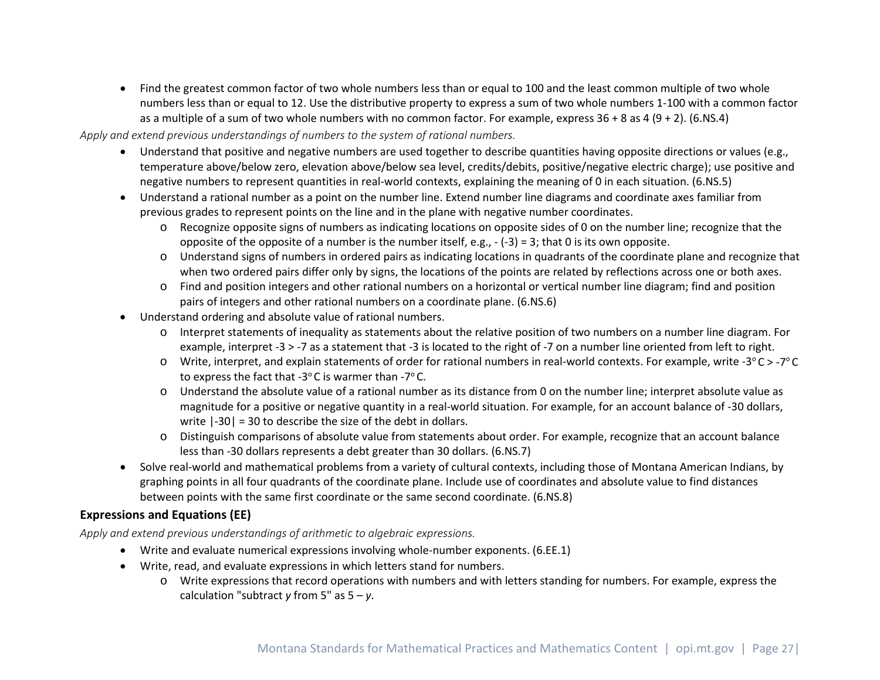- Find the greatest common factor of two whole numbers less than or equal to 100 and the least common multiple of two whole numbers less than or equal to 12. Use the distributive property to express a sum of two whole numbers 1-100 with a common factor as a multiple of a sum of two whole numbers with no common factor. For example, express 36 + 8 as 4 (9 + 2). (6.NS.4)

*Apply and extend previous understandings of numbers to the system of rational numbers.*

- Understand that positive and negative numbers are used together to describe quantities having opposite directions or values (e.g., temperature above/below zero, elevation above/below sea level, credits/debits, positive/negative electric charge); use positive and negative numbers to represent quantities in real-world contexts, explaining the meaning of 0 in each situation. (6.NS.5)
- Understand a rational number as a point on the number line. Extend number line diagrams and coordinate axes familiar from previous grades to represent points on the line and in the plane with negative number coordinates.
    - Recognize opposite signs of numbers as indicating locations on opposite sides of 0 on the number line; recognize that the opposite of the opposite of a number is the number itself, e.g., - (-3) = 3; that 0 is its own opposite.
    - Understand signs of numbers in ordered pairs as indicating locations in quadrants of the coordinate plane and recognize that when two ordered pairs differ only by signs, the locations of the points are related by reflections across one or both axes.
    - Find and position integers and other rational numbers on a horizontal or vertical number line diagram; find and position pairs of integers and other rational numbers on a coordinate plane. (6.NS.6)
- Understand ordering and absolute value of rational numbers.
    - Interpret statements of inequality as statements about the relative position of two numbers on a number line diagram. For example, interpret -3 > -7 as a statement that -3 is located to the right of -7 on a number line oriented from left to right.
    - Write, interpret, and explain statements of order for rational numbers in real-world contexts. For example, write $-3^{o}$C > $-7^{o}$C to express the fact that $-3^{o}$C is warmer than $-7^{o}$C.
    - Understand the absolute value of a rational number as its distance from 0 on the number line; interpret absolute value as magnitude for a positive or negative quantity in a real-world situation. For example, for an account balance of -30 dollars, write |-30| = 30 to describe the size of the debt in dollars.
    - Distinguish comparisons of absolute value from statements about order. For example, recognize that an account balance less than -30 dollars represents a debt greater than 30 dollars. (6.NS.7)
- Solve real-world and mathematical problems from a variety of cultural contexts, including those of Montana American Indians, by graphing points in all four quadrants of the coordinate plane. Include use of coordinates and absolute value to find distances between points with the same first coordinate or the same second coordinate. (6.NS.8)

**Expressions and Equations (EE)**

*Apply and extend previous understandings of arithmetic to algebraic expressions.*

- Write and evaluate numerical expressions involving whole-number exponents. (6.EE.1)
- Write, read, and evaluate expressions in which letters stand for numbers.
    - Write expressions that record operations with numbers and with letters standing for numbers. For example, express the calculation "subtract *y* from 5" as 5 – *y*.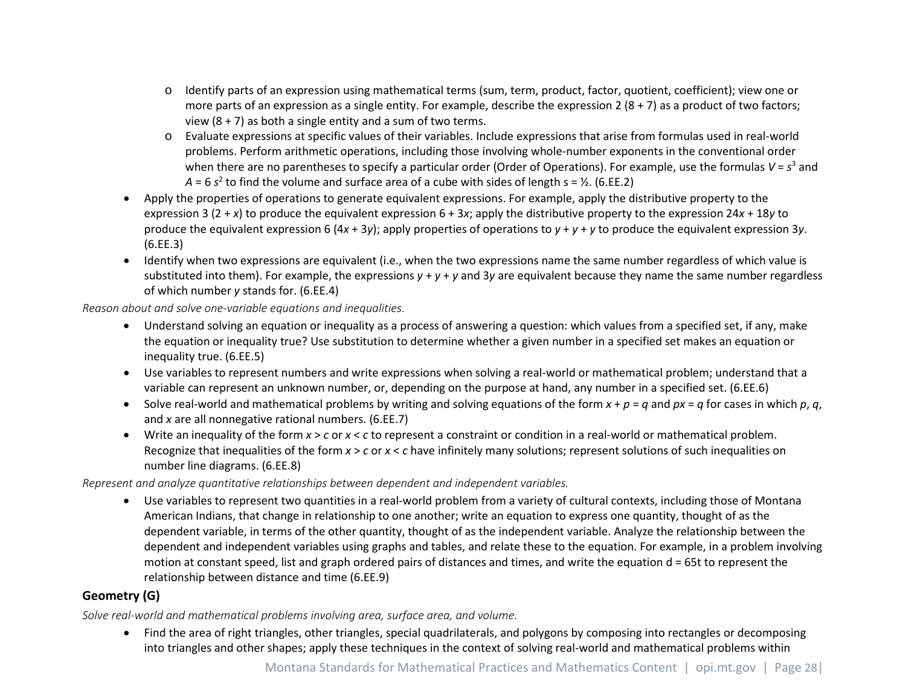- Identify parts of an expression using mathematical terms (sum, term, product, factor, quotient, coefficient); view one or more parts of an expression as a single entity. For example, describe the expression $2 (8 + 7)$ as a product of two factors; view $(8 + 7)$ as both a single entity and a sum of two terms.
  - Evaluate expressions at specific values of their variables. Include expressions that arise from formulas used in real-world problems. Perform arithmetic operations, including those involving whole-number exponents in the conventional order when there are no parentheses to specify a particular order (Order of Operations). For example, use the formulas $V = s^3$ and $A = 6 s^2$ to find the volume and surface area of a cube with sides of length $s = ½$. (6.EE.2)
- Apply the properties of operations to generate equivalent expressions. For example, apply the distributive property to the expression $3 (2 + x)$ to produce the equivalent expression $6 + 3x$; apply the distributive property to the expression $24x + 18y$ to produce the equivalent expression $6 (4x + 3y)$; apply properties of operations to $y + y + y$ to produce the equivalent expression $3y$. (6.EE.3)
- Identify when two expressions are equivalent (i.e., when the two expressions name the same number regardless of which value is substituted into them). For example, the expressions $y + y + y$ and $3y$ are equivalent because they name the same number regardless of which number $y$ stands for. (6.EE.4)

*Reason about and solve one-variable equations and inequalities.*

- Understand solving an equation or inequality as a process of answering a question: which values from a specified set, if any, make the equation or inequality true? Use substitution to determine whether a given number in a specified set makes an equation or inequality true. (6.EE.5)
- Use variables to represent numbers and write expressions when solving a real-world or mathematical problem; understand that a variable can represent an unknown number, or, depending on the purpose at hand, any number in a specified set. (6.EE.6)
- Solve real-world and mathematical problems by writing and solving equations of the form $x + p = q$ and $px = q$ for cases in which $p$, $q$, and $x$ are all nonnegative rational numbers. (6.EE.7)
- Write an inequality of the form $x > c$ or $x < c$ to represent a constraint or condition in a real-world or mathematical problem. Recognize that inequalities of the form $x > c$ or $x < c$ have infinitely many solutions; represent solutions of such inequalities on number line diagrams. (6.EE.8)

*Represent and analyze quantitative relationships between dependent and independent variables.*

- Use variables to represent two quantities in a real-world problem from a variety of cultural contexts, including those of Montana American Indians, that change in relationship to one another; write an equation to express one quantity, thought of as the dependent variable, in terms of the other quantity, thought of as the independent variable. Analyze the relationship between the dependent and independent variables using graphs and tables, and relate these to the equation. For example, in a problem involving motion at constant speed, list and graph ordered pairs of distances and times, and write the equation $d = 65t$ to represent the relationship between distance and time (6.EE.9)

## Geometry (G)

*Solve real-world and mathematical problems involving area, surface area, and volume.*

- Find the area of right triangles, other triangles, special quadrilaterals, and polygons by composing into rectangles or decomposing into triangles and other shapes; apply these techniques in the context of solving real-world and mathematical problems within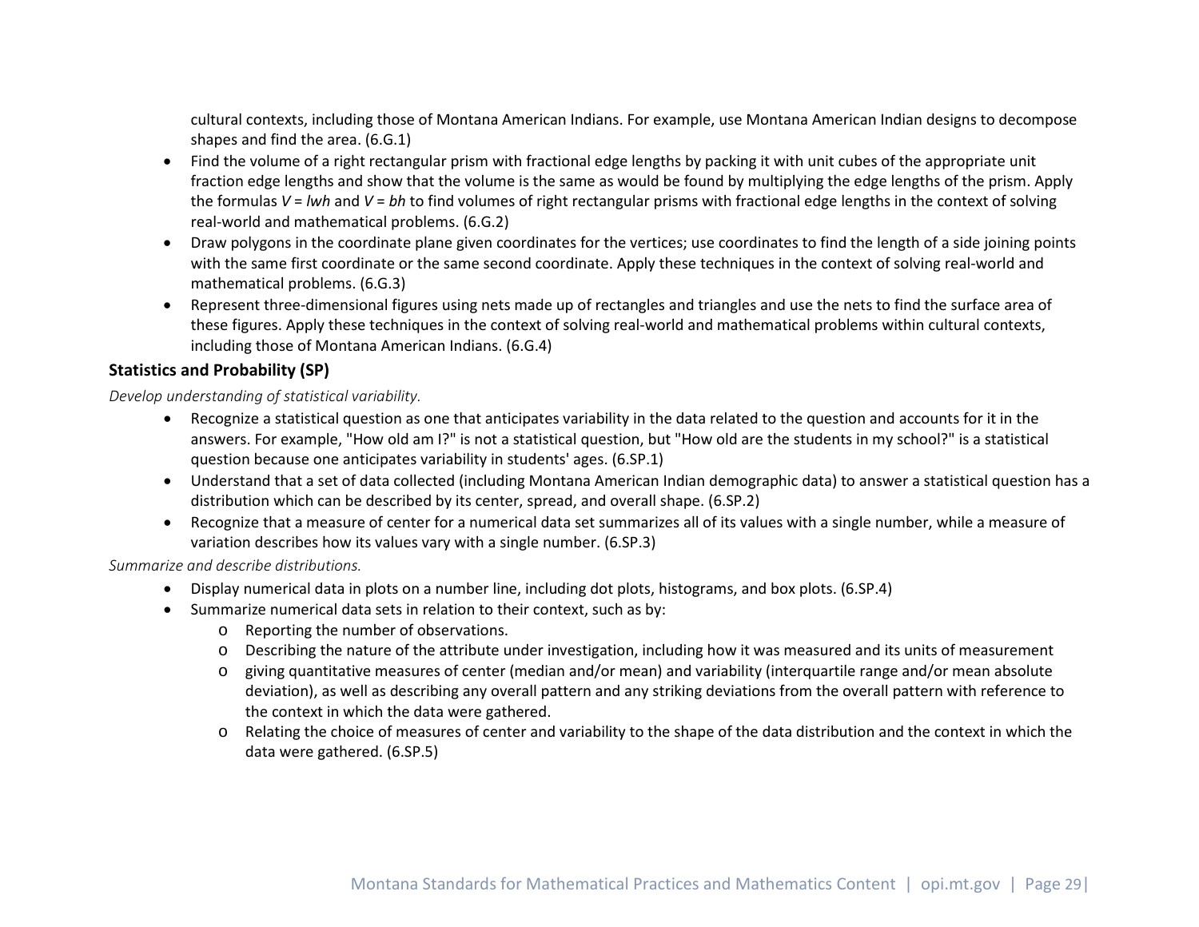cultural contexts, including those of Montana American Indians. For example, use Montana American Indian designs to decompose shapes and find the area. (6.G.1)

- Find the volume of a right rectangular prism with fractional edge lengths by packing it with unit cubes of the appropriate unit fraction edge lengths and show that the volume is the same as would be found by multiplying the edge lengths of the prism. Apply the formulas $V = lwh$ and $V = bh$ to find volumes of right rectangular prisms with fractional edge lengths in the context of solving real-world and mathematical problems. (6.G.2)
- Draw polygons in the coordinate plane given coordinates for the vertices; use coordinates to find the length of a side joining points with the same first coordinate or the same second coordinate. Apply these techniques in the context of solving real-world and mathematical problems. (6.G.3)
- Represent three-dimensional figures using nets made up of rectangles and triangles and use the nets to find the surface area of these figures. Apply these techniques in the context of solving real-world and mathematical problems within cultural contexts, including those of Montana American Indians. (6.G.4)

**Statistics and Probability (SP)**

*Develop understanding of statistical variability.*

- Recognize a statistical question as one that anticipates variability in the data related to the question and accounts for it in the answers. For example, "How old am I?" is not a statistical question, but "How old are the students in my school?" is a statistical question because one anticipates variability in students' ages. (6.SP.1)
- Understand that a set of data collected (including Montana American Indian demographic data) to answer a statistical question has a distribution which can be described by its center, spread, and overall shape. (6.SP.2)
- Recognize that a measure of center for a numerical data set summarizes all of its values with a single number, while a measure of variation describes how its values vary with a single number. (6.SP.3)

*Summarize and describe distributions.*

- Display numerical data in plots on a number line, including dot plots, histograms, and box plots. (6.SP.4)
- Summarize numerical data sets in relation to their context, such as by:
  - Reporting the number of observations.
  - Describing the nature of the attribute under investigation, including how it was measured and its units of measurement
  - giving quantitative measures of center (median and/or mean) and variability (interquartile range and/or mean absolute deviation), as well as describing any overall pattern and any striking deviations from the overall pattern with reference to the context in which the data were gathered.
  - Relating the choice of measures of center and variability to the shape of the data distribution and the context in which the data were gathered. (6.SP.5)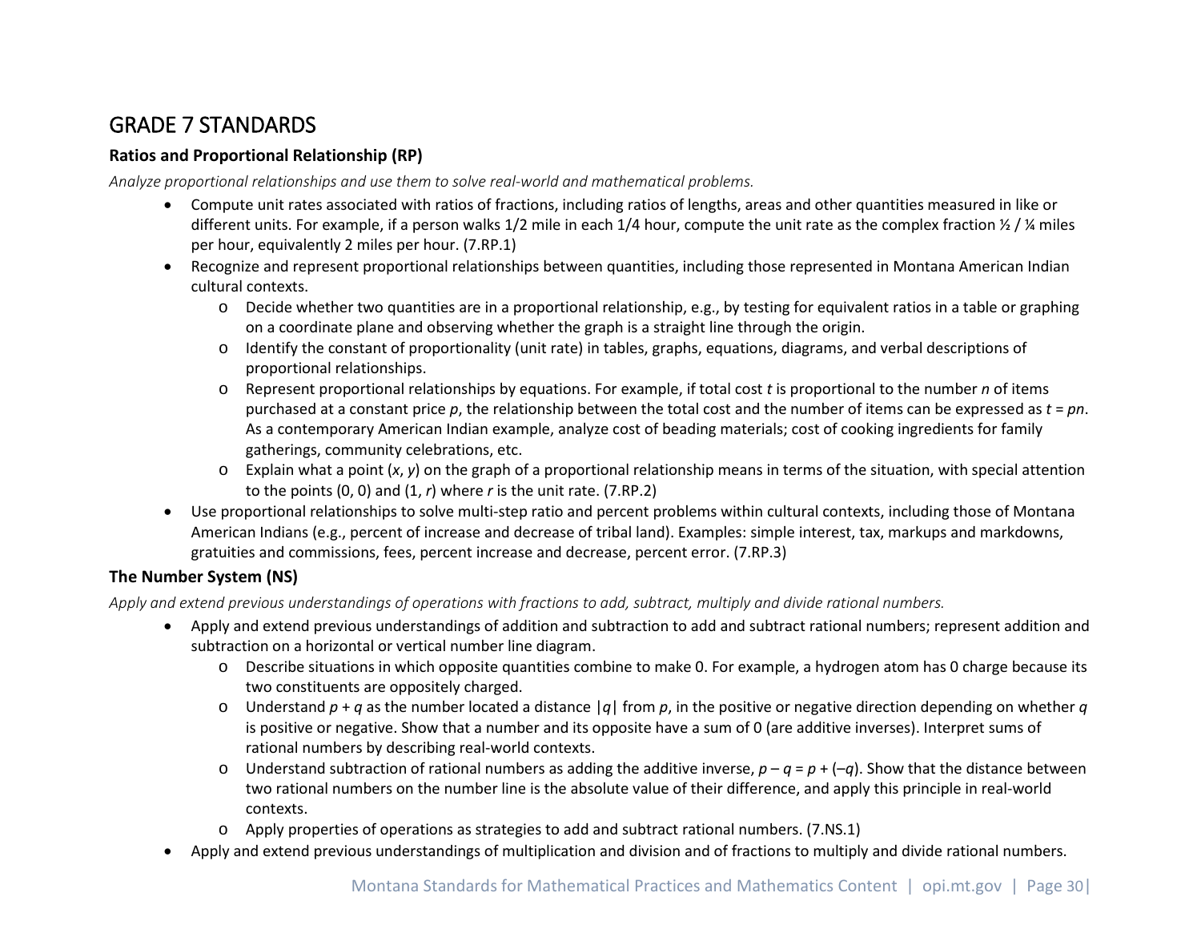# GRADE 7 STANDARDS

## Ratios and Proportional Relationship (RP)

*Analyze proportional relationships and use them to solve real-world and mathematical problems.*

- Compute unit rates associated with ratios of fractions, including ratios of lengths, areas and other quantities measured in like or different units. For example, if a person walks 1/2 mile in each 1/4 hour, compute the unit rate as the complex fraction ½ / ¼ miles per hour, equivalently 2 miles per hour. (7.RP.1)
- Recognize and represent proportional relationships between quantities, including those represented in Montana American Indian cultural contexts.
  - Decide whether two quantities are in a proportional relationship, e.g., by testing for equivalent ratios in a table or graphing on a coordinate plane and observing whether the graph is a straight line through the origin.
  - Identify the constant of proportionality (unit rate) in tables, graphs, equations, diagrams, and verbal descriptions of proportional relationships.
  - Represent proportional relationships by equations. For example, if total cost $t$ is proportional to the number $n$ of items purchased at a constant price $p$, the relationship between the total cost and the number of items can be expressed as $t = pn$. As a contemporary American Indian example, analyze cost of beading materials; cost of cooking ingredients for family gatherings, community celebrations, etc.
  - Explain what a point $(x, y)$ on the graph of a proportional relationship means in terms of the situation, with special attention to the points $(0, 0)$ and $(1, r)$ where $r$ is the unit rate. (7.RP.2)
- Use proportional relationships to solve multi-step ratio and percent problems within cultural contexts, including those of Montana American Indians (e.g., percent of increase and decrease of tribal land). Examples: simple interest, tax, markups and markdowns, gratuities and commissions, fees, percent increase and decrease, percent error. (7.RP.3)

## The Number System (NS)

*Apply and extend previous understandings of operations with fractions to add, subtract, multiply and divide rational numbers.*

- Apply and extend previous understandings of addition and subtraction to add and subtract rational numbers; represent addition and subtraction on a horizontal or vertical number line diagram.
  - Describe situations in which opposite quantities combine to make 0. For example, a hydrogen atom has 0 charge because its two constituents are oppositely charged.
  - Understand $p + q$ as the number located a distance $|q|$ from $p$, in the positive or negative direction depending on whether $q$ is positive or negative. Show that a number and its opposite have a sum of 0 (are additive inverses). Interpret sums of rational numbers by describing real-world contexts.
  - Understand subtraction of rational numbers as adding the additive inverse, $p – q = p + (–q)$. Show that the distance between two rational numbers on the number line is the absolute value of their difference, and apply this principle in real-world contexts.
  - Apply properties of operations as strategies to add and subtract rational numbers. (7.NS.1)
- Apply and extend previous understandings of multiplication and division and of fractions to multiply and divide rational numbers.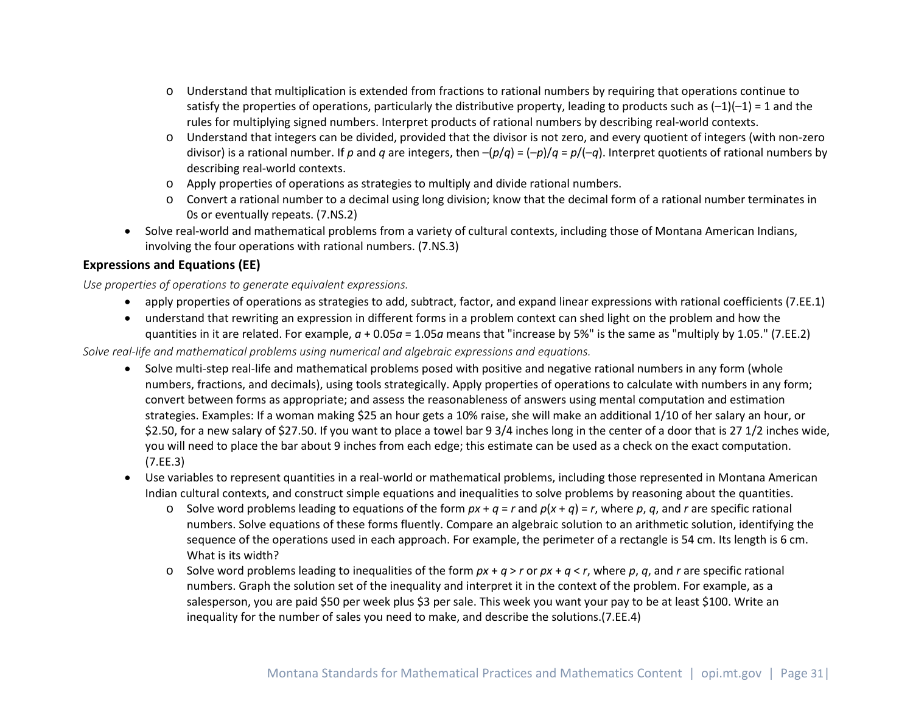- Understand that multiplication is extended from fractions to rational numbers by requiring that operations continue to satisfy the properties of operations, particularly the distributive property, leading to products such as $(-1)(-1) = 1$ and the rules for multiplying signed numbers. Interpret products of rational numbers by describing real-world contexts.
    - Understand that integers can be divided, provided that the divisor is not zero, and every quotient of integers (with non-zero divisor) is a rational number. If $p$ and $q$ are integers, then $-(p/q) = (-p)/q = p/(-q)$. Interpret quotients of rational numbers by describing real-world contexts.
    - Apply properties of operations as strategies to multiply and divide rational numbers.
    - Convert a rational number to a decimal using long division; know that the decimal form of a rational number terminates in 0s or eventually repeats. (7.NS.2)
- Solve real-world and mathematical problems from a variety of cultural contexts, including those of Montana American Indians, involving the four operations with rational numbers. (7.NS.3)

**Expressions and Equations (EE)**

*Use properties of operations to generate equivalent expressions.*

- apply properties of operations as strategies to add, subtract, factor, and expand linear expressions with rational coefficients (7.EE.1)
- understand that rewriting an expression in different forms in a problem context can shed light on the problem and how the quantities in it are related. For example, $a + 0.05a = 1.05a$ means that "increase by 5%" is the same as "multiply by 1.05." (7.EE.2)

*Solve real-life and mathematical problems using numerical and algebraic expressions and equations.*

- Solve multi-step real-life and mathematical problems posed with positive and negative rational numbers in any form (whole numbers, fractions, and decimals), using tools strategically. Apply properties of operations to calculate with numbers in any form; convert between forms as appropriate; and assess the reasonableness of answers using mental computation and estimation strategies. Examples: If a woman making $25 an hour gets a 10% raise, she will make an additional 1/10 of her salary an hour, or $2.50, for a new salary of $27.50. If you want to place a towel bar 9 3/4 inches long in the center of a door that is 27 1/2 inches wide, you will need to place the bar about 9 inches from each edge; this estimate can be used as a check on the exact computation. (7.EE.3)
- Use variables to represent quantities in a real-world or mathematical problems, including those represented in Montana American Indian cultural contexts, and construct simple equations and inequalities to solve problems by reasoning about the quantities.
    - Solve word problems leading to equations of the form $px + q = r$ and $p(x + q) = r$, where $p$, $q$, and $r$ are specific rational numbers. Solve equations of these forms fluently. Compare an algebraic solution to an arithmetic solution, identifying the sequence of the operations used in each approach. For example, the perimeter of a rectangle is 54 cm. Its length is 6 cm. What is its width?
    - Solve word problems leading to inequalities of the form $px + q > r$ or $px + q < r$, where $p$, $q$, and $r$ are specific rational numbers. Graph the solution set of the inequality and interpret it in the context of the problem. For example, as a salesperson, you are paid $50 per week plus $3 per sale. This week you want your pay to be at least $100. Write an inequality for the number of sales you need to make, and describe the solutions.(7.EE.4)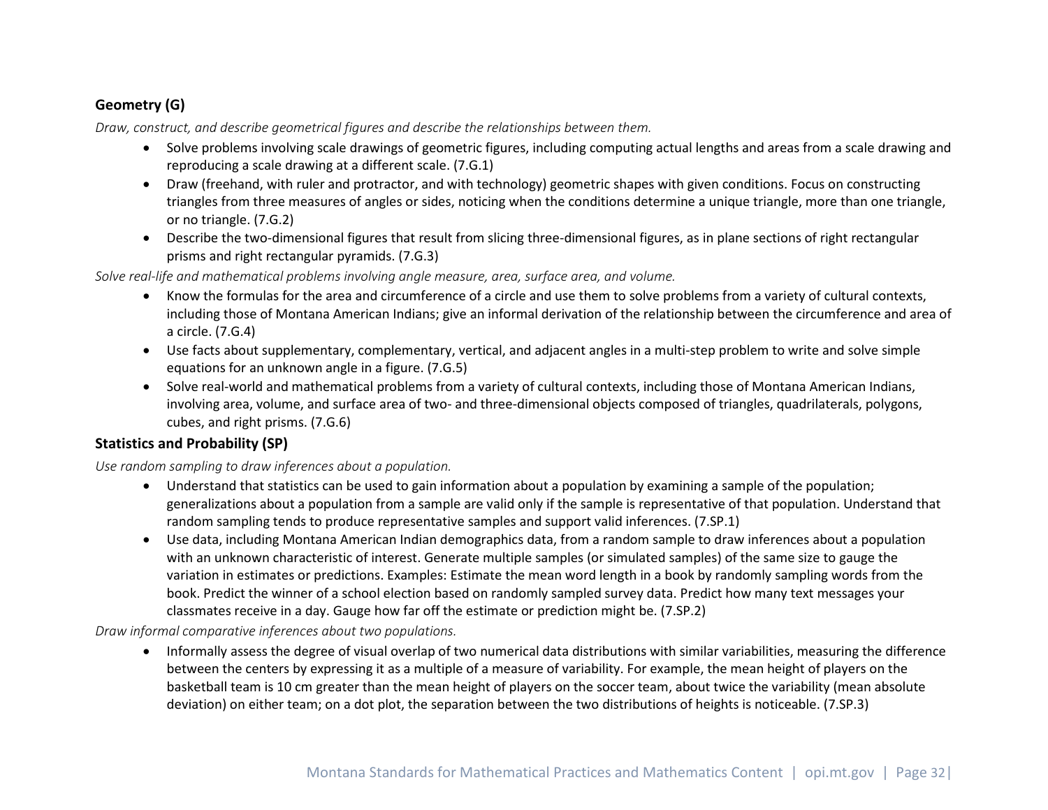### Geometry (G)

*Draw, construct, and describe geometrical figures and describe the relationships between them.*

- Solve problems involving scale drawings of geometric figures, including computing actual lengths and areas from a scale drawing and reproducing a scale drawing at a different scale. (7.G.1)
- Draw (freehand, with ruler and protractor, and with technology) geometric shapes with given conditions. Focus on constructing triangles from three measures of angles or sides, noticing when the conditions determine a unique triangle, more than one triangle, or no triangle. (7.G.2)
- Describe the two-dimensional figures that result from slicing three-dimensional figures, as in plane sections of right rectangular prisms and right rectangular pyramids. (7.G.3)

*Solve real-life and mathematical problems involving angle measure, area, surface area, and volume.*

- Know the formulas for the area and circumference of a circle and use them to solve problems from a variety of cultural contexts, including those of Montana American Indians; give an informal derivation of the relationship between the circumference and area of a circle. (7.G.4)
- Use facts about supplementary, complementary, vertical, and adjacent angles in a multi-step problem to write and solve simple equations for an unknown angle in a figure. (7.G.5)
- Solve real-world and mathematical problems from a variety of cultural contexts, including those of Montana American Indians, involving area, volume, and surface area of two- and three-dimensional objects composed of triangles, quadrilaterals, polygons, cubes, and right prisms. (7.G.6)

### Statistics and Probability (SP)

*Use random sampling to draw inferences about a population.*

- Understand that statistics can be used to gain information about a population by examining a sample of the population; generalizations about a population from a sample are valid only if the sample is representative of that population. Understand that random sampling tends to produce representative samples and support valid inferences. (7.SP.1)
- Use data, including Montana American Indian demographics data, from a random sample to draw inferences about a population with an unknown characteristic of interest. Generate multiple samples (or simulated samples) of the same size to gauge the variation in estimates or predictions. Examples: Estimate the mean word length in a book by randomly sampling words from the book. Predict the winner of a school election based on randomly sampled survey data. Predict how many text messages your classmates receive in a day. Gauge how far off the estimate or prediction might be. (7.SP.2)

*Draw informal comparative inferences about two populations.*

- Informally assess the degree of visual overlap of two numerical data distributions with similar variabilities, measuring the difference between the centers by expressing it as a multiple of a measure of variability. For example, the mean height of players on the basketball team is 10 cm greater than the mean height of players on the soccer team, about twice the variability (mean absolute deviation) on either team; on a dot plot, the separation between the two distributions of heights is noticeable. (7.SP.3)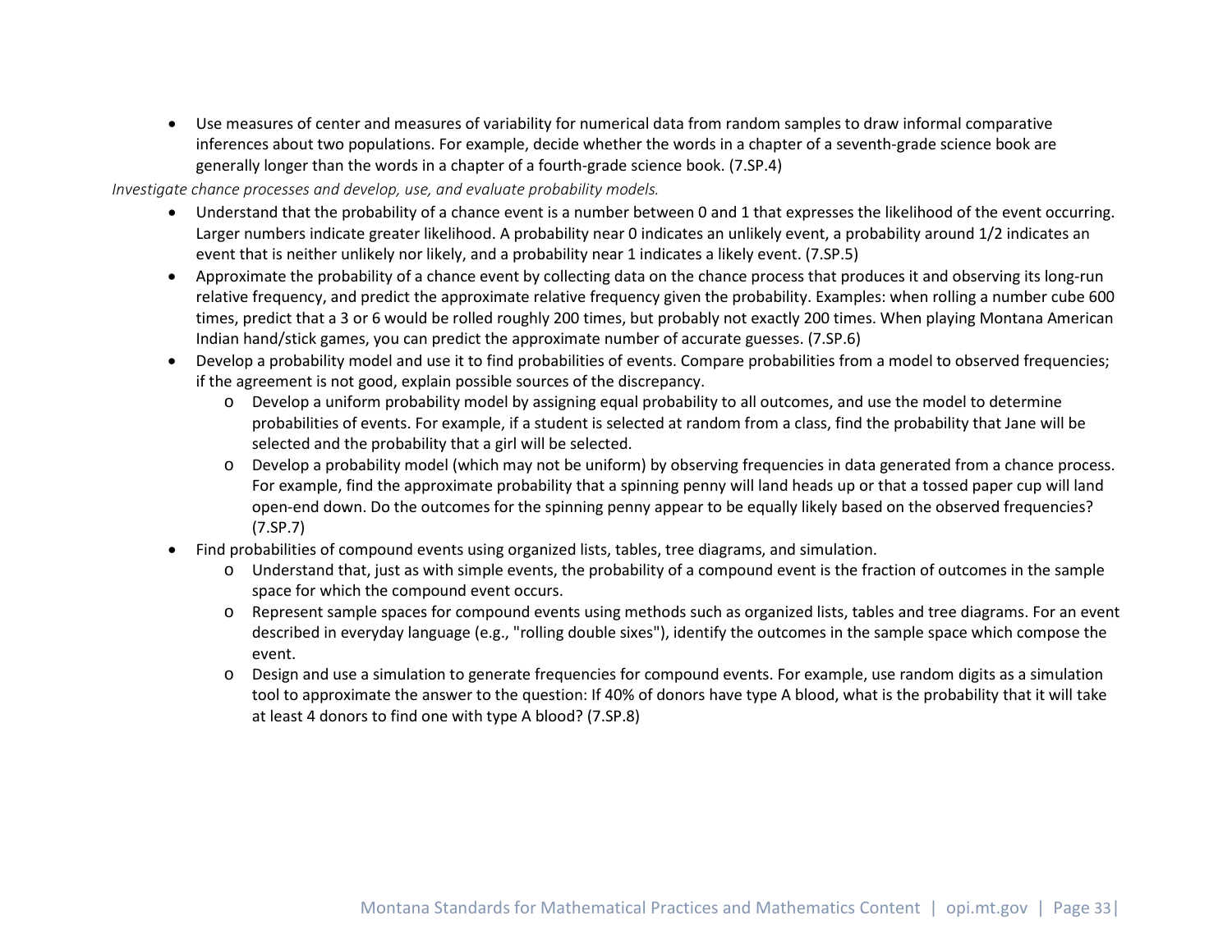- Use measures of center and measures of variability for numerical data from random samples to draw informal comparative inferences about two populations. For example, decide whether the words in a chapter of a seventh-grade science book are generally longer than the words in a chapter of a fourth-grade science book. (7.SP.4)

*Investigate chance processes and develop, use, and evaluate probability models.*

- Understand that the probability of a chance event is a number between 0 and 1 that expresses the likelihood of the event occurring. Larger numbers indicate greater likelihood. A probability near 0 indicates an unlikely event, a probability around 1/2 indicates an event that is neither unlikely nor likely, and a probability near 1 indicates a likely event. (7.SP.5)
- Approximate the probability of a chance event by collecting data on the chance process that produces it and observing its long-run relative frequency, and predict the approximate relative frequency given the probability. Examples: when rolling a number cube 600 times, predict that a 3 or 6 would be rolled roughly 200 times, but probably not exactly 200 times. When playing Montana American Indian hand/stick games, you can predict the approximate number of accurate guesses. (7.SP.6)
- Develop a probability model and use it to find probabilities of events. Compare probabilities from a model to observed frequencies; if the agreement is not good, explain possible sources of the discrepancy.
    - Develop a uniform probability model by assigning equal probability to all outcomes, and use the model to determine probabilities of events. For example, if a student is selected at random from a class, find the probability that Jane will be selected and the probability that a girl will be selected.
    - Develop a probability model (which may not be uniform) by observing frequencies in data generated from a chance process. For example, find the approximate probability that a spinning penny will land heads up or that a tossed paper cup will land open-end down. Do the outcomes for the spinning penny appear to be equally likely based on the observed frequencies? (7.SP.7)
- Find probabilities of compound events using organized lists, tables, tree diagrams, and simulation.
    - Understand that, just as with simple events, the probability of a compound event is the fraction of outcomes in the sample space for which the compound event occurs.
    - Represent sample spaces for compound events using methods such as organized lists, tables and tree diagrams. For an event described in everyday language (e.g., "rolling double sixes"), identify the outcomes in the sample space which compose the event.
    - Design and use a simulation to generate frequencies for compound events. For example, use random digits as a simulation tool to approximate the answer to the question: If 40% of donors have type A blood, what is the probability that it will take at least 4 donors to find one with type A blood? (7.SP.8)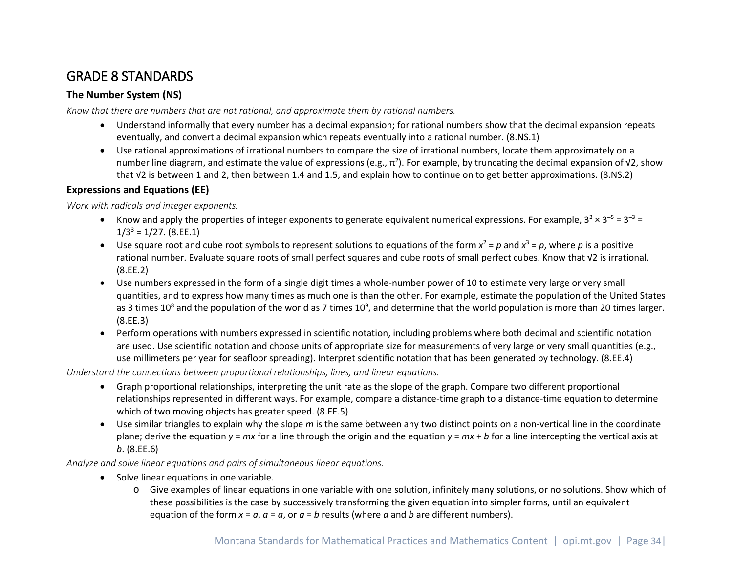## GRADE 8 STANDARDS

### The Number System (NS)

*Know that there are numbers that are not rational, and approximate them by rational numbers.*

- Understand informally that every number has a decimal expansion; for rational numbers show that the decimal expansion repeats eventually, and convert a decimal expansion which repeats eventually into a rational number. (8.NS.1)
- Use rational approximations of irrational numbers to compare the size of irrational numbers, locate them approximately on a number line diagram, and estimate the value of expressions (e.g., $\pi^2$). For example, by truncating the decimal expansion of $\sqrt{2}$, show that $\sqrt{2}$ is between 1 and 2, then between 1.4 and 1.5, and explain how to continue on to get better approximations. (8.NS.2)

### Expressions and Equations (EE)

*Work with radicals and integer exponents.*

- Know and apply the properties of integer exponents to generate equivalent numerical expressions. For example, $3^2 \times 3^{-5} = 3^{-3} = 1/3^3 = 1/27$. (8.EE.1)
- Use square root and cube root symbols to represent solutions to equations of the form $x^2 = p$ and $x^3 = p$, where $p$ is a positive rational number. Evaluate square roots of small perfect squares and cube roots of small perfect cubes. Know that $\sqrt{2}$ is irrational. (8.EE.2)
- Use numbers expressed in the form of a single digit times a whole-number power of 10 to estimate very large or very small quantities, and to express how many times as much one is than the other. For example, estimate the population of the United States as 3 times $10^8$ and the population of the world as 7 times $10^9$, and determine that the world population is more than 20 times larger. (8.EE.3)
- Perform operations with numbers expressed in scientific notation, including problems where both decimal and scientific notation are used. Use scientific notation and choose units of appropriate size for measurements of very large or very small quantities (e.g., use millimeters per year for seafloor spreading). Interpret scientific notation that has been generated by technology. (8.EE.4)

*Understand the connections between proportional relationships, lines, and linear equations.*

- Graph proportional relationships, interpreting the unit rate as the slope of the graph. Compare two different proportional relationships represented in different ways. For example, compare a distance-time graph to a distance-time equation to determine which of two moving objects has greater speed. (8.EE.5)
- Use similar triangles to explain why the slope $m$ is the same between any two distinct points on a non-vertical line in the coordinate plane; derive the equation $y = mx$ for a line through the origin and the equation $y = mx + b$ for a line intercepting the vertical axis at $b$. (8.EE.6)

*Analyze and solve linear equations and pairs of simultaneous linear equations.*

- Solve linear equations in one variable.
  - Give examples of linear equations in one variable with one solution, infinitely many solutions, or no solutions. Show which of these possibilities is the case by successively transforming the given equation into simpler forms, until an equivalent equation of the form $x = a$, $a = a$, or $a = b$ results (where $a$ and $b$ are different numbers).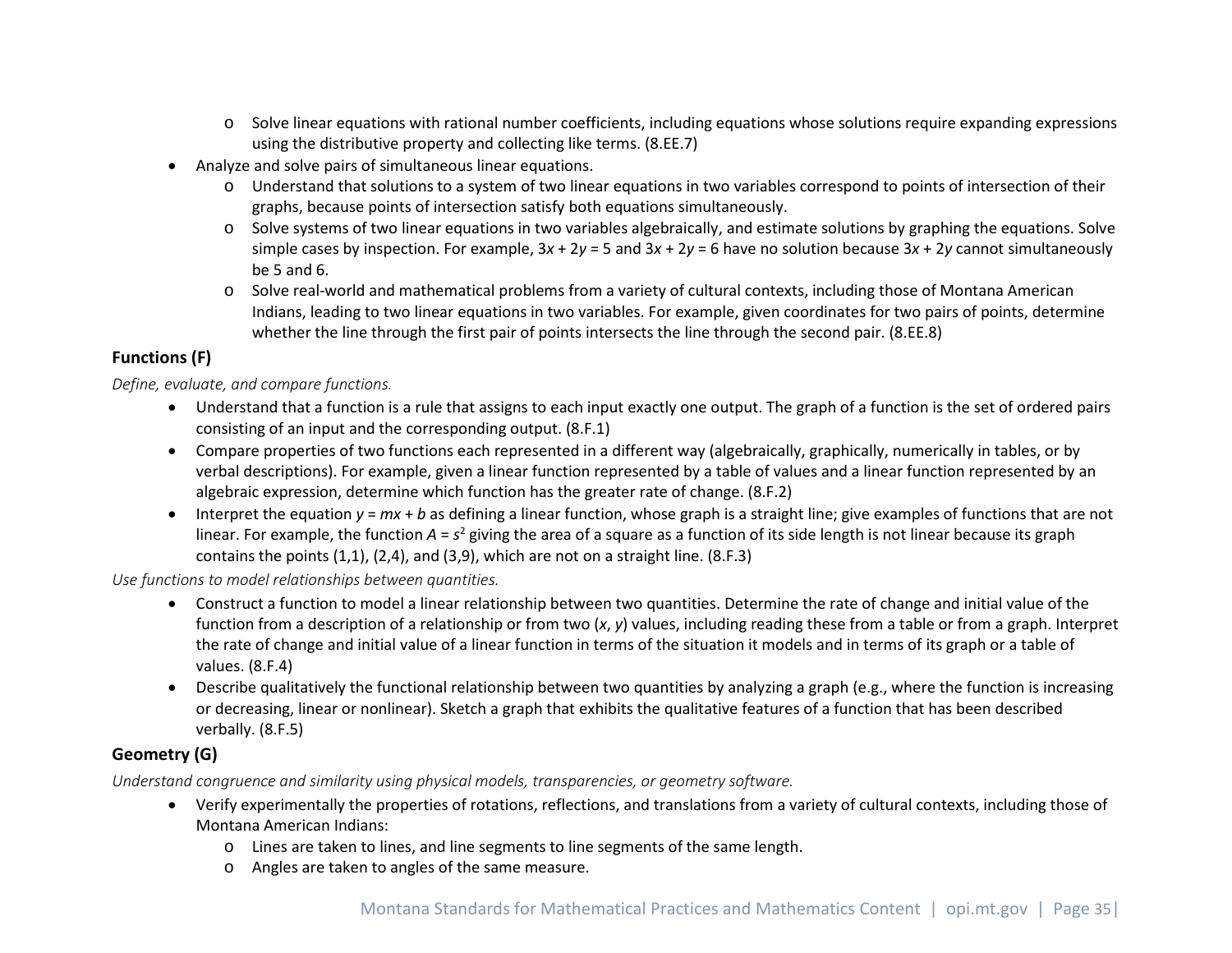- Solve linear equations with rational number coefficients, including equations whose solutions require expanding expressions using the distributive property and collecting like terms. (8.EE.7)
- Analyze and solve pairs of simultaneous linear equations.
    - Understand that solutions to a system of two linear equations in two variables correspond to points of intersection of their graphs, because points of intersection satisfy both equations simultaneously.
    - Solve systems of two linear equations in two variables algebraically, and estimate solutions by graphing the equations. Solve simple cases by inspection. For example, $3x + 2y = 5$ and $3x + 2y = 6$ have no solution because $3x + 2y$ cannot simultaneously be 5 and 6.
    - Solve real-world and mathematical problems from a variety of cultural contexts, including those of Montana American Indians, leading to two linear equations in two variables. For example, given coordinates for two pairs of points, determine whether the line through the first pair of points intersects the line through the second pair. (8.EE.8)

## Functions (F)

*Define, evaluate, and compare functions.*

- Understand that a function is a rule that assigns to each input exactly one output. The graph of a function is the set of ordered pairs consisting of an input and the corresponding output. (8.F.1)
- Compare properties of two functions each represented in a different way (algebraically, graphically, numerically in tables, or by verbal descriptions). For example, given a linear function represented by a table of values and a linear function represented by an algebraic expression, determine which function has the greater rate of change. (8.F.2)
- Interpret the equation $y = mx + b$ as defining a linear function, whose graph is a straight line; give examples of functions that are not linear. For example, the function $A = s^2$ giving the area of a square as a function of its side length is not linear because its graph contains the points (1,1), (2,4), and (3,9), which are not on a straight line. (8.F.3)

*Use functions to model relationships between quantities.*

- Construct a function to model a linear relationship between two quantities. Determine the rate of change and initial value of the function from a description of a relationship or from two ($x$, $y$) values, including reading these from a table or from a graph. Interpret the rate of change and initial value of a linear function in terms of the situation it models and in terms of its graph or a table of values. (8.F.4)
- Describe qualitatively the functional relationship between two quantities by analyzing a graph (e.g., where the function is increasing or decreasing, linear or nonlinear). Sketch a graph that exhibits the qualitative features of a function that has been described verbally. (8.F.5)

## Geometry (G)

*Understand congruence and similarity using physical models, transparencies, or geometry software.*

- Verify experimentally the properties of rotations, reflections, and translations from a variety of cultural contexts, including those of Montana American Indians:
    - Lines are taken to lines, and line segments to line segments of the same length.
    - Angles are taken to angles of the same measure.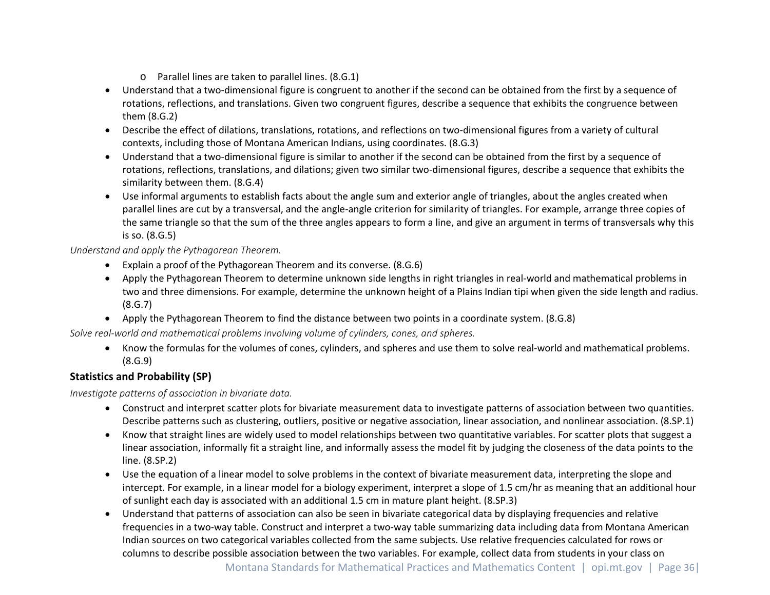- Parallel lines are taken to parallel lines. (8.G.1)
- Understand that a two-dimensional figure is congruent to another if the second can be obtained from the first by a sequence of rotations, reflections, and translations. Given two congruent figures, describe a sequence that exhibits the congruence between them (8.G.2)
- Describe the effect of dilations, translations, rotations, and reflections on two-dimensional figures from a variety of cultural contexts, including those of Montana American Indians, using coordinates. (8.G.3)
- Understand that a two-dimensional figure is similar to another if the second can be obtained from the first by a sequence of rotations, reflections, translations, and dilations; given two similar two-dimensional figures, describe a sequence that exhibits the similarity between them. (8.G.4)
- Use informal arguments to establish facts about the angle sum and exterior angle of triangles, about the angles created when parallel lines are cut by a transversal, and the angle-angle criterion for similarity of triangles. For example, arrange three copies of the same triangle so that the sum of the three angles appears to form a line, and give an argument in terms of transversals why this is so. (8.G.5)

*Understand and apply the Pythagorean Theorem.*

- Explain a proof of the Pythagorean Theorem and its converse. (8.G.6)
- Apply the Pythagorean Theorem to determine unknown side lengths in right triangles in real-world and mathematical problems in two and three dimensions. For example, determine the unknown height of a Plains Indian tipi when given the side length and radius. (8.G.7)
- Apply the Pythagorean Theorem to find the distance between two points in a coordinate system. (8.G.8)

*Solve real-world and mathematical problems involving volume of cylinders, cones, and spheres.*

- Know the formulas for the volumes of cones, cylinders, and spheres and use them to solve real-world and mathematical problems. (8.G.9)

**Statistics and Probability (SP)**

*Investigate patterns of association in bivariate data.*

- Construct and interpret scatter plots for bivariate measurement data to investigate patterns of association between two quantities. Describe patterns such as clustering, outliers, positive or negative association, linear association, and nonlinear association. (8.SP.1)
- Know that straight lines are widely used to model relationships between two quantitative variables. For scatter plots that suggest a linear association, informally fit a straight line, and informally assess the model fit by judging the closeness of the data points to the line. (8.SP.2)
- Use the equation of a linear model to solve problems in the context of bivariate measurement data, interpreting the slope and intercept. For example, in a linear model for a biology experiment, interpret a slope of 1.5 cm/hr as meaning that an additional hour of sunlight each day is associated with an additional 1.5 cm in mature plant height. (8.SP.3)
- Understand that patterns of association can also be seen in bivariate categorical data by displaying frequencies and relative frequencies in a two-way table. Construct and interpret a two-way table summarizing data including data from Montana American Indian sources on two categorical variables collected from the same subjects. Use relative frequencies calculated for rows or columns to describe possible association between the two variables. For example, collect data from students in your class on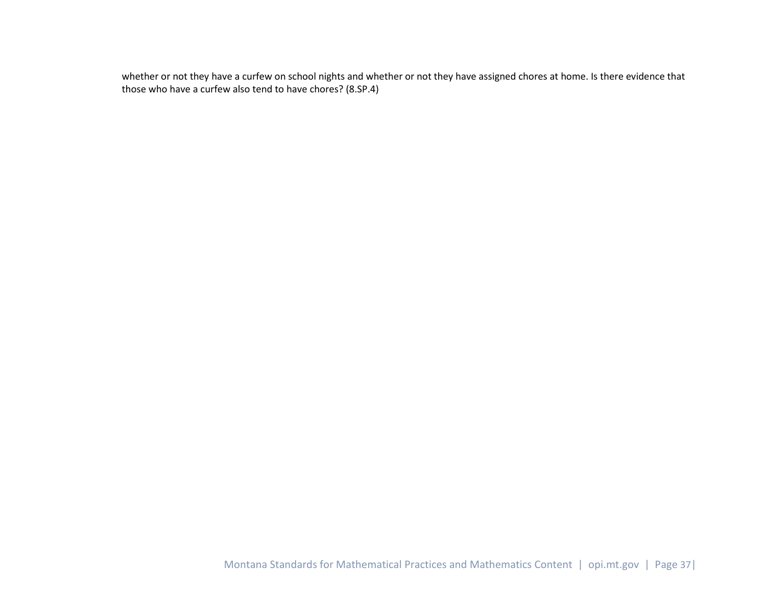whether or not they have a curfew on school nights and whether or not they have assigned chores at home. Is there evidence that those who have a curfew also tend to have chores? (8.SP.4)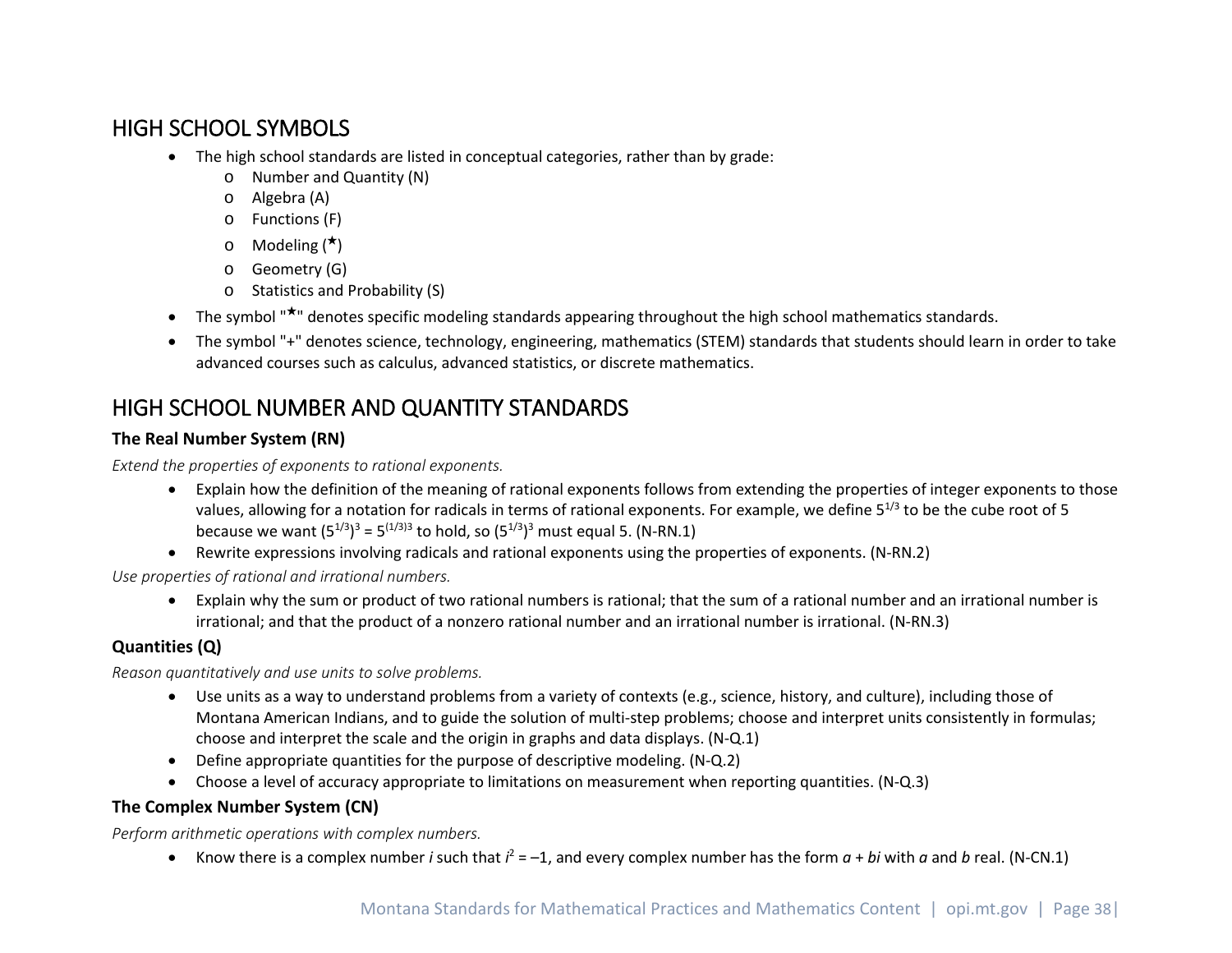# HIGH SCHOOL SYMBOLS

- The high school standards are listed in conceptual categories, rather than by grade:
  - Number and Quantity (N)
  - Algebra (A)
  - Functions (F)
  - Modeling (★)
  - Geometry (G)
  - Statistics and Probability (S)
- The symbol "★" denotes specific modeling standards appearing throughout the high school mathematics standards.
- The symbol "+" denotes science, technology, engineering, mathematics (STEM) standards that students should learn in order to take advanced courses such as calculus, advanced statistics, or discrete mathematics.

# HIGH SCHOOL NUMBER AND QUANTITY STANDARDS

### The Real Number System (RN)

*Extend the properties of exponents to rational exponents.*

- Explain how the definition of the meaning of rational exponents follows from extending the properties of integer exponents to those values, allowing for a notation for radicals in terms of rational exponents. For example, we define $5^{1/3}$ to be the cube root of 5 because we want $(5^{1/3})^3 = 5^{(1/3)3}$ to hold, so $(5^{1/3})^3$ must equal 5. (N-RN.1)
- Rewrite expressions involving radicals and rational exponents using the properties of exponents. (N-RN.2)

*Use properties of rational and irrational numbers.*

- Explain why the sum or product of two rational numbers is rational; that the sum of a rational number and an irrational number is irrational; and that the product of a nonzero rational number and an irrational number is irrational. (N-RN.3)

### Quantities (Q)

*Reason quantitatively and use units to solve problems.*

- Use units as a way to understand problems from a variety of contexts (e.g., science, history, and culture), including those of Montana American Indians, and to guide the solution of multi-step problems; choose and interpret units consistently in formulas; choose and interpret the scale and the origin in graphs and data displays. (N-Q.1)
- Define appropriate quantities for the purpose of descriptive modeling. (N-Q.2)
- Choose a level of accuracy appropriate to limitations on measurement when reporting quantities. (N-Q.3)

### The Complex Number System (CN)

*Perform arithmetic operations with complex numbers.*

- Know there is a complex number $i$ such that $i^2 = -1$, and every complex number has the form $a + bi$ with $a$ and $b$ real. (N-CN.1)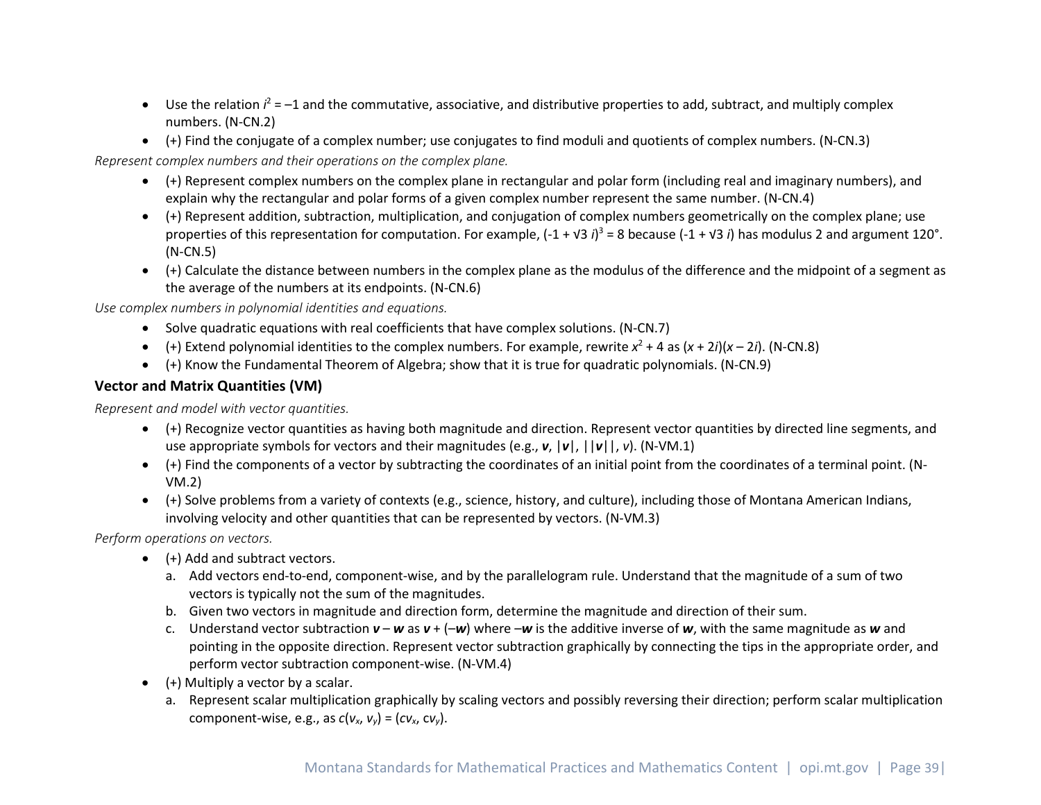- Use the relation $i^2 = -1$ and the commutative, associative, and distributive properties to add, subtract, and multiply complex numbers. (N-CN.2)
- (+) Find the conjugate of a complex number; use conjugates to find moduli and quotients of complex numbers. (N-CN.3)

*Represent complex numbers and their operations on the complex plane.*

- (+) Represent complex numbers on the complex plane in rectangular and polar form (including real and imaginary numbers), and explain why the rectangular and polar forms of a given complex number represent the same number. (N-CN.4)
- (+) Represent addition, subtraction, multiplication, and conjugation of complex numbers geometrically on the complex plane; use properties of this representation for computation. For example, $(-1 + \sqrt{3}\, i)^3 = 8$ because $(-1 + \sqrt{3}\, i)$ has modulus 2 and argument 120°. (N-CN.5)
- (+) Calculate the distance between numbers in the complex plane as the modulus of the difference and the midpoint of a segment as the average of the numbers at its endpoints. (N-CN.6)

*Use complex numbers in polynomial identities and equations.*

- Solve quadratic equations with real coefficients that have complex solutions. (N-CN.7)
- (+) Extend polynomial identities to the complex numbers. For example, rewrite $x^2 + 4$ as $(x + 2i)(x - 2i)$. (N-CN.8)
- (+) Know the Fundamental Theorem of Algebra; show that it is true for quadratic polynomials. (N-CN.9)

**Vector and Matrix Quantities (VM)**

*Represent and model with vector quantities.*

- (+) Recognize vector quantities as having both magnitude and direction. Represent vector quantities by directed line segments, and use appropriate symbols for vectors and their magnitudes (e.g., $\boldsymbol{v}$, $|\boldsymbol{v}|$, $||\boldsymbol{v}||$, $v$). (N-VM.1)
- (+) Find the components of a vector by subtracting the coordinates of an initial point from the coordinates of a terminal point. (N-VM.2)
- (+) Solve problems from a variety of contexts (e.g., science, history, and culture), including those of Montana American Indians, involving velocity and other quantities that can be represented by vectors. (N-VM.3)

*Perform operations on vectors.*

- (+) Add and subtract vectors.
  a. Add vectors end-to-end, component-wise, and by the parallelogram rule. Understand that the magnitude of a sum of two vectors is typically not the sum of the magnitudes.
  b. Given two vectors in magnitude and direction form, determine the magnitude and direction of their sum.
  c. Understand vector subtraction $\boldsymbol{v} - \boldsymbol{w}$ as $\boldsymbol{v} + (-\boldsymbol{w})$ where $-\boldsymbol{w}$ is the additive inverse of $\boldsymbol{w}$, with the same magnitude as $\boldsymbol{w}$ and pointing in the opposite direction. Represent vector subtraction graphically by connecting the tips in the appropriate order, and perform vector subtraction component-wise. (N-VM.4)
- (+) Multiply a vector by a scalar.
  a. Represent scalar multiplication graphically by scaling vectors and possibly reversing their direction; perform scalar multiplication component-wise, e.g., as $c(v_x, v_y) = (cv_x, cv_y)$.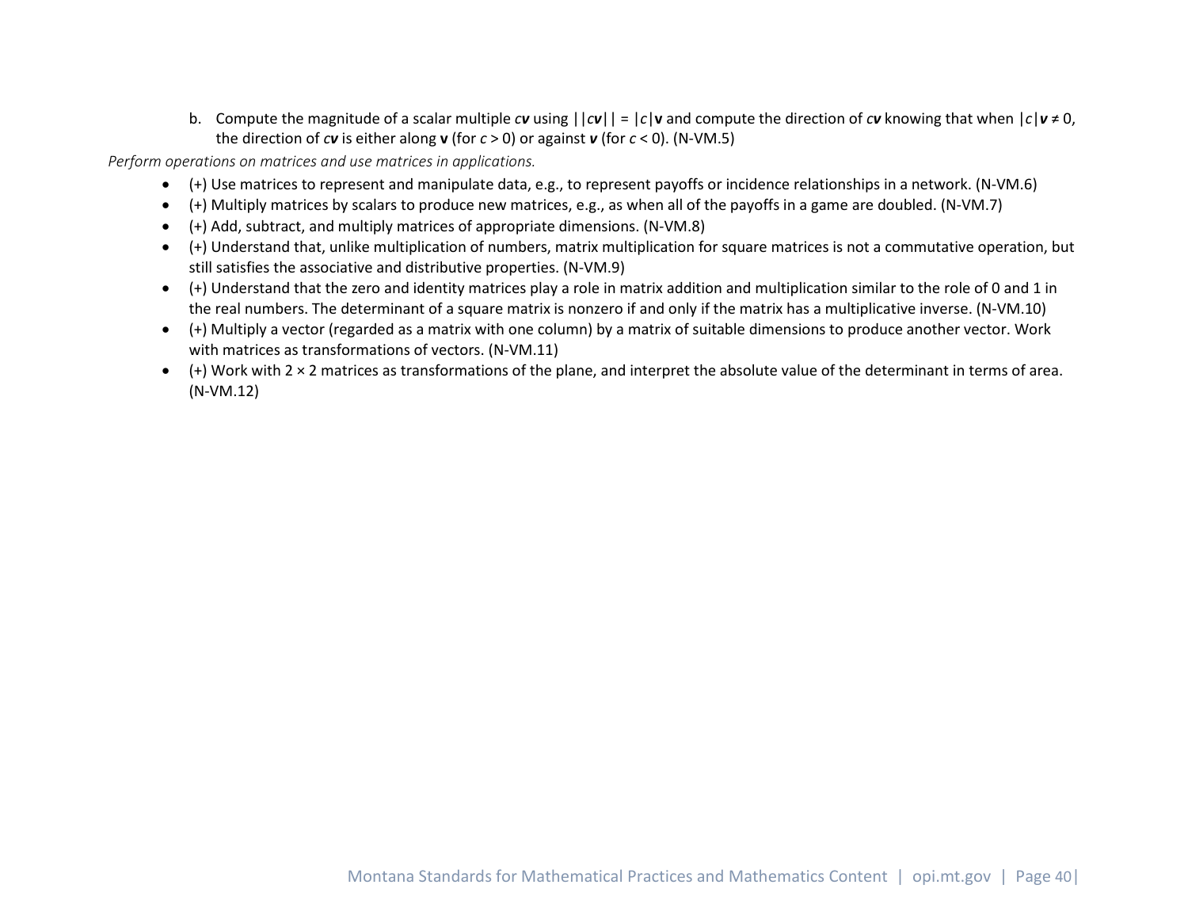b. Compute the magnitude of a scalar multiple $c\mathbf{v}$ using $||c\mathbf{v}|| = |c|\mathbf{v}$ and compute the direction of $c\mathbf{v}$ knowing that when $|c|\mathbf{v} \neq 0$, the direction of $c\mathbf{v}$ is either along $\mathbf{v}$ (for $c > 0$) or against $\mathbf{v}$ (for $c < 0$). (N-VM.5)

*Perform operations on matrices and use matrices in applications.*

- (+) Use matrices to represent and manipulate data, e.g., to represent payoffs or incidence relationships in a network. (N-VM.6)
- (+) Multiply matrices by scalars to produce new matrices, e.g., as when all of the payoffs in a game are doubled. (N-VM.7)
- (+) Add, subtract, and multiply matrices of appropriate dimensions. (N-VM.8)
- (+) Understand that, unlike multiplication of numbers, matrix multiplication for square matrices is not a commutative operation, but still satisfies the associative and distributive properties. (N-VM.9)
- (+) Understand that the zero and identity matrices play a role in matrix addition and multiplication similar to the role of 0 and 1 in the real numbers. The determinant of a square matrix is nonzero if and only if the matrix has a multiplicative inverse. (N-VM.10)
- (+) Multiply a vector (regarded as a matrix with one column) by a matrix of suitable dimensions to produce another vector. Work with matrices as transformations of vectors. (N-VM.11)
- (+) Work with $2 \times 2$ matrices as transformations of the plane, and interpret the absolute value of the determinant in terms of area. (N-VM.12)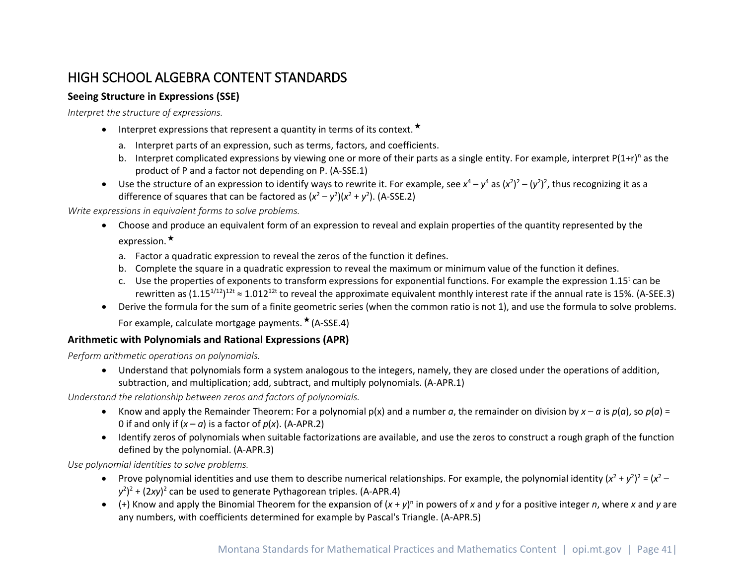# HIGH SCHOOL ALGEBRA CONTENT STANDARDS

### Seeing Structure in Expressions (SSE)

*Interpret the structure of expressions.*

- Interpret expressions that represent a quantity in terms of its context.★
  a. Interpret parts of an expression, such as terms, factors, and coefficients.
  b. Interpret complicated expressions by viewing one or more of their parts as a single entity. For example, interpret $P(1+r)^n$ as the product of P and a factor not depending on P. (A-SSE.1)
- Use the structure of an expression to identify ways to rewrite it. For example, see $x^4 – y^4$ as $(x^2)^2 – (y^2)^2$, thus recognizing it as a difference of squares that can be factored as $(x^2 – y^2)(x^2 + y^2)$. (A-SSE.2)

*Write expressions in equivalent forms to solve problems.*

- Choose and produce an equivalent form of an expression to reveal and explain properties of the quantity represented by the expression.★
  a. Factor a quadratic expression to reveal the zeros of the function it defines.
  b. Complete the square in a quadratic expression to reveal the maximum or minimum value of the function it defines.
  c. Use the properties of exponents to transform expressions for exponential functions. For example the expression $1.15^t$ can be rewritten as $(1.15^{1/12})^{12t} \approx 1.012^{12t}$ to reveal the approximate equivalent monthly interest rate if the annual rate is 15%. (A-SEE.3)
- Derive the formula for the sum of a finite geometric series (when the common ratio is not 1), and use the formula to solve problems. For example, calculate mortgage payments.★ (A-SSE.4)

### Arithmetic with Polynomials and Rational Expressions (APR)

*Perform arithmetic operations on polynomials.*

- Understand that polynomials form a system analogous to the integers, namely, they are closed under the operations of addition, subtraction, and multiplication; add, subtract, and multiply polynomials. (A-APR.1)

*Understand the relationship between zeros and factors of polynomials.*

- Know and apply the Remainder Theorem: For a polynomial $p(x)$ and a number $a$, the remainder on division by $x – a$ is $p(a)$, so $p(a) = 0$ if and only if $(x – a)$ is a factor of $p(x)$. (A-APR.2)
- Identify zeros of polynomials when suitable factorizations are available, and use the zeros to construct a rough graph of the function defined by the polynomial. (A-APR.3)

*Use polynomial identities to solve problems.*

- Prove polynomial identities and use them to describe numerical relationships. For example, the polynomial identity $(x^2 + y^2)^2 = (x^2 – y^2)^2 + (2xy)^2$ can be used to generate Pythagorean triples. (A-APR.4)
- (+) Know and apply the Binomial Theorem for the expansion of $(x + y)^n$ in powers of $x$ and $y$ for a positive integer $n$, where $x$ and $y$ are any numbers, with coefficients determined for example by Pascal's Triangle. (A-APR.5)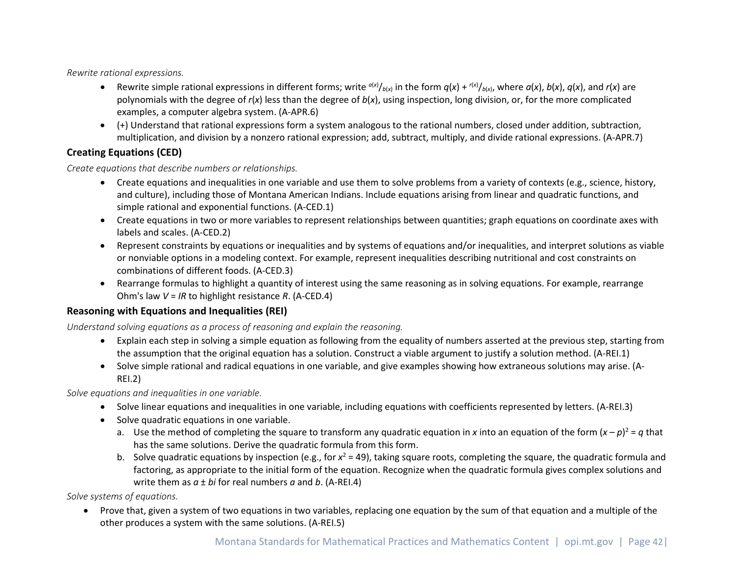*Rewrite rational expressions.*

- Rewrite simple rational expressions in different forms; write $^{a(x)}/_{b(x)}$ in the form $q(x) + {}^{r(x)}/_{b(x)}$, where $a(x)$, $b(x)$, $q(x)$, and $r(x)$ are polynomials with the degree of $r(x)$ less than the degree of $b(x)$, using inspection, long division, or, for the more complicated examples, a computer algebra system. (A-APR.6)
- (+) Understand that rational expressions form a system analogous to the rational numbers, closed under addition, subtraction, multiplication, and division by a nonzero rational expression; add, subtract, multiply, and divide rational expressions. (A-APR.7)

## Creating Equations (CED)

*Create equations that describe numbers or relationships.*

- Create equations and inequalities in one variable and use them to solve problems from a variety of contexts (e.g., science, history, and culture), including those of Montana American Indians. Include equations arising from linear and quadratic functions, and simple rational and exponential functions. (A-CED.1)
- Create equations in two or more variables to represent relationships between quantities; graph equations on coordinate axes with labels and scales. (A-CED.2)
- Represent constraints by equations or inequalities and by systems of equations and/or inequalities, and interpret solutions as viable or nonviable options in a modeling context. For example, represent inequalities describing nutritional and cost constraints on combinations of different foods. (A-CED.3)
- Rearrange formulas to highlight a quantity of interest using the same reasoning as in solving equations. For example, rearrange Ohm's law $V = IR$ to highlight resistance $R$. (A-CED.4)

## Reasoning with Equations and Inequalities (REI)

*Understand solving equations as a process of reasoning and explain the reasoning.*

- Explain each step in solving a simple equation as following from the equality of numbers asserted at the previous step, starting from the assumption that the original equation has a solution. Construct a viable argument to justify a solution method. (A-REI.1)
- Solve simple rational and radical equations in one variable, and give examples showing how extraneous solutions may arise. (A-REI.2)

*Solve equations and inequalities in one variable.*

- Solve linear equations and inequalities in one variable, including equations with coefficients represented by letters. (A-REI.3)
- Solve quadratic equations in one variable.
  a. Use the method of completing the square to transform any quadratic equation in $x$ into an equation of the form $(x – p)^2 = q$ that has the same solutions. Derive the quadratic formula from this form.
  b. Solve quadratic equations by inspection (e.g., for $x^2 = 49$), taking square roots, completing the square, the quadratic formula and factoring, as appropriate to the initial form of the equation. Recognize when the quadratic formula gives complex solutions and write them as $a \pm bi$ for real numbers $a$ and $b$. (A-REI.4)

*Solve systems of equations.*

- Prove that, given a system of two equations in two variables, replacing one equation by the sum of that equation and a multiple of the other produces a system with the same solutions. (A-REI.5)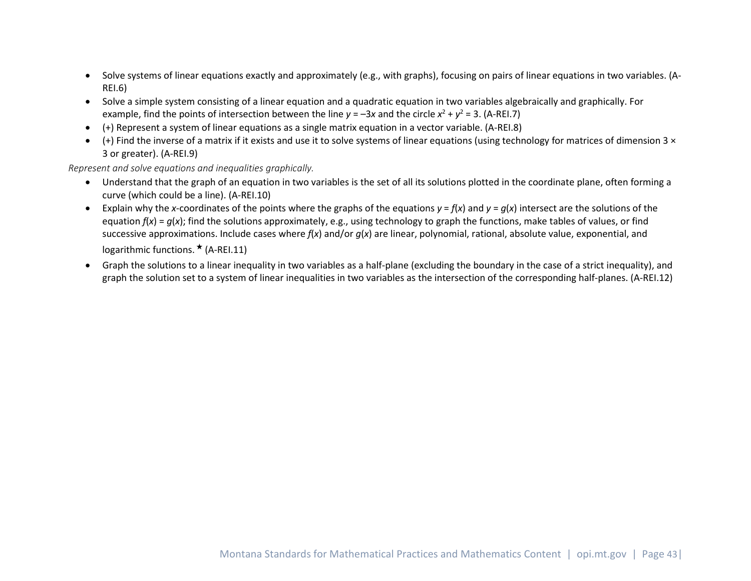- Solve systems of linear equations exactly and approximately (e.g., with graphs), focusing on pairs of linear equations in two variables. (A-REI.6)
- Solve a simple system consisting of a linear equation and a quadratic equation in two variables algebraically and graphically. For example, find the points of intersection between the line $y = -3x$ and the circle $x^2 + y^2 = 3$. (A-REI.7)
- (+) Represent a system of linear equations as a single matrix equation in a vector variable. (A-REI.8)
- (+) Find the inverse of a matrix if it exists and use it to solve systems of linear equations (using technology for matrices of dimension 3 × 3 or greater). (A-REI.9)

*Represent and solve equations and inequalities graphically.*

- Understand that the graph of an equation in two variables is the set of all its solutions plotted in the coordinate plane, often forming a curve (which could be a line). (A-REI.10)
- Explain why the $x$-coordinates of the points where the graphs of the equations $y = f(x)$ and $y = g(x)$ intersect are the solutions of the equation $f(x) = g(x)$; find the solutions approximately, e.g., using technology to graph the functions, make tables of values, or find successive approximations. Include cases where $f(x)$ and/or $g(x)$ are linear, polynomial, rational, absolute value, exponential, and logarithmic functions. ★ (A-REI.11)
- Graph the solutions to a linear inequality in two variables as a half-plane (excluding the boundary in the case of a strict inequality), and graph the solution set to a system of linear inequalities in two variables as the intersection of the corresponding half-planes. (A-REI.12)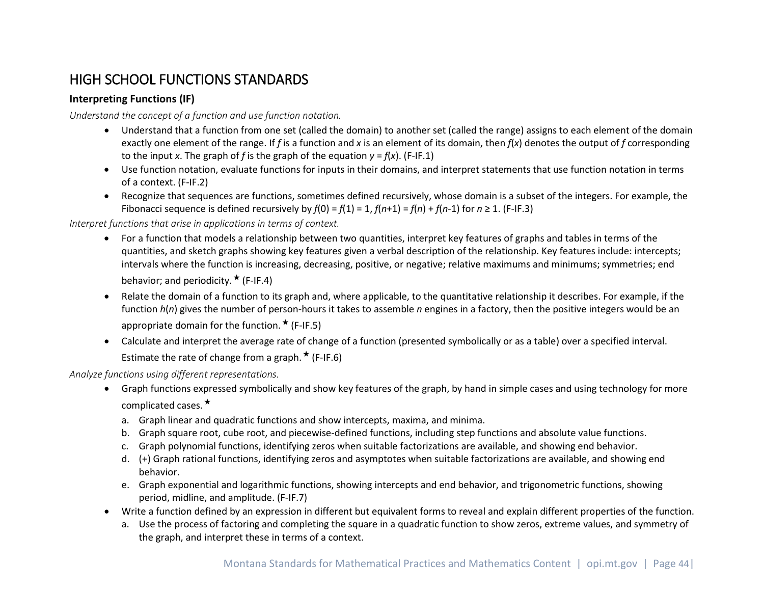# HIGH SCHOOL FUNCTIONS STANDARDS

**Interpreting Functions (IF)**

*Understand the concept of a function and use function notation.*

- Understand that a function from one set (called the domain) to another set (called the range) assigns to each element of the domain exactly one element of the range. If $f$ is a function and $x$ is an element of its domain, then $f(x)$ denotes the output of $f$ corresponding to the input $x$. The graph of $f$ is the graph of the equation $y = f(x)$. (F-IF.1)
- Use function notation, evaluate functions for inputs in their domains, and interpret statements that use function notation in terms of a context. (F-IF.2)
- Recognize that sequences are functions, sometimes defined recursively, whose domain is a subset of the integers. For example, the Fibonacci sequence is defined recursively by $f(0) = f(1) = 1$, $f(n+1) = f(n) + f(n-1)$ for $n \geq 1$. (F-IF.3)

*Interpret functions that arise in applications in terms of context.*

- For a function that models a relationship between two quantities, interpret key features of graphs and tables in terms of the quantities, and sketch graphs showing key features given a verbal description of the relationship. Key features include: intercepts; intervals where the function is increasing, decreasing, positive, or negative; relative maximums and minimums; symmetries; end behavior; and periodicity.★ (F-IF.4)
- Relate the domain of a function to its graph and, where applicable, to the quantitative relationship it describes. For example, if the function $h(n)$ gives the number of person-hours it takes to assemble $n$ engines in a factory, then the positive integers would be an appropriate domain for the function.★ (F-IF.5)
- Calculate and interpret the average rate of change of a function (presented symbolically or as a table) over a specified interval. Estimate the rate of change from a graph.★ (F-IF.6)

*Analyze functions using different representations.*

- Graph functions expressed symbolically and show key features of the graph, by hand in simple cases and using technology for more complicated cases.★
  a. Graph linear and quadratic functions and show intercepts, maxima, and minima.
  b. Graph square root, cube root, and piecewise-defined functions, including step functions and absolute value functions.
  c. Graph polynomial functions, identifying zeros when suitable factorizations are available, and showing end behavior.
  d. (+) Graph rational functions, identifying zeros and asymptotes when suitable factorizations are available, and showing end behavior.
  e. Graph exponential and logarithmic functions, showing intercepts and end behavior, and trigonometric functions, showing period, midline, and amplitude. (F-IF.7)
- Write a function defined by an expression in different but equivalent forms to reveal and explain different properties of the function.
  a. Use the process of factoring and completing the square in a quadratic function to show zeros, extreme values, and symmetry of the graph, and interpret these in terms of a context.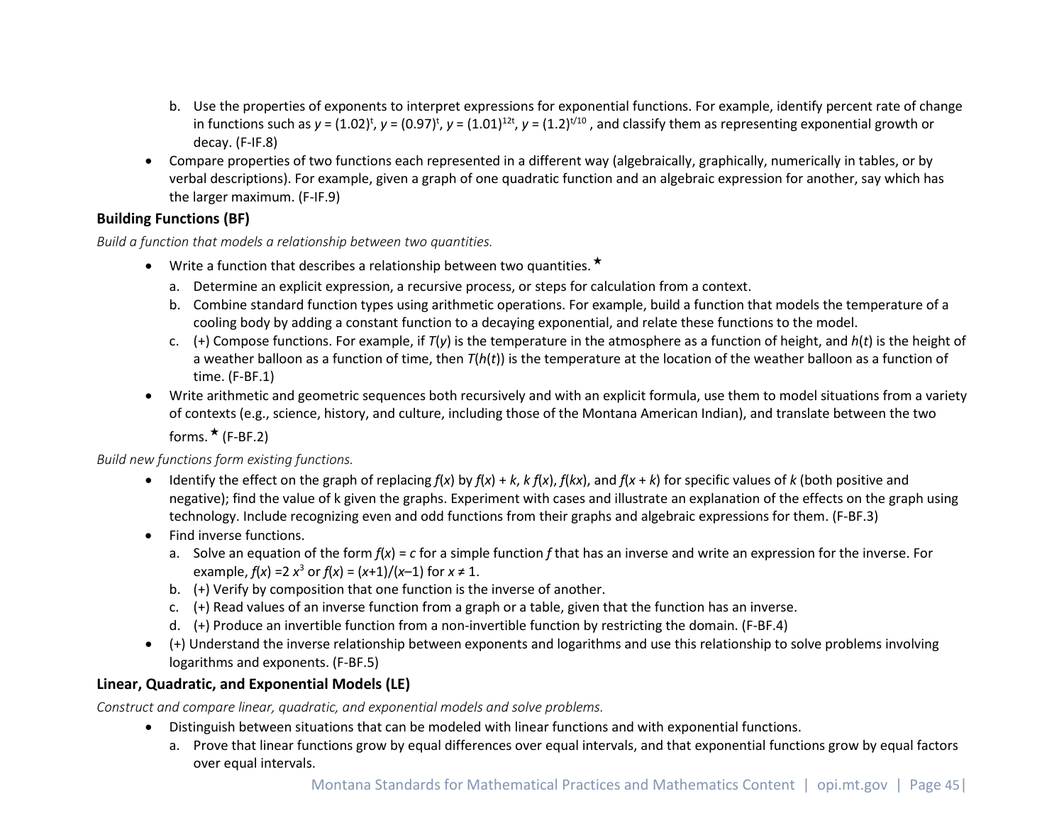b. Use the properties of exponents to interpret expressions for exponential functions. For example, identify percent rate of change in functions such as $y = (1.02)^t$, $y = (0.97)^t$, $y = (1.01)^{12t}$, $y = (1.2)^{t/10}$, and classify them as representing exponential growth or decay. (F-IF.8)

- Compare properties of two functions each represented in a different way (algebraically, graphically, numerically in tables, or by verbal descriptions). For example, given a graph of one quadratic function and an algebraic expression for another, say which has the larger maximum. (F-IF.9)

### Building Functions (BF)

*Build a function that models a relationship between two quantities.*

- Write a function that describes a relationship between two quantities.★
   a. Determine an explicit expression, a recursive process, or steps for calculation from a context.
   b. Combine standard function types using arithmetic operations. For example, build a function that models the temperature of a cooling body by adding a constant function to a decaying exponential, and relate these functions to the model.
   c. (+) Compose functions. For example, if $T(y)$ is the temperature in the atmosphere as a function of height, and $h(t)$ is the height of a weather balloon as a function of time, then $T(h(t))$ is the temperature at the location of the weather balloon as a function of time. (F-BF.1)
- Write arithmetic and geometric sequences both recursively and with an explicit formula, use them to model situations from a variety of contexts (e.g., science, history, and culture, including those of the Montana American Indian), and translate between the two forms.★ (F-BF.2)

*Build new functions form existing functions.*

- Identify the effect on the graph of replacing $f(x)$ by $f(x) + k$, $k\,f(x)$, $f(kx)$, and $f(x + k)$ for specific values of $k$ (both positive and negative); find the value of k given the graphs. Experiment with cases and illustrate an explanation of the effects on the graph using technology. Include recognizing even and odd functions from their graphs and algebraic expressions for them. (F-BF.3)
- Find inverse functions.
   a. Solve an equation of the form $f(x) = c$ for a simple function $f$ that has an inverse and write an expression for the inverse. For example, $f(x) = 2\,x^3$ or $f(x) = (x+1)/(x–1)$ for $x \neq 1$.
   b. (+) Verify by composition that one function is the inverse of another.
   c. (+) Read values of an inverse function from a graph or a table, given that the function has an inverse.
   d. (+) Produce an invertible function from a non-invertible function by restricting the domain. (F-BF.4)
- (+) Understand the inverse relationship between exponents and logarithms and use this relationship to solve problems involving logarithms and exponents. (F-BF.5)

### Linear, Quadratic, and Exponential Models (LE)

*Construct and compare linear, quadratic, and exponential models and solve problems.*

- Distinguish between situations that can be modeled with linear functions and with exponential functions.
   a. Prove that linear functions grow by equal differences over equal intervals, and that exponential functions grow by equal factors over equal intervals.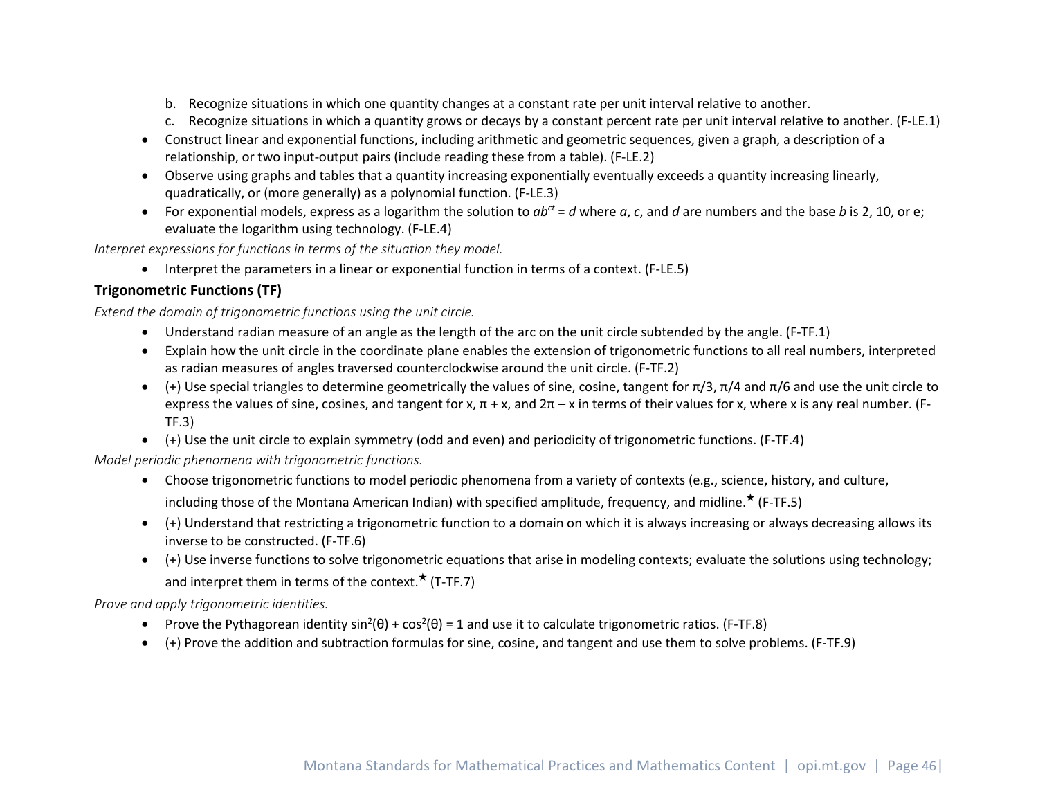b. Recognize situations in which one quantity changes at a constant rate per unit interval relative to another.
  c. Recognize situations in which a quantity grows or decays by a constant percent rate per unit interval relative to another. (F-LE.1)

- Construct linear and exponential functions, including arithmetic and geometric sequences, given a graph, a description of a relationship, or two input-output pairs (include reading these from a table). (F-LE.2)
- Observe using graphs and tables that a quantity increasing exponentially eventually exceeds a quantity increasing linearly, quadratically, or (more generally) as a polynomial function. (F-LE.3)
- For exponential models, express as a logarithm the solution to $ab^{ct} = d$ where $a$, $c$, and $d$ are numbers and the base $b$ is 2, 10, or e; evaluate the logarithm using technology. (F-LE.4)

*Interpret expressions for functions in terms of the situation they model.*

- Interpret the parameters in a linear or exponential function in terms of a context. (F-LE.5)

### Trigonometric Functions (TF)

*Extend the domain of trigonometric functions using the unit circle.*

- Understand radian measure of an angle as the length of the arc on the unit circle subtended by the angle. (F-TF.1)
- Explain how the unit circle in the coordinate plane enables the extension of trigonometric functions to all real numbers, interpreted as radian measures of angles traversed counterclockwise around the unit circle. (F-TF.2)
- (+) Use special triangles to determine geometrically the values of sine, cosine, tangent for $\pi/3$, $\pi/4$ and $\pi/6$ and use the unit circle to express the values of sine, cosines, and tangent for x, $\pi + x$, and $2\pi - x$ in terms of their values for x, where x is any real number. (F-TF.3)
- (+) Use the unit circle to explain symmetry (odd and even) and periodicity of trigonometric functions. (F-TF.4)

*Model periodic phenomena with trigonometric functions.*

- Choose trigonometric functions to model periodic phenomena from a variety of contexts (e.g., science, history, and culture, including those of the Montana American Indian) with specified amplitude, frequency, and midline.★ (F-TF.5)
- (+) Understand that restricting a trigonometric function to a domain on which it is always increasing or always decreasing allows its inverse to be constructed. (F-TF.6)
- (+) Use inverse functions to solve trigonometric equations that arise in modeling contexts; evaluate the solutions using technology; and interpret them in terms of the context.★ (T-TF.7)

*Prove and apply trigonometric identities.*

- Prove the Pythagorean identity $\sin^2(\theta) + \cos^2(\theta) = 1$ and use it to calculate trigonometric ratios. (F-TF.8)
- (+) Prove the addition and subtraction formulas for sine, cosine, and tangent and use them to solve problems. (F-TF.9)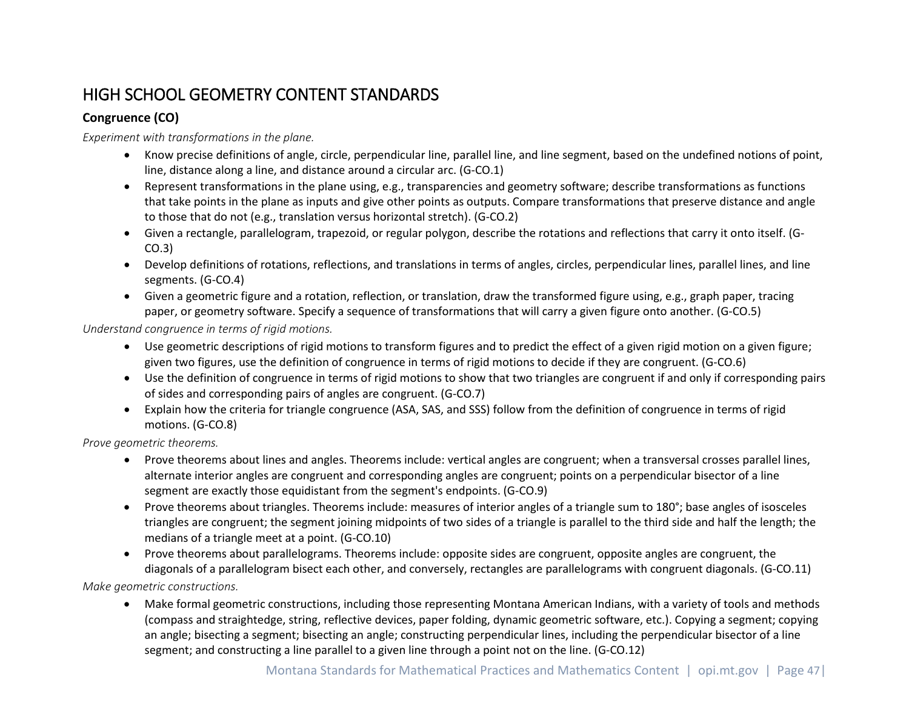# HIGH SCHOOL GEOMETRY CONTENT STANDARDS

**Congruence (CO)**

*Experiment with transformations in the plane.*

- Know precise definitions of angle, circle, perpendicular line, parallel line, and line segment, based on the undefined notions of point, line, distance along a line, and distance around a circular arc. (G-CO.1)
- Represent transformations in the plane using, e.g., transparencies and geometry software; describe transformations as functions that take points in the plane as inputs and give other points as outputs. Compare transformations that preserve distance and angle to those that do not (e.g., translation versus horizontal stretch). (G-CO.2)
- Given a rectangle, parallelogram, trapezoid, or regular polygon, describe the rotations and reflections that carry it onto itself. (G-CO.3)
- Develop definitions of rotations, reflections, and translations in terms of angles, circles, perpendicular lines, parallel lines, and line segments. (G-CO.4)
- Given a geometric figure and a rotation, reflection, or translation, draw the transformed figure using, e.g., graph paper, tracing paper, or geometry software. Specify a sequence of transformations that will carry a given figure onto another. (G-CO.5)

*Understand congruence in terms of rigid motions.*

- Use geometric descriptions of rigid motions to transform figures and to predict the effect of a given rigid motion on a given figure; given two figures, use the definition of congruence in terms of rigid motions to decide if they are congruent. (G-CO.6)
- Use the definition of congruence in terms of rigid motions to show that two triangles are congruent if and only if corresponding pairs of sides and corresponding pairs of angles are congruent. (G-CO.7)
- Explain how the criteria for triangle congruence (ASA, SAS, and SSS) follow from the definition of congruence in terms of rigid motions. (G-CO.8)

*Prove geometric theorems.*

- Prove theorems about lines and angles. Theorems include: vertical angles are congruent; when a transversal crosses parallel lines, alternate interior angles are congruent and corresponding angles are congruent; points on a perpendicular bisector of a line segment are exactly those equidistant from the segment's endpoints. (G-CO.9)
- Prove theorems about triangles. Theorems include: measures of interior angles of a triangle sum to 180°; base angles of isosceles triangles are congruent; the segment joining midpoints of two sides of a triangle is parallel to the third side and half the length; the medians of a triangle meet at a point. (G-CO.10)
- Prove theorems about parallelograms. Theorems include: opposite sides are congruent, opposite angles are congruent, the diagonals of a parallelogram bisect each other, and conversely, rectangles are parallelograms with congruent diagonals. (G-CO.11)

*Make geometric constructions.*

- Make formal geometric constructions, including those representing Montana American Indians, with a variety of tools and methods (compass and straightedge, string, reflective devices, paper folding, dynamic geometric software, etc.). Copying a segment; copying an angle; bisecting a segment; bisecting an angle; constructing perpendicular lines, including the perpendicular bisector of a line segment; and constructing a line parallel to a given line through a point not on the line. (G-CO.12)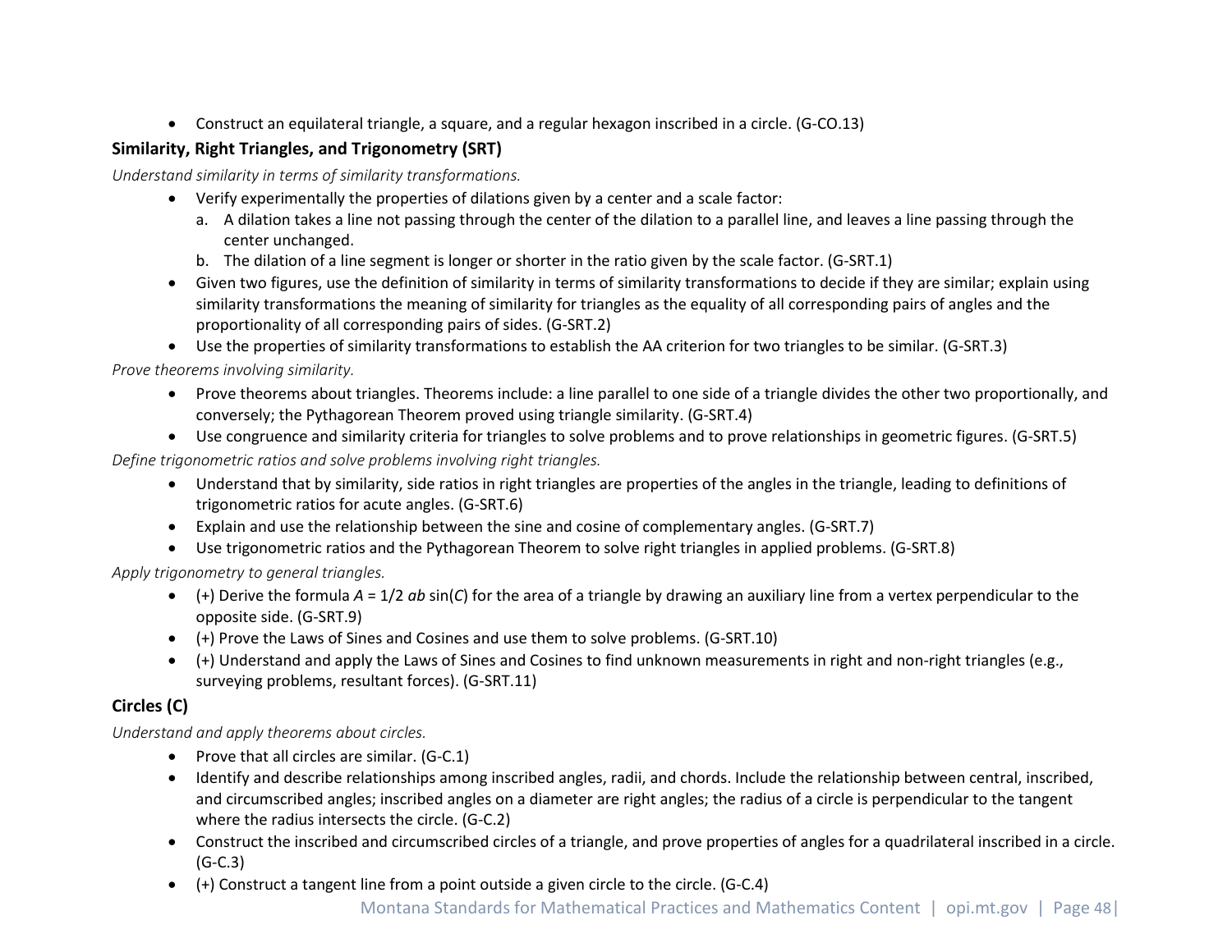- Construct an equilateral triangle, a square, and a regular hexagon inscribed in a circle. (G-CO.13)

## Similarity, Right Triangles, and Trigonometry (SRT)

*Understand similarity in terms of similarity transformations.*

- Verify experimentally the properties of dilations given by a center and a scale factor:
  a. A dilation takes a line not passing through the center of the dilation to a parallel line, and leaves a line passing through the center unchanged.
  b. The dilation of a line segment is longer or shorter in the ratio given by the scale factor. (G-SRT.1)
- Given two figures, use the definition of similarity in terms of similarity transformations to decide if they are similar; explain using similarity transformations the meaning of similarity for triangles as the equality of all corresponding pairs of angles and the proportionality of all corresponding pairs of sides. (G-SRT.2)
- Use the properties of similarity transformations to establish the AA criterion for two triangles to be similar. (G-SRT.3)

*Prove theorems involving similarity.*

- Prove theorems about triangles. Theorems include: a line parallel to one side of a triangle divides the other two proportionally, and conversely; the Pythagorean Theorem proved using triangle similarity. (G-SRT.4)
- Use congruence and similarity criteria for triangles to solve problems and to prove relationships in geometric figures. (G-SRT.5)

*Define trigonometric ratios and solve problems involving right triangles.*

- Understand that by similarity, side ratios in right triangles are properties of the angles in the triangle, leading to definitions of trigonometric ratios for acute angles. (G-SRT.6)
- Explain and use the relationship between the sine and cosine of complementary angles. (G-SRT.7)
- Use trigonometric ratios and the Pythagorean Theorem to solve right triangles in applied problems. (G-SRT.8)

*Apply trigonometry to general triangles.*

- (+) Derive the formula $A = 1/2\ ab \sin(C)$ for the area of a triangle by drawing an auxiliary line from a vertex perpendicular to the opposite side. (G-SRT.9)
- (+) Prove the Laws of Sines and Cosines and use them to solve problems. (G-SRT.10)
- (+) Understand and apply the Laws of Sines and Cosines to find unknown measurements in right and non-right triangles (e.g., surveying problems, resultant forces). (G-SRT.11)

## Circles (C)

*Understand and apply theorems about circles.*

- Prove that all circles are similar. (G-C.1)
- Identify and describe relationships among inscribed angles, radii, and chords. Include the relationship between central, inscribed, and circumscribed angles; inscribed angles on a diameter are right angles; the radius of a circle is perpendicular to the tangent where the radius intersects the circle. (G-C.2)
- Construct the inscribed and circumscribed circles of a triangle, and prove properties of angles for a quadrilateral inscribed in a circle. (G-C.3)
- (+) Construct a tangent line from a point outside a given circle to the circle. (G-C.4)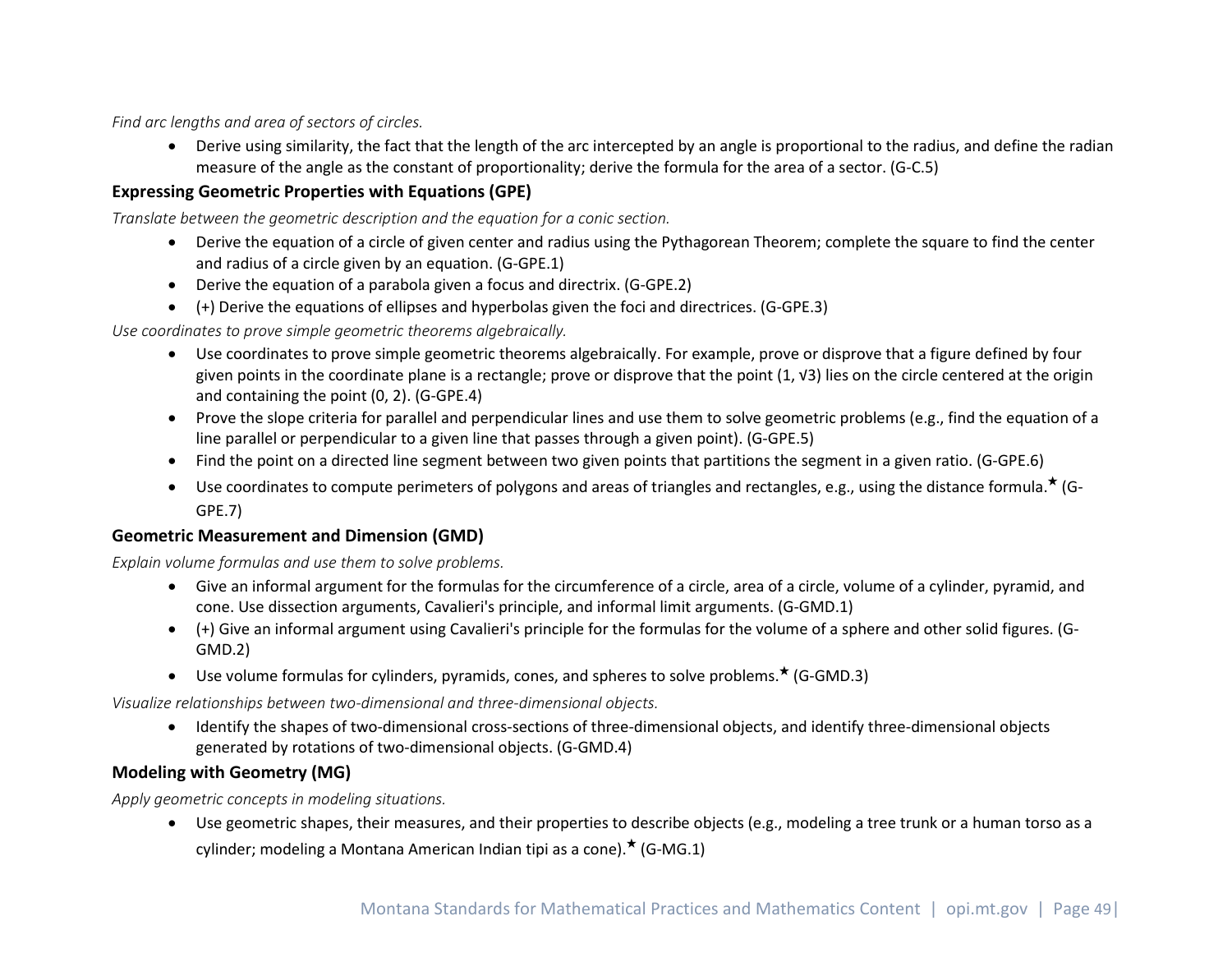*Find arc lengths and area of sectors of circles.*

- Derive using similarity, the fact that the length of the arc intercepted by an angle is proportional to the radius, and define the radian measure of the angle as the constant of proportionality; derive the formula for the area of a sector. (G-C.5)

**Expressing Geometric Properties with Equations (GPE)**

*Translate between the geometric description and the equation for a conic section.*

- Derive the equation of a circle of given center and radius using the Pythagorean Theorem; complete the square to find the center and radius of a circle given by an equation. (G-GPE.1)
- Derive the equation of a parabola given a focus and directrix. (G-GPE.2)
- (+) Derive the equations of ellipses and hyperbolas given the foci and directrices. (G-GPE.3)

*Use coordinates to prove simple geometric theorems algebraically.*

- Use coordinates to prove simple geometric theorems algebraically. For example, prove or disprove that a figure defined by four given points in the coordinate plane is a rectangle; prove or disprove that the point $(1, \sqrt{3})$ lies on the circle centered at the origin and containing the point $(0, 2)$. (G-GPE.4)
- Prove the slope criteria for parallel and perpendicular lines and use them to solve geometric problems (e.g., find the equation of a line parallel or perpendicular to a given line that passes through a given point). (G-GPE.5)
- Find the point on a directed line segment between two given points that partitions the segment in a given ratio. (G-GPE.6)
- Use coordinates to compute perimeters of polygons and areas of triangles and rectangles, e.g., using the distance formula.★ (G-GPE.7)

**Geometric Measurement and Dimension (GMD)**

*Explain volume formulas and use them to solve problems.*

- Give an informal argument for the formulas for the circumference of a circle, area of a circle, volume of a cylinder, pyramid, and cone. Use dissection arguments, Cavalieri's principle, and informal limit arguments. (G-GMD.1)
- (+) Give an informal argument using Cavalieri's principle for the formulas for the volume of a sphere and other solid figures. (G-GMD.2)
- Use volume formulas for cylinders, pyramids, cones, and spheres to solve problems.★ (G-GMD.3)

*Visualize relationships between two-dimensional and three-dimensional objects.*

- Identify the shapes of two-dimensional cross-sections of three-dimensional objects, and identify three-dimensional objects generated by rotations of two-dimensional objects. (G-GMD.4)

**Modeling with Geometry (MG)**

*Apply geometric concepts in modeling situations.*

- Use geometric shapes, their measures, and their properties to describe objects (e.g., modeling a tree trunk or a human torso as a cylinder; modeling a Montana American Indian tipi as a cone).★ (G-MG.1)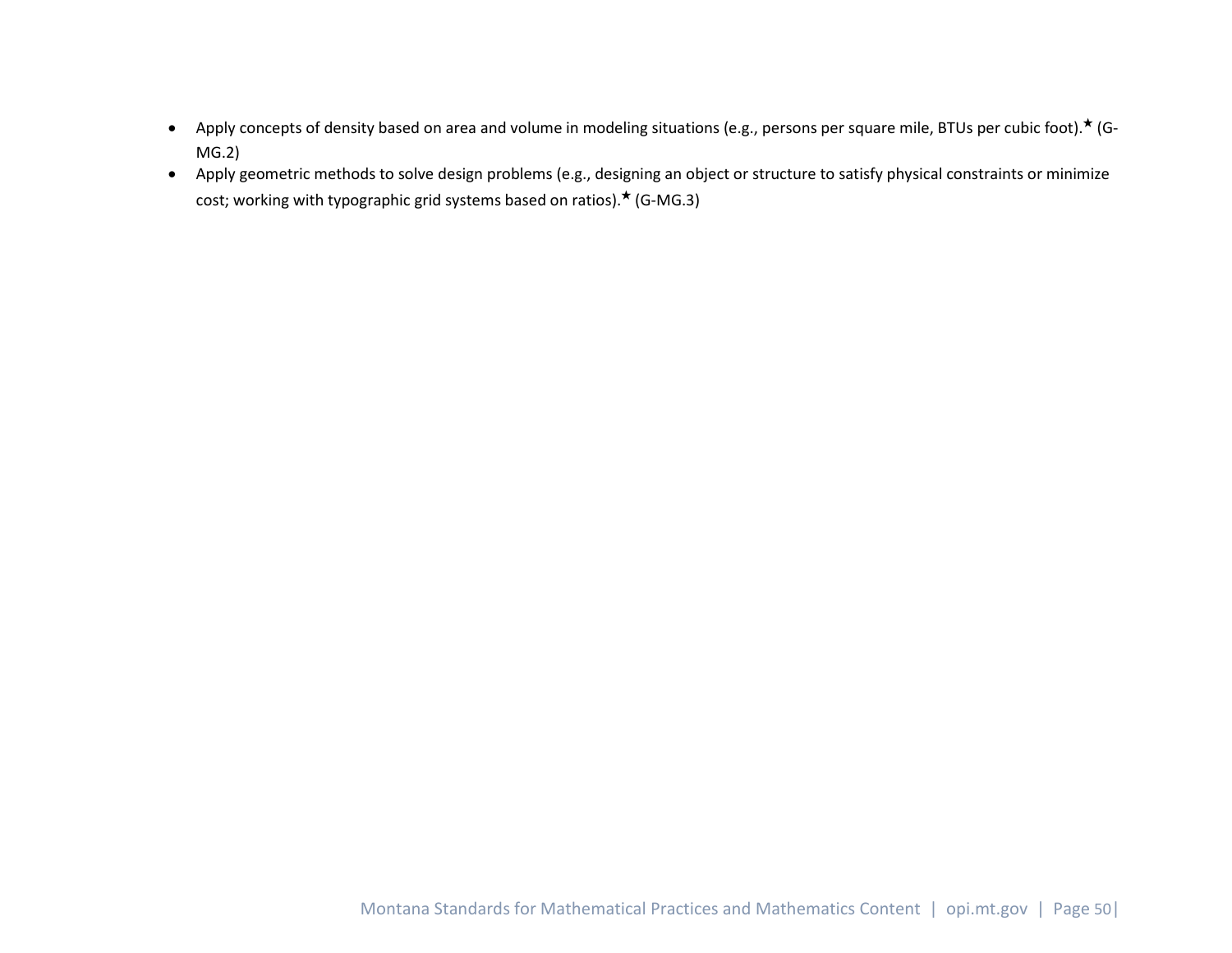- Apply concepts of density based on area and volume in modeling situations (e.g., persons per square mile, BTUs per cubic foot).★ (G-MG.2)
- Apply geometric methods to solve design problems (e.g., designing an object or structure to satisfy physical constraints or minimize cost; working with typographic grid systems based on ratios).★ (G-MG.3)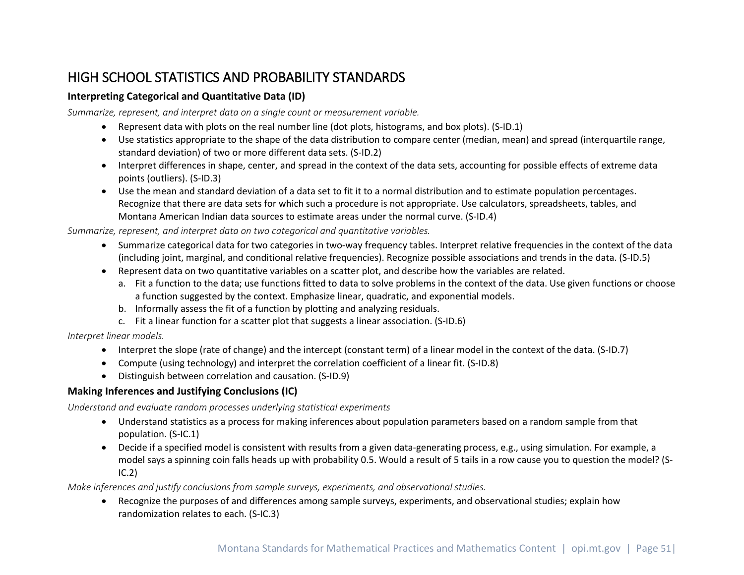# HIGH SCHOOL STATISTICS AND PROBABILITY STANDARDS

### Interpreting Categorical and Quantitative Data (ID)

*Summarize, represent, and interpret data on a single count or measurement variable.*

- Represent data with plots on the real number line (dot plots, histograms, and box plots). (S-ID.1)
- Use statistics appropriate to the shape of the data distribution to compare center (median, mean) and spread (interquartile range, standard deviation) of two or more different data sets. (S-ID.2)
- Interpret differences in shape, center, and spread in the context of the data sets, accounting for possible effects of extreme data points (outliers). (S-ID.3)
- Use the mean and standard deviation of a data set to fit it to a normal distribution and to estimate population percentages. Recognize that there are data sets for which such a procedure is not appropriate. Use calculators, spreadsheets, tables, and Montana American Indian data sources to estimate areas under the normal curve. (S-ID.4)

*Summarize, represent, and interpret data on two categorical and quantitative variables.*

- Summarize categorical data for two categories in two-way frequency tables. Interpret relative frequencies in the context of the data (including joint, marginal, and conditional relative frequencies). Recognize possible associations and trends in the data. (S-ID.5)
- Represent data on two quantitative variables on a scatter plot, and describe how the variables are related.
    a. Fit a function to the data; use functions fitted to data to solve problems in the context of the data. Use given functions or choose a function suggested by the context. Emphasize linear, quadratic, and exponential models.
    b. Informally assess the fit of a function by plotting and analyzing residuals.
    c. Fit a linear function for a scatter plot that suggests a linear association. (S-ID.6)

*Interpret linear models.*

- Interpret the slope (rate of change) and the intercept (constant term) of a linear model in the context of the data. (S-ID.7)
- Compute (using technology) and interpret the correlation coefficient of a linear fit. (S-ID.8)
- Distinguish between correlation and causation. (S-ID.9)

### Making Inferences and Justifying Conclusions (IC)

*Understand and evaluate random processes underlying statistical experiments*

- Understand statistics as a process for making inferences about population parameters based on a random sample from that population. (S-IC.1)
- Decide if a specified model is consistent with results from a given data-generating process, e.g., using simulation. For example, a model says a spinning coin falls heads up with probability 0.5. Would a result of 5 tails in a row cause you to question the model? (S-IC.2)

*Make inferences and justify conclusions from sample surveys, experiments, and observational studies.*

- Recognize the purposes of and differences among sample surveys, experiments, and observational studies; explain how randomization relates to each. (S-IC.3)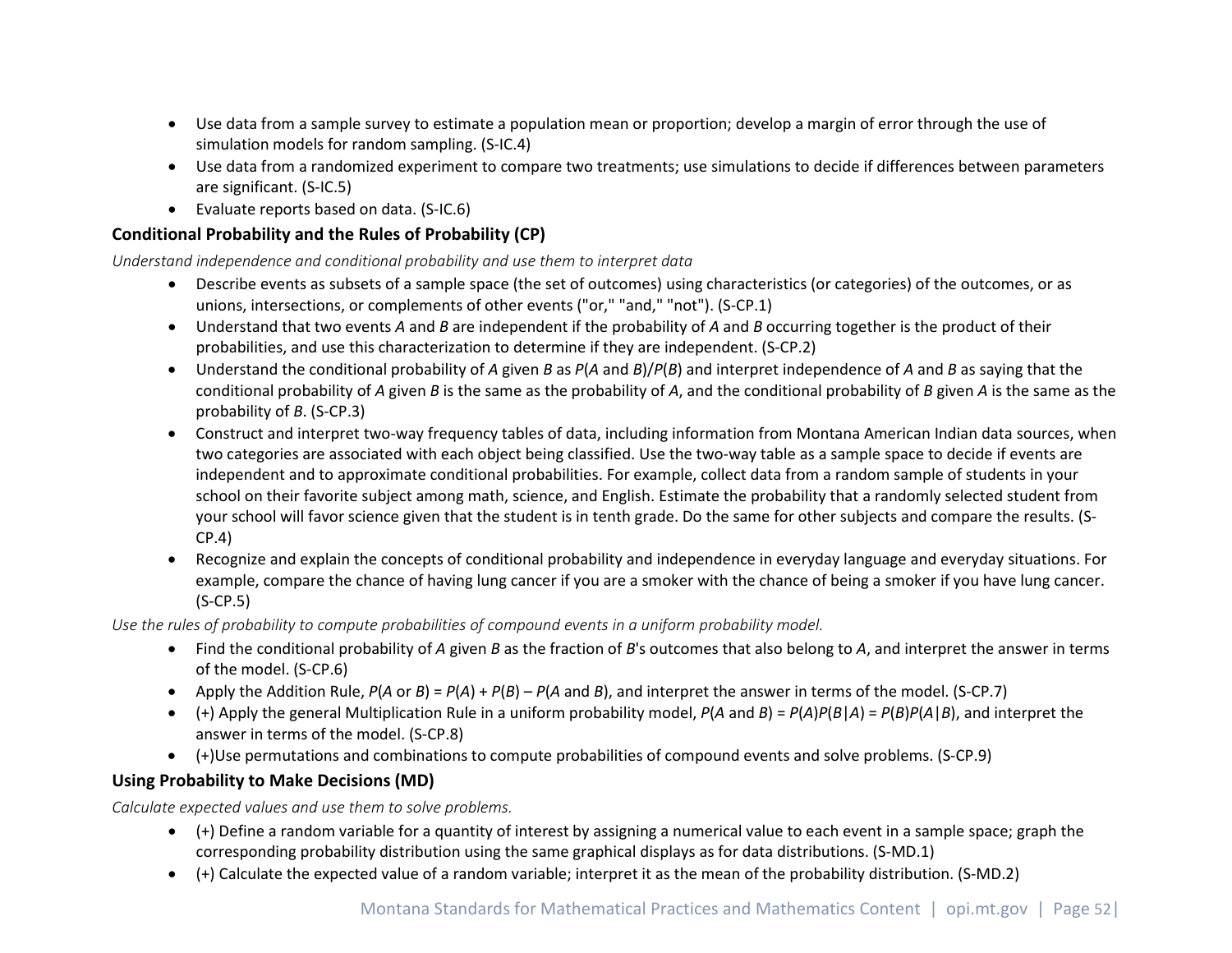- Use data from a sample survey to estimate a population mean or proportion; develop a margin of error through the use of simulation models for random sampling. (S-IC.4)
- Use data from a randomized experiment to compare two treatments; use simulations to decide if differences between parameters are significant. (S-IC.5)
- Evaluate reports based on data. (S-IC.6)

**Conditional Probability and the Rules of Probability (CP)**

*Understand independence and conditional probability and use them to interpret data*

- Describe events as subsets of a sample space (the set of outcomes) using characteristics (or categories) of the outcomes, or as unions, intersections, or complements of other events ("or," "and," "not"). (S-CP.1)
- Understand that two events *A* and *B* are independent if the probability of *A* and *B* occurring together is the product of their probabilities, and use this characterization to determine if they are independent. (S-CP.2)
- Understand the conditional probability of *A* given *B* as *P*(*A* and *B*)/*P*(*B*) and interpret independence of *A* and *B* as saying that the conditional probability of *A* given *B* is the same as the probability of *A*, and the conditional probability of *B* given *A* is the same as the probability of *B*. (S-CP.3)
- Construct and interpret two-way frequency tables of data, including information from Montana American Indian data sources, when two categories are associated with each object being classified. Use the two-way table as a sample space to decide if events are independent and to approximate conditional probabilities. For example, collect data from a random sample of students in your school on their favorite subject among math, science, and English. Estimate the probability that a randomly selected student from your school will favor science given that the student is in tenth grade. Do the same for other subjects and compare the results. (S-CP.4)
- Recognize and explain the concepts of conditional probability and independence in everyday language and everyday situations. For example, compare the chance of having lung cancer if you are a smoker with the chance of being a smoker if you have lung cancer. (S-CP.5)

*Use the rules of probability to compute probabilities of compound events in a uniform probability model.*

- Find the conditional probability of *A* given *B* as the fraction of *B*'s outcomes that also belong to *A*, and interpret the answer in terms of the model. (S-CP.6)
- Apply the Addition Rule, *P*(*A* or *B*) = *P*(*A*) + *P*(*B*) – *P*(*A* and *B*), and interpret the answer in terms of the model. (S-CP.7)
- (+) Apply the general Multiplication Rule in a uniform probability model, *P*(*A* and *B*) = *P*(*A*)*P*(*B*|*A*) = *P*(*B*)*P*(*A*|*B*), and interpret the answer in terms of the model. (S-CP.8)
- (+)Use permutations and combinations to compute probabilities of compound events and solve problems. (S-CP.9)

**Using Probability to Make Decisions (MD)**

*Calculate expected values and use them to solve problems.*

- (+) Define a random variable for a quantity of interest by assigning a numerical value to each event in a sample space; graph the corresponding probability distribution using the same graphical displays as for data distributions. (S-MD.1)
- (+) Calculate the expected value of a random variable; interpret it as the mean of the probability distribution. (S-MD.2)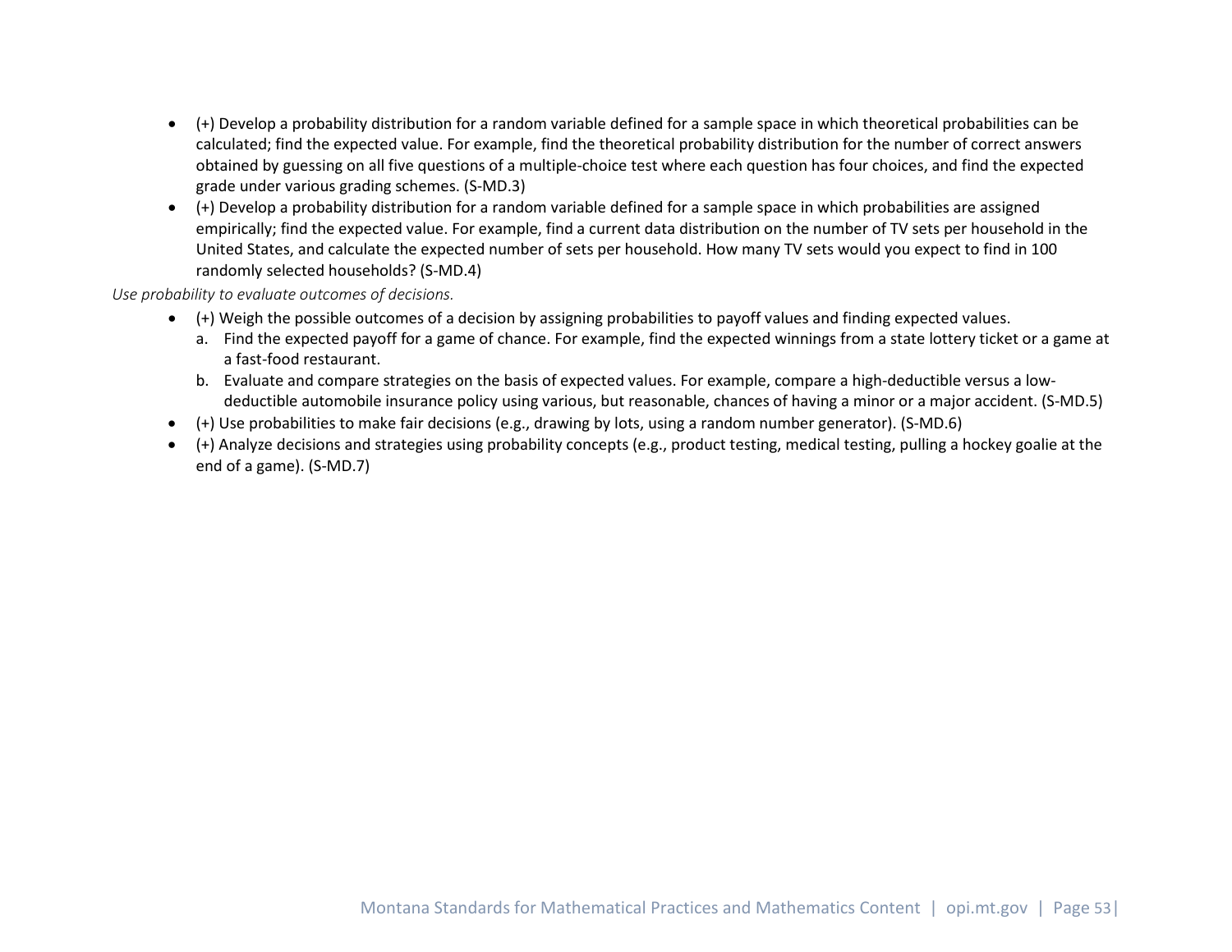- (+) Develop a probability distribution for a random variable defined for a sample space in which theoretical probabilities can be calculated; find the expected value. For example, find the theoretical probability distribution for the number of correct answers obtained by guessing on all five questions of a multiple-choice test where each question has four choices, and find the expected grade under various grading schemes. (S-MD.3)
- (+) Develop a probability distribution for a random variable defined for a sample space in which probabilities are assigned empirically; find the expected value. For example, find a current data distribution on the number of TV sets per household in the United States, and calculate the expected number of sets per household. How many TV sets would you expect to find in 100 randomly selected households? (S-MD.4)

*Use probability to evaluate outcomes of decisions.*

- (+) Weigh the possible outcomes of a decision by assigning probabilities to payoff values and finding expected values.
  a. Find the expected payoff for a game of chance. For example, find the expected winnings from a state lottery ticket or a game at a fast-food restaurant.
  b. Evaluate and compare strategies on the basis of expected values. For example, compare a high-deductible versus a low-deductible automobile insurance policy using various, but reasonable, chances of having a minor or a major accident. (S-MD.5)
- (+) Use probabilities to make fair decisions (e.g., drawing by lots, using a random number generator). (S-MD.6)
- (+) Analyze decisions and strategies using probability concepts (e.g., product testing, medical testing, pulling a hockey goalie at the end of a game). (S-MD.7)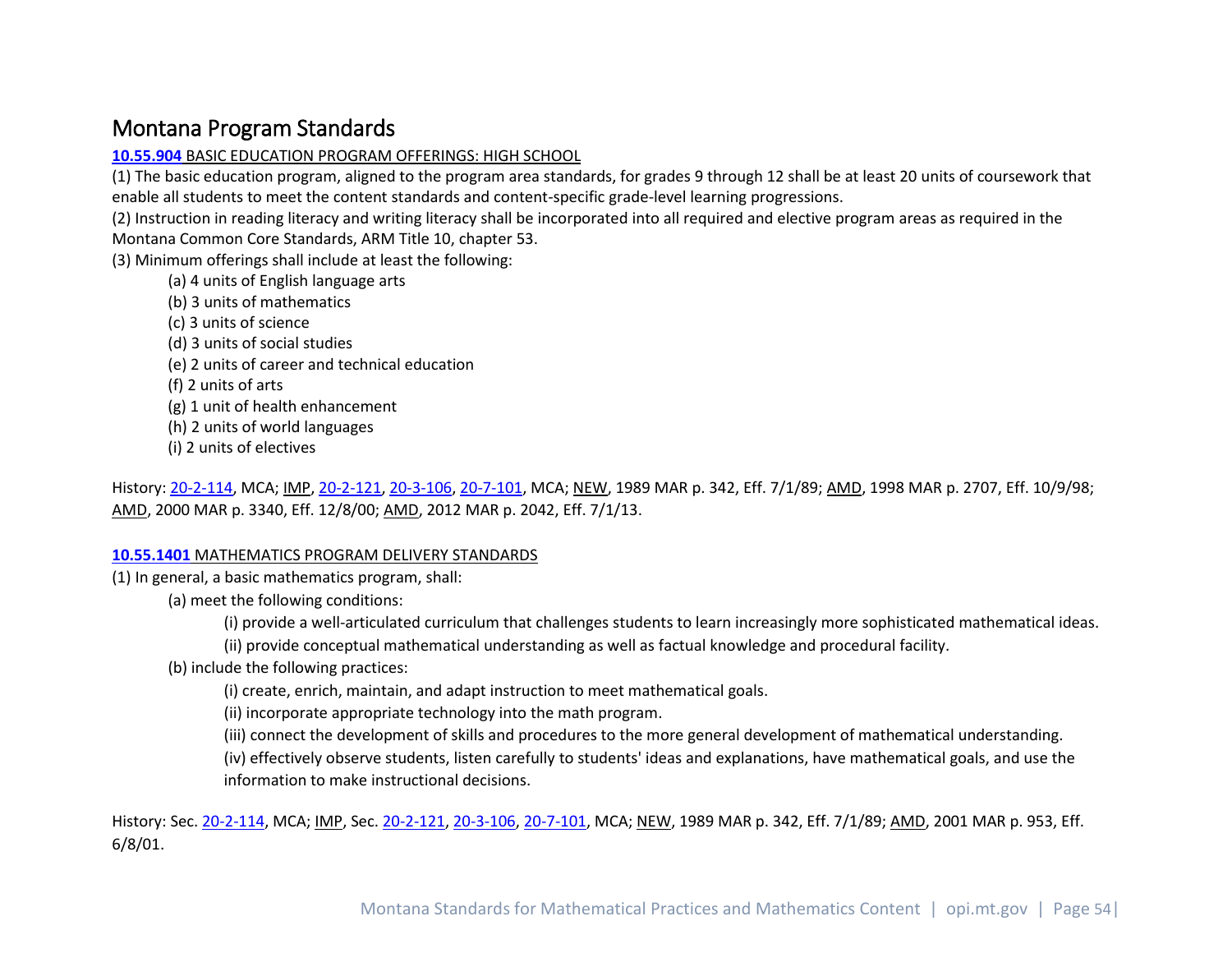# Montana Program Standards

**10.55.904** BASIC EDUCATION PROGRAM OFFERINGS: HIGH SCHOOL

(1) The basic education program, aligned to the program area standards, for grades 9 through 12 shall be at least 20 units of coursework that enable all students to meet the content standards and content-specific grade-level learning progressions.

(2) Instruction in reading literacy and writing literacy shall be incorporated into all required and elective program areas as required in the Montana Common Core Standards, ARM Title 10, chapter 53.

(3) Minimum offerings shall include at least the following:

- (a) 4 units of English language arts
- (b) 3 units of mathematics
- (c) 3 units of science
- (d) 3 units of social studies
- (e) 2 units of career and technical education
- (f) 2 units of arts
- (g) 1 unit of health enhancement
- (h) 2 units of world languages
- (i) 2 units of electives

History: 20-2-114, MCA; IMP, 20-2-121, 20-3-106, 20-7-101, MCA; NEW, 1989 MAR p. 342, Eff. 7/1/89; AMD, 1998 MAR p. 2707, Eff. 10/9/98; AMD, 2000 MAR p. 3340, Eff. 12/8/00; AMD, 2012 MAR p. 2042, Eff. 7/1/13.

**10.55.1401** MATHEMATICS PROGRAM DELIVERY STANDARDS

(1) In general, a basic mathematics program, shall:

- (a) meet the following conditions:
  - (i) provide a well-articulated curriculum that challenges students to learn increasingly more sophisticated mathematical ideas.
  - (ii) provide conceptual mathematical understanding as well as factual knowledge and procedural facility.
- (b) include the following practices:
  - (i) create, enrich, maintain, and adapt instruction to meet mathematical goals.
  - (ii) incorporate appropriate technology into the math program.
  - (iii) connect the development of skills and procedures to the more general development of mathematical understanding.
  - (iv) effectively observe students, listen carefully to students' ideas and explanations, have mathematical goals, and use the information to make instructional decisions.

History: Sec. 20-2-114, MCA; IMP, Sec. 20-2-121, 20-3-106, 20-7-101, MCA; NEW, 1989 MAR p. 342, Eff. 7/1/89; AMD, 2001 MAR p. 953, Eff. 6/8/01.